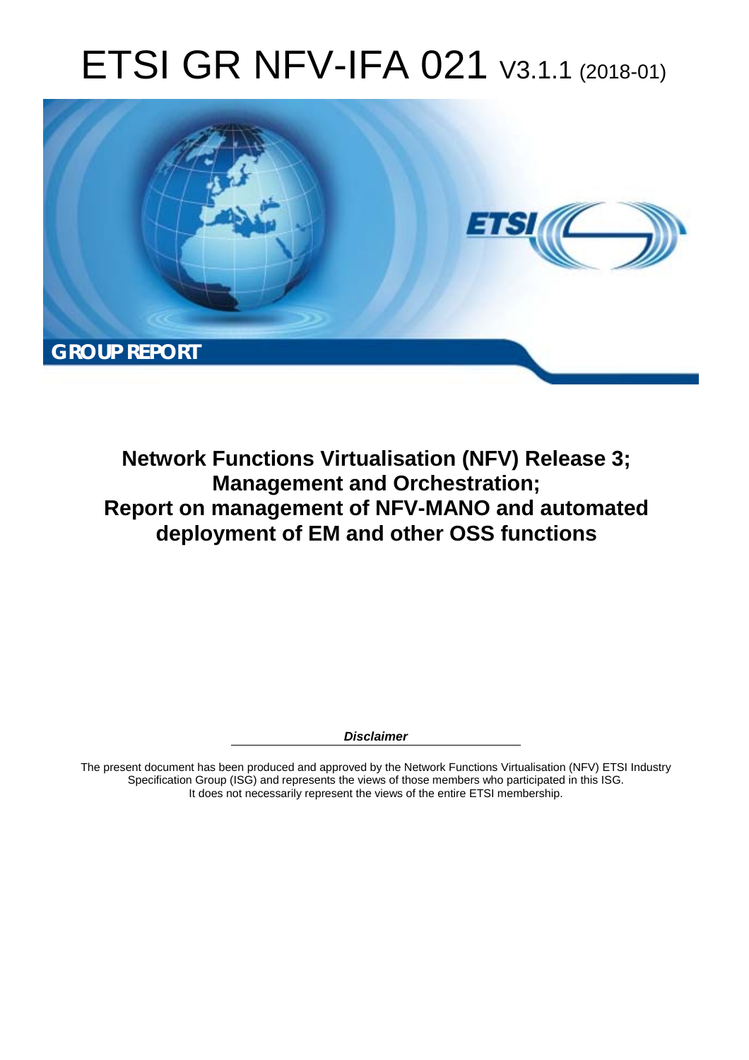# ETSI GR NFV-IFA 021 V3.1.1 (2018-01)

**GROUP REPORT**

## Network Functions Virtualisation (NFV) Release 3; Management and Orchestration; Report on management of NFV-MANO and automated deployment of EM and other OSS functions

***Disclaimer***

The present document has been produced and approved by the Network Functions Virtualisation (NFV) ETSI Industry Specification Group (ISG) and represents the views of those members who participated in this ISG. It does not necessarily represent the views of the entire ETSI membership.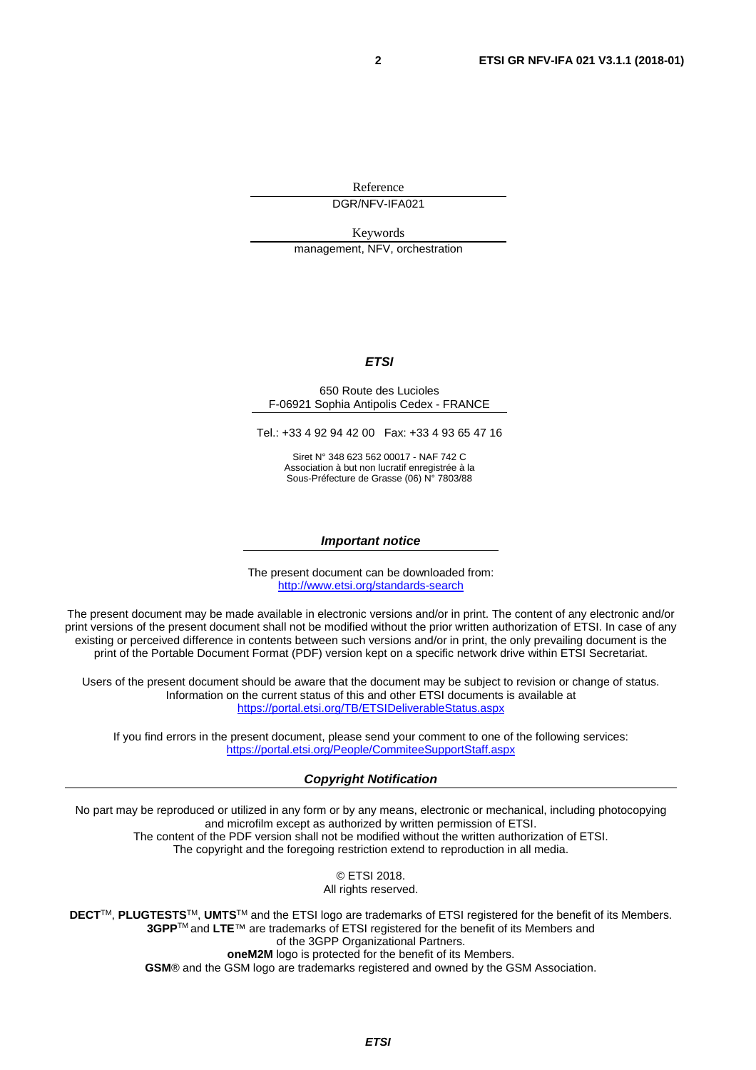Reference

DGR/NFV-IFA021

Keywords

management, NFV, orchestration

***ETSI***

650 Route des Lucioles
F-06921 Sophia Antipolis Cedex - FRANCE

Tel.: +33 4 92 94 42 00   Fax: +33 4 93 65 47 16

Siret N° 348 623 562 00017 - NAF 742 C
Association à but non lucratif enregistrée à la
Sous-Préfecture de Grasse (06) N° 7803/88

***Important notice***

The present document can be downloaded from:
http://www.etsi.org/standards-search

The present document may be made available in electronic versions and/or in print. The content of any electronic and/or print versions of the present document shall not be modified without the prior written authorization of ETSI. In case of any existing or perceived difference in contents between such versions and/or in print, the only prevailing document is the print of the Portable Document Format (PDF) version kept on a specific network drive within ETSI Secretariat.

Users of the present document should be aware that the document may be subject to revision or change of status. Information on the current status of this and other ETSI documents is available at
https://portal.etsi.org/TB/ETSIDeliverableStatus.aspx

If you find errors in the present document, please send your comment to one of the following services:
https://portal.etsi.org/People/CommiteeSupportStaff.aspx

***Copyright Notification***

No part may be reproduced or utilized in any form or by any means, electronic or mechanical, including photocopying and microfilm except as authorized by written permission of ETSI.
The content of the PDF version shall not be modified without the written authorization of ETSI.
The copyright and the foregoing restriction extend to reproduction in all media.

© ETSI 2018.
All rights reserved.

**DECT**™, **PLUGTESTS**™, **UMTS**™ and the ETSI logo are trademarks of ETSI registered for the benefit of its Members.
**3GPP**™ and **LTE**™ are trademarks of ETSI registered for the benefit of its Members and of the 3GPP Organizational Partners.
**oneM2M** logo is protected for the benefit of its Members.
**GSM**® and the GSM logo are trademarks registered and owned by the GSM Association.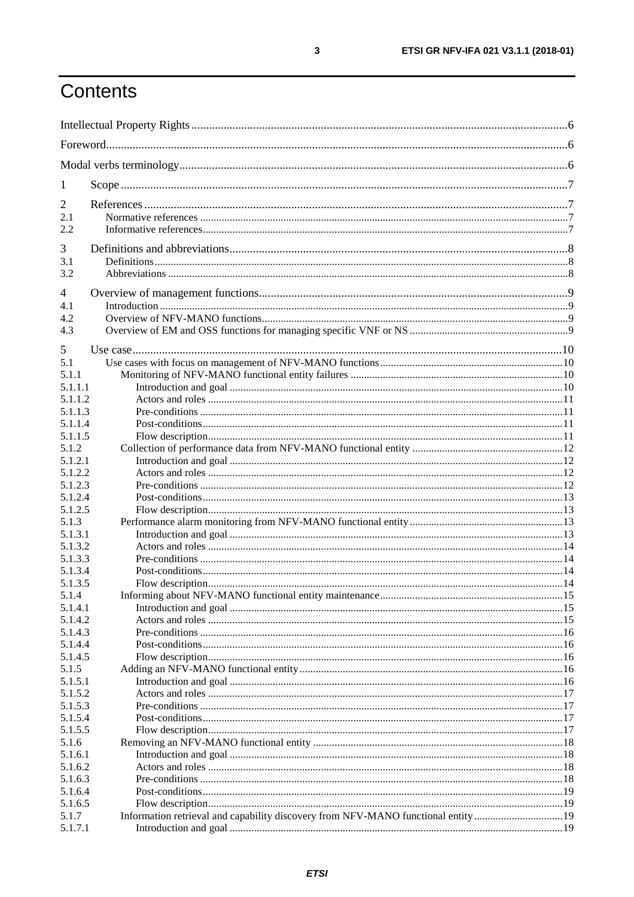# Contents

Intellectual Property Rights ....................................................................................................................................6

Foreword.................................................................................................................................................................6

Modal verbs terminology........................................................................................................................................6

1 Scope ...................................................................................................................................................................7

2 References ...........................................................................................................................................................7

2.1 Normative references ........................................................................................................................................7

2.2 Informative references.......................................................................................................................................7

3 Definitions and abbreviations..............................................................................................................................8

3.1 Definitions.........................................................................................................................................................8

3.2 Abbreviations ....................................................................................................................................................8

4 Overview of management functions....................................................................................................................9

4.1 Introduction .......................................................................................................................................................9

4.2 Overview of NFV-MANO functions.................................................................................................................9

4.3 Overview of EM and OSS functions for managing specific VNF or NS ...........................................................9

5 Use case .............................................................................................................................................................10

5.1 Use cases with focus on management of NFV-MANO functions...................................................................10

5.1.1 Monitoring of NFV-MANO functional entity failures ..............................................................................10

5.1.1.1 Introduction and goal ..........................................................................................................................10

5.1.1.2 Actors and roles ..................................................................................................................................11

5.1.1.3 Pre-conditions .....................................................................................................................................11

5.1.1.4 Post-conditions....................................................................................................................................11

5.1.1.5 Flow description..................................................................................................................................11

5.1.2 Collection of performance data from NFV-MANO functional entity ........................................................12

5.1.2.1 Introduction and goal ..........................................................................................................................12

5.1.2.2 Actors and roles ..................................................................................................................................12

5.1.2.3 Pre-conditions .....................................................................................................................................12

5.1.2.4 Post-conditions....................................................................................................................................13

5.1.2.5 Flow description..................................................................................................................................13

5.1.3 Performance alarm monitoring from NFV-MANO functional entity.........................................................13

5.1.3.1 Introduction and goal ..........................................................................................................................13

5.1.3.2 Actors and roles ..................................................................................................................................14

5.1.3.3 Pre-conditions .....................................................................................................................................14

5.1.3.4 Post-conditions....................................................................................................................................14

5.1.3.5 Flow description..................................................................................................................................14

5.1.4 Informing about NFV-MANO functional entity maintenance...................................................................15

5.1.4.1 Introduction and goal ..........................................................................................................................15

5.1.4.2 Actors and roles ..................................................................................................................................15

5.1.4.3 Pre-conditions .....................................................................................................................................16

5.1.4.4 Post-conditions....................................................................................................................................16

5.1.4.5 Flow description..................................................................................................................................16

5.1.5 Adding an NFV-MANO functional entity..................................................................................................16

5.1.5.1 Introduction and goal ..........................................................................................................................16

5.1.5.2 Actors and roles ..................................................................................................................................17

5.1.5.3 Pre-conditions .....................................................................................................................................17

5.1.5.4 Post-conditions....................................................................................................................................17

5.1.5.5 Flow description..................................................................................................................................17

5.1.6 Removing an NFV-MANO functional entity ............................................................................................18

5.1.6.1 Introduction and goal ..........................................................................................................................18

5.1.6.2 Actors and roles ..................................................................................................................................18

5.1.6.3 Pre-conditions .....................................................................................................................................18

5.1.6.4 Post-conditions....................................................................................................................................19

5.1.6.5 Flow description..................................................................................................................................19

5.1.7 Information retrieval and capability discovery from NFV-MANO functional entity .................................19

5.1.7.1 Introduction and goal ..........................................................................................................................19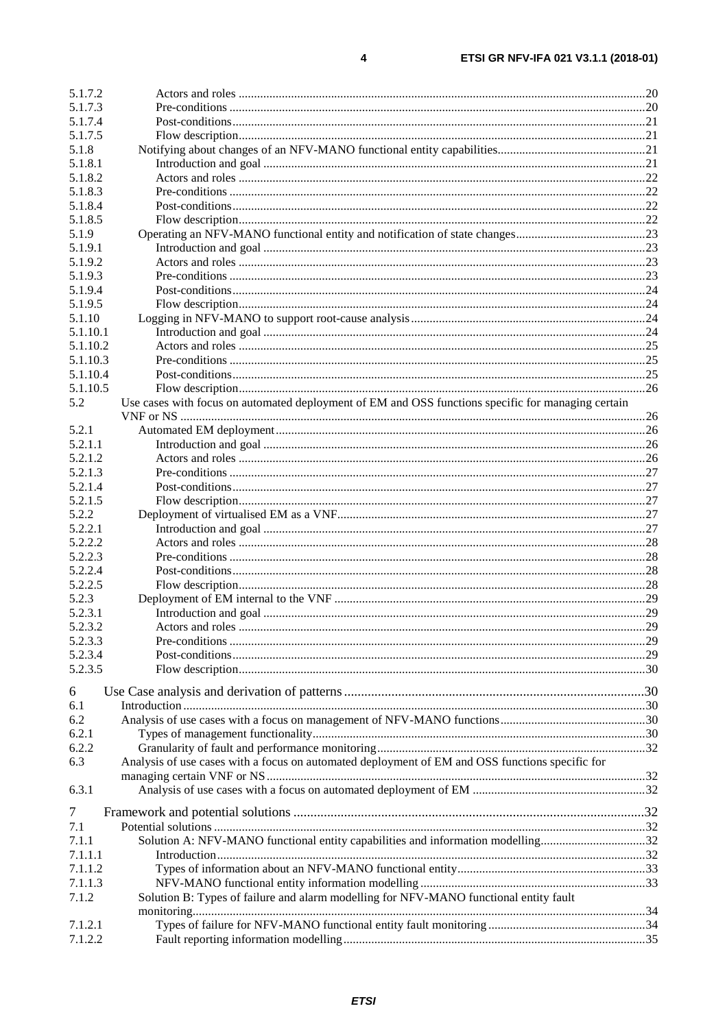5.1.7.2 Actors and roles ....20
5.1.7.3 Pre-conditions ....20
5.1.7.4 Post-conditions....21
5.1.7.5 Flow description....21
5.1.8 Notifying about changes of an NFV-MANO functional entity capabilities....21
5.1.8.1 Introduction and goal ....21
5.1.8.2 Actors and roles ....22
5.1.8.3 Pre-conditions ....22
5.1.8.4 Post-conditions....22
5.1.8.5 Flow description....22
5.1.9 Operating an NFV-MANO functional entity and notification of state changes....23
5.1.9.1 Introduction and goal ....23
5.1.9.2 Actors and roles ....23
5.1.9.3 Pre-conditions ....23
5.1.9.4 Post-conditions....24
5.1.9.5 Flow description....24
5.1.10 Logging in NFV-MANO to support root-cause analysis....24
5.1.10.1 Introduction and goal ....24
5.1.10.2 Actors and roles ....25
5.1.10.3 Pre-conditions ....25
5.1.10.4 Post-conditions....25
5.1.10.5 Flow description....26
5.2 Use cases with focus on automated deployment of EM and OSS functions specific for managing certain VNF or NS ....26
5.2.1 Automated EM deployment....26
5.2.1.1 Introduction and goal ....26
5.2.1.2 Actors and roles ....26
5.2.1.3 Pre-conditions ....27
5.2.1.4 Post-conditions....27
5.2.1.5 Flow description....27
5.2.2 Deployment of virtualised EM as a VNF....27
5.2.2.1 Introduction and goal ....27
5.2.2.2 Actors and roles ....28
5.2.2.3 Pre-conditions ....28
5.2.2.4 Post-conditions....28
5.2.2.5 Flow description....28
5.2.3 Deployment of EM internal to the VNF ....29
5.2.3.1 Introduction and goal ....29
5.2.3.2 Actors and roles ....29
5.2.3.3 Pre-conditions ....29
5.2.3.4 Post-conditions....29
5.2.3.5 Flow description....30

6 Use Case analysis and derivation of patterns ....30
6.1 Introduction....30
6.2 Analysis of use cases with a focus on management of NFV-MANO functions....30
6.2.1 Types of management functionality....30
6.2.2 Granularity of fault and performance monitoring....32
6.3 Analysis of use cases with a focus on automated deployment of EM and OSS functions specific for managing certain VNF or NS....32
6.3.1 Analysis of use cases with a focus on automated deployment of EM ....32

7 Framework and potential solutions ....32
7.1 Potential solutions....32
7.1.1 Solution A: NFV-MANO functional entity capabilities and information modelling....32
7.1.1.1 Introduction....32
7.1.1.2 Types of information about an NFV-MANO functional entity....33
7.1.1.3 NFV-MANO functional entity information modelling....33
7.1.2 Solution B: Types of failure and alarm modelling for NFV-MANO functional entity fault monitoring....34
7.1.2.1 Types of failure for NFV-MANO functional entity fault monitoring....34
7.1.2.2 Fault reporting information modelling....35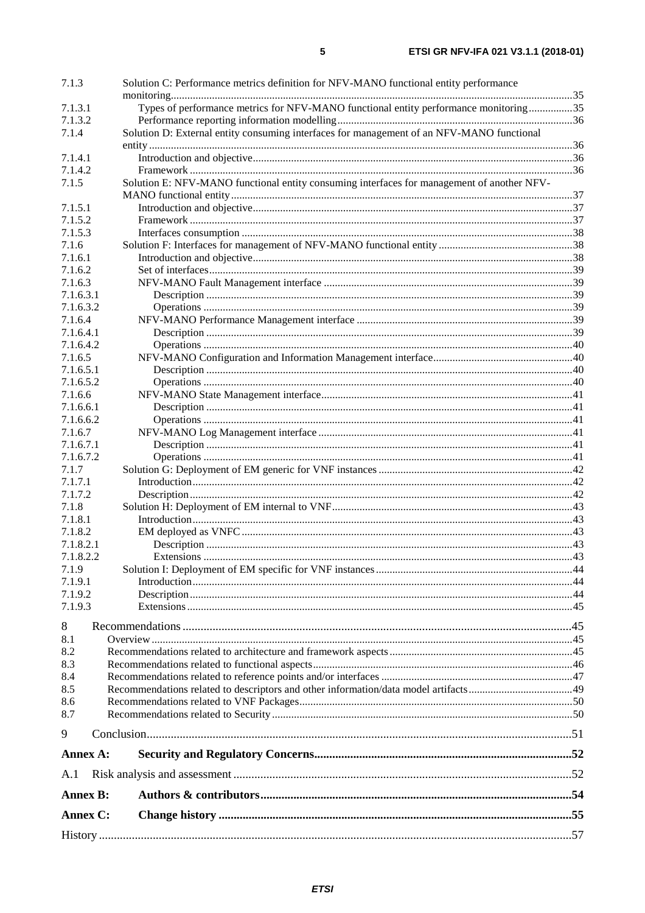7.1.3 Solution C: Performance metrics definition for NFV-MANO functional entity performance monitoring ... 35
7.1.3.1 Types of performance metrics for NFV-MANO functional entity performance monitoring ... 35
7.1.3.2 Performance reporting information modelling ... 36
7.1.4 Solution D: External entity consuming interfaces for management of an NFV-MANO functional entity ... 36
7.1.4.1 Introduction and objective ... 36
7.1.4.2 Framework ... 36
7.1.5 Solution E: NFV-MANO functional entity consuming interfaces for management of another NFV-MANO functional entity ... 37
7.1.5.1 Introduction and objective ... 37
7.1.5.2 Framework ... 37
7.1.5.3 Interfaces consumption ... 38
7.1.6 Solution F: Interfaces for management of NFV-MANO functional entity ... 38
7.1.6.1 Introduction and objective ... 38
7.1.6.2 Set of interfaces ... 39
7.1.6.3 NFV-MANO Fault Management interface ... 39
7.1.6.3.1 Description ... 39
7.1.6.3.2 Operations ... 39
7.1.6.4 NFV-MANO Performance Management interface ... 39
7.1.6.4.1 Description ... 39
7.1.6.4.2 Operations ... 40
7.1.6.5 NFV-MANO Configuration and Information Management interface ... 40
7.1.6.5.1 Description ... 40
7.1.6.5.2 Operations ... 40
7.1.6.6 NFV-MANO State Management interface ... 41
7.1.6.6.1 Description ... 41
7.1.6.6.2 Operations ... 41
7.1.6.7 NFV-MANO Log Management interface ... 41
7.1.6.7.1 Description ... 41
7.1.6.7.2 Operations ... 41
7.1.7 Solution G: Deployment of EM generic for VNF instances ... 42
7.1.7.1 Introduction ... 42
7.1.7.2 Description ... 42
7.1.8 Solution H: Deployment of EM internal to VNF ... 43
7.1.8.1 Introduction ... 43
7.1.8.2 EM deployed as VNFC ... 43
7.1.8.2.1 Description ... 43
7.1.8.2.2 Extensions ... 43
7.1.9 Solution I: Deployment of EM specific for VNF instances ... 44
7.1.9.1 Introduction ... 44
7.1.9.2 Description ... 44
7.1.9.3 Extensions ... 45

8 Recommendations ... 45
8.1 Overview ... 45
8.2 Recommendations related to architecture and framework aspects ... 45
8.3 Recommendations related to functional aspects ... 46
8.4 Recommendations related to reference points and/or interfaces ... 47
8.5 Recommendations related to descriptors and other information/data model artifacts ... 49
8.6 Recommendations related to VNF Packages ... 50
8.7 Recommendations related to Security ... 50

9 Conclusion ... 51

**Annex A: Security and Regulatory Concerns ... 52**

A.1 Risk analysis and assessment ... 52

**Annex B: Authors & contributors ... 54**

**Annex C: Change history ... 55**

History ... 57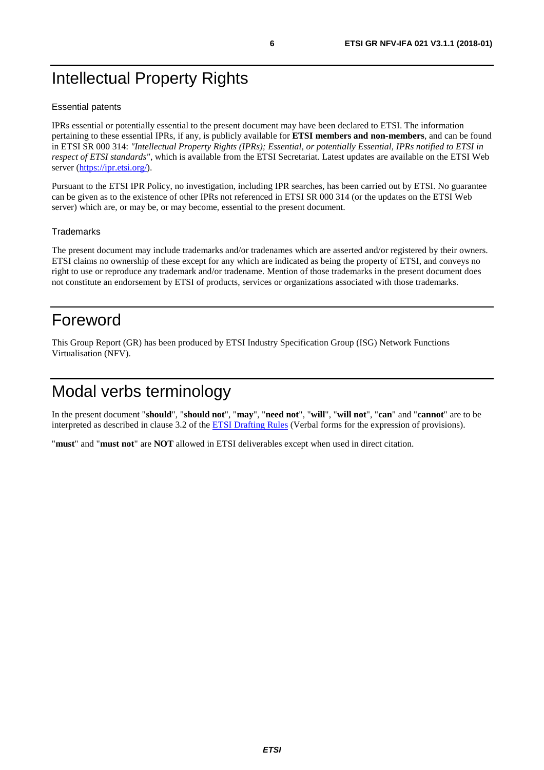# Intellectual Property Rights

Essential patents

IPRs essential or potentially essential to the present document may have been declared to ETSI. The information pertaining to these essential IPRs, if any, is publicly available for **ETSI members and non-members**, and can be found in ETSI SR 000 314: *"Intellectual Property Rights (IPRs); Essential, or potentially Essential, IPRs notified to ETSI in respect of ETSI standards"*, which is available from the ETSI Secretariat. Latest updates are available on the ETSI Web server (https://ipr.etsi.org/).

Pursuant to the ETSI IPR Policy, no investigation, including IPR searches, has been carried out by ETSI. No guarantee can be given as to the existence of other IPRs not referenced in ETSI SR 000 314 (or the updates on the ETSI Web server) which are, or may be, or may become, essential to the present document.

Trademarks

The present document may include trademarks and/or tradenames which are asserted and/or registered by their owners. ETSI claims no ownership of these except for any which are indicated as being the property of ETSI, and conveys no right to use or reproduce any trademark and/or tradename. Mention of those trademarks in the present document does not constitute an endorsement by ETSI of products, services or organizations associated with those trademarks.

# Foreword

This Group Report (GR) has been produced by ETSI Industry Specification Group (ISG) Network Functions Virtualisation (NFV).

# Modal verbs terminology

In the present document "**should**", "**should not**", "**may**", "**need not**", "**will**", "**will not**", "**can**" and "**cannot**" are to be interpreted as described in clause 3.2 of the ETSI Drafting Rules (Verbal forms for the expression of provisions).

"**must**" and "**must not**" are **NOT** allowed in ETSI deliverables except when used in direct citation.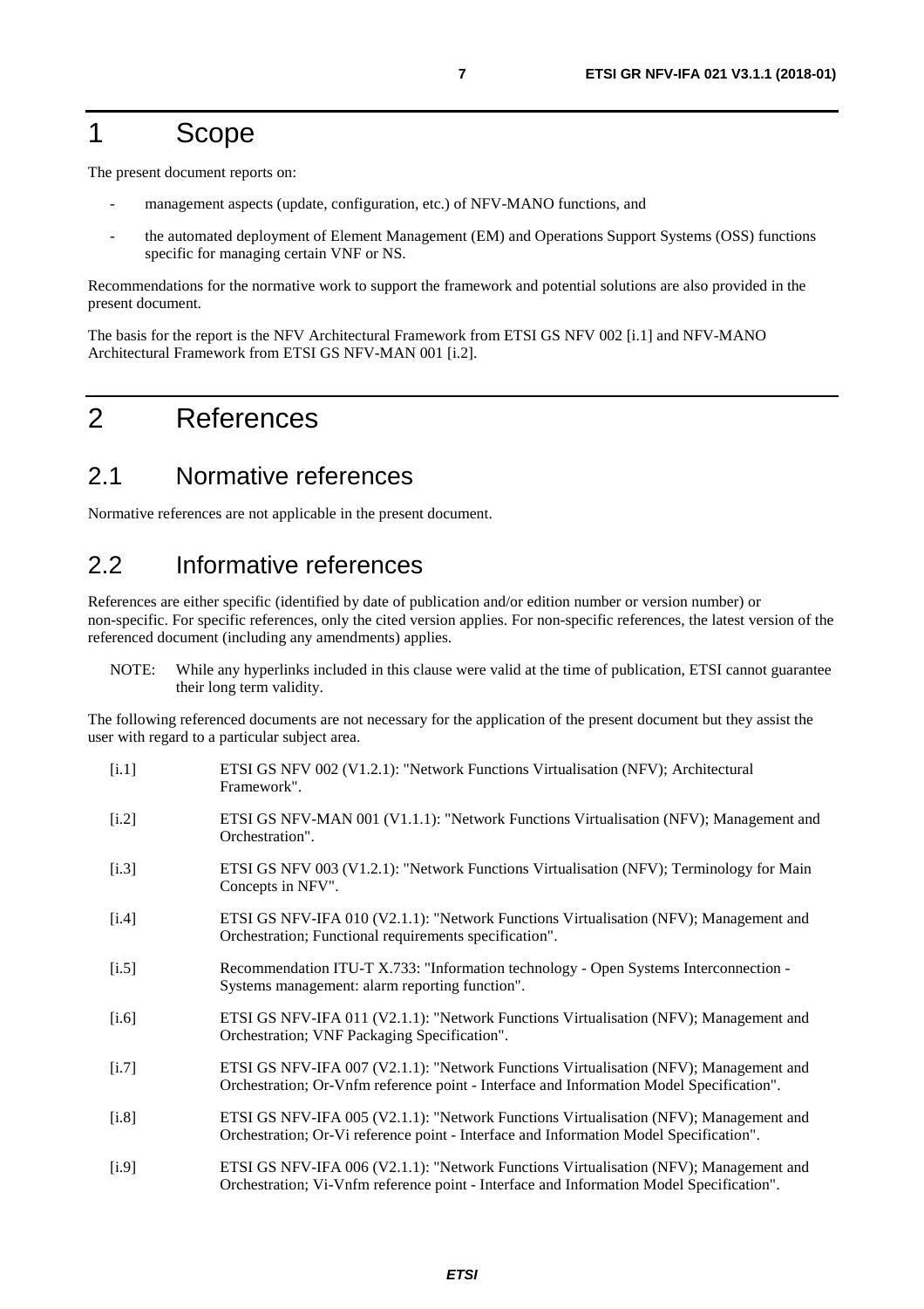# 1 Scope

The present document reports on:

- management aspects (update, configuration, etc.) of NFV-MANO functions, and
- the automated deployment of Element Management (EM) and Operations Support Systems (OSS) functions specific for managing certain VNF or NS.

Recommendations for the normative work to support the framework and potential solutions are also provided in the present document.

The basis for the report is the NFV Architectural Framework from ETSI GS NFV 002 [i.1] and NFV-MANO Architectural Framework from ETSI GS NFV-MAN 001 [i.2].

# 2 References

## 2.1 Normative references

Normative references are not applicable in the present document.

## 2.2 Informative references

References are either specific (identified by date of publication and/or edition number or version number) or non-specific. For specific references, only the cited version applies. For non-specific references, the latest version of the referenced document (including any amendments) applies.

NOTE: While any hyperlinks included in this clause were valid at the time of publication, ETSI cannot guarantee their long term validity.

The following referenced documents are not necessary for the application of the present document but they assist the user with regard to a particular subject area.

[i.1] ETSI GS NFV 002 (V1.2.1): "Network Functions Virtualisation (NFV); Architectural Framework".

[i.2] ETSI GS NFV-MAN 001 (V1.1.1): "Network Functions Virtualisation (NFV); Management and Orchestration".

[i.3] ETSI GS NFV 003 (V1.2.1): "Network Functions Virtualisation (NFV); Terminology for Main Concepts in NFV".

[i.4] ETSI GS NFV-IFA 010 (V2.1.1): "Network Functions Virtualisation (NFV); Management and Orchestration; Functional requirements specification".

[i.5] Recommendation ITU-T X.733: "Information technology - Open Systems Interconnection - Systems management: alarm reporting function".

[i.6] ETSI GS NFV-IFA 011 (V2.1.1): "Network Functions Virtualisation (NFV); Management and Orchestration; VNF Packaging Specification".

[i.7] ETSI GS NFV-IFA 007 (V2.1.1): "Network Functions Virtualisation (NFV); Management and Orchestration; Or-Vnfm reference point - Interface and Information Model Specification".

[i.8] ETSI GS NFV-IFA 005 (V2.1.1): "Network Functions Virtualisation (NFV); Management and Orchestration; Or-Vi reference point - Interface and Information Model Specification".

[i.9] ETSI GS NFV-IFA 006 (V2.1.1): "Network Functions Virtualisation (NFV); Management and Orchestration; Vi-Vnfm reference point - Interface and Information Model Specification".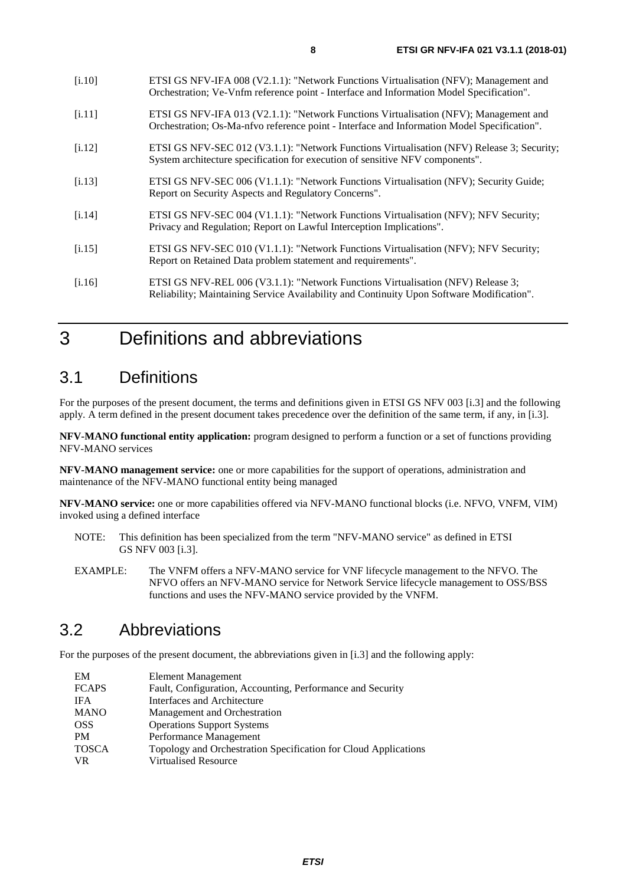[i.10] ETSI GS NFV-IFA 008 (V2.1.1): "Network Functions Virtualisation (NFV); Management and Orchestration; Ve-Vnfm reference point - Interface and Information Model Specification".

[i.11] ETSI GS NFV-IFA 013 (V2.1.1): "Network Functions Virtualisation (NFV); Management and Orchestration; Os-Ma-nfvo reference point - Interface and Information Model Specification".

[i.12] ETSI GS NFV-SEC 012 (V3.1.1): "Network Functions Virtualisation (NFV) Release 3; Security; System architecture specification for execution of sensitive NFV components".

[i.13] ETSI GS NFV-SEC 006 (V1.1.1): "Network Functions Virtualisation (NFV); Security Guide; Report on Security Aspects and Regulatory Concerns".

[i.14] ETSI GS NFV-SEC 004 (V1.1.1): "Network Functions Virtualisation (NFV); NFV Security; Privacy and Regulation; Report on Lawful Interception Implications".

[i.15] ETSI GS NFV-SEC 010 (V1.1.1): "Network Functions Virtualisation (NFV); NFV Security; Report on Retained Data problem statement and requirements".

[i.16] ETSI GS NFV-REL 006 (V3.1.1): "Network Functions Virtualisation (NFV) Release 3; Reliability; Maintaining Service Availability and Continuity Upon Software Modification".

# 3 Definitions and abbreviations

## 3.1 Definitions

For the purposes of the present document, the terms and definitions given in ETSI GS NFV 003 [i.3] and the following apply. A term defined in the present document takes precedence over the definition of the same term, if any, in [i.3].

**NFV-MANO functional entity application:** program designed to perform a function or a set of functions providing NFV-MANO services

**NFV-MANO management service:** one or more capabilities for the support of operations, administration and maintenance of the NFV-MANO functional entity being managed

**NFV-MANO service:** one or more capabilities offered via NFV-MANO functional blocks (i.e. NFVO, VNFM, VIM) invoked using a defined interface

NOTE: This definition has been specialized from the term "NFV-MANO service" as defined in ETSI GS NFV 003 [i.3].

EXAMPLE: The VNFM offers a NFV-MANO service for VNF lifecycle management to the NFVO. The NFVO offers an NFV-MANO service for Network Service lifecycle management to OSS/BSS functions and uses the NFV-MANO service provided by the VNFM.

## 3.2 Abbreviations

For the purposes of the present document, the abbreviations given in [i.3] and the following apply:

| | |
|---|---|
| EM | Element Management |
| FCAPS | Fault, Configuration, Accounting, Performance and Security |
| IFA | Interfaces and Architecture |
| MANO | Management and Orchestration |
| OSS | Operations Support Systems |
| PM | Performance Management |
| TOSCA | Topology and Orchestration Specification for Cloud Applications |
| VR | Virtualised Resource |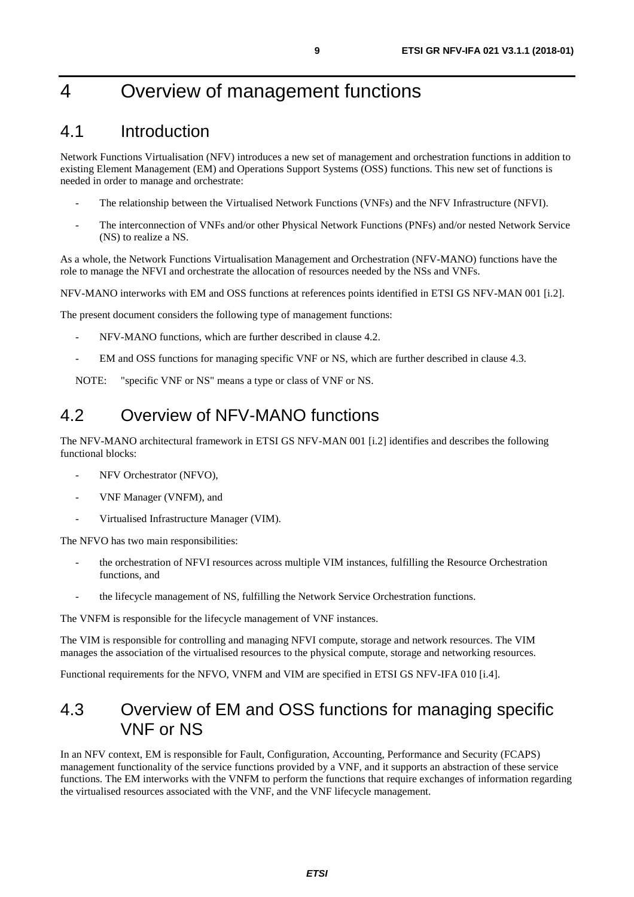# 4 Overview of management functions

## 4.1 Introduction

Network Functions Virtualisation (NFV) introduces a new set of management and orchestration functions in addition to existing Element Management (EM) and Operations Support Systems (OSS) functions. This new set of functions is needed in order to manage and orchestrate:

- The relationship between the Virtualised Network Functions (VNFs) and the NFV Infrastructure (NFVI).
- The interconnection of VNFs and/or other Physical Network Functions (PNFs) and/or nested Network Service (NS) to realize a NS.

As a whole, the Network Functions Virtualisation Management and Orchestration (NFV-MANO) functions have the role to manage the NFVI and orchestrate the allocation of resources needed by the NSs and VNFs.

NFV-MANO interworks with EM and OSS functions at references points identified in ETSI GS NFV-MAN 001 [i.2].

The present document considers the following type of management functions:

- NFV-MANO functions, which are further described in clause 4.2.
- EM and OSS functions for managing specific VNF or NS, which are further described in clause 4.3.

NOTE: "specific VNF or NS" means a type or class of VNF or NS.

## 4.2 Overview of NFV-MANO functions

The NFV-MANO architectural framework in ETSI GS NFV-MAN 001 [i.2] identifies and describes the following functional blocks:

- NFV Orchestrator (NFVO),
- VNF Manager (VNFM), and
- Virtualised Infrastructure Manager (VIM).

The NFVO has two main responsibilities:

- the orchestration of NFVI resources across multiple VIM instances, fulfilling the Resource Orchestration functions, and
- the lifecycle management of NS, fulfilling the Network Service Orchestration functions.

The VNFM is responsible for the lifecycle management of VNF instances.

The VIM is responsible for controlling and managing NFVI compute, storage and network resources. The VIM manages the association of the virtualised resources to the physical compute, storage and networking resources.

Functional requirements for the NFVO, VNFM and VIM are specified in ETSI GS NFV-IFA 010 [i.4].

## 4.3 Overview of EM and OSS functions for managing specific VNF or NS

In an NFV context, EM is responsible for Fault, Configuration, Accounting, Performance and Security (FCAPS) management functionality of the service functions provided by a VNF, and it supports an abstraction of these service functions. The EM interworks with the VNFM to perform the functions that require exchanges of information regarding the virtualised resources associated with the VNF, and the VNF lifecycle management.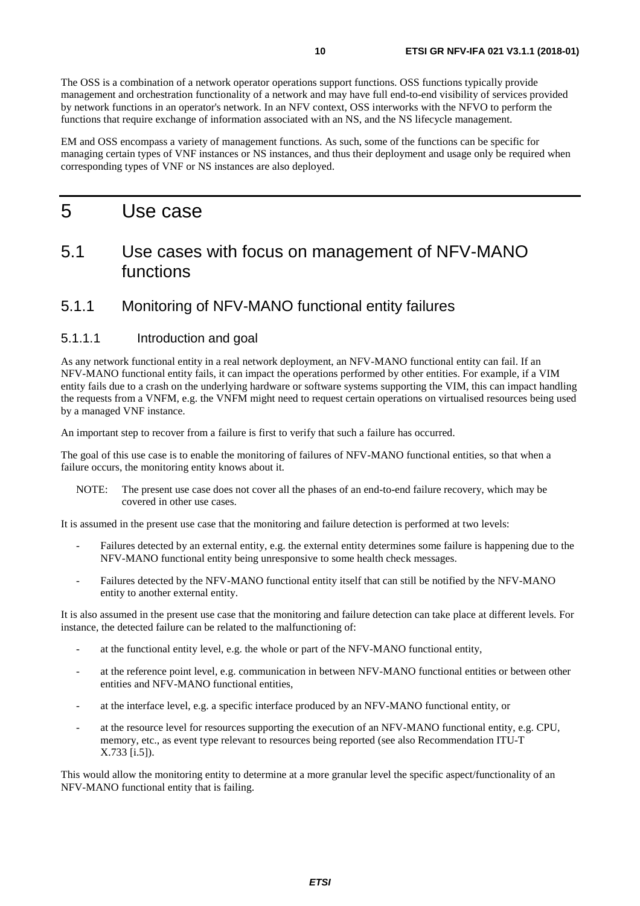The OSS is a combination of a network operator operations support functions. OSS functions typically provide management and orchestration functionality of a network and may have full end-to-end visibility of services provided by network functions in an operator's network. In an NFV context, OSS interworks with the NFVO to perform the functions that require exchange of information associated with an NS, and the NS lifecycle management.

EM and OSS encompass a variety of management functions. As such, some of the functions can be specific for managing certain types of VNF instances or NS instances, and thus their deployment and usage only be required when corresponding types of VNF or NS instances are also deployed.

# 5 Use case

## 5.1 Use cases with focus on management of NFV-MANO functions

### 5.1.1 Monitoring of NFV-MANO functional entity failures

#### 5.1.1.1 Introduction and goal

As any network functional entity in a real network deployment, an NFV-MANO functional entity can fail. If an NFV-MANO functional entity fails, it can impact the operations performed by other entities. For example, if a VIM entity fails due to a crash on the underlying hardware or software systems supporting the VIM, this can impact handling the requests from a VNFM, e.g. the VNFM might need to request certain operations on virtualised resources being used by a managed VNF instance.

An important step to recover from a failure is first to verify that such a failure has occurred.

The goal of this use case is to enable the monitoring of failures of NFV-MANO functional entities, so that when a failure occurs, the monitoring entity knows about it.

NOTE: The present use case does not cover all the phases of an end-to-end failure recovery, which may be covered in other use cases.

It is assumed in the present use case that the monitoring and failure detection is performed at two levels:

- Failures detected by an external entity, e.g. the external entity determines some failure is happening due to the NFV-MANO functional entity being unresponsive to some health check messages.
- Failures detected by the NFV-MANO functional entity itself that can still be notified by the NFV-MANO entity to another external entity.

It is also assumed in the present use case that the monitoring and failure detection can take place at different levels. For instance, the detected failure can be related to the malfunctioning of:

- at the functional entity level, e.g. the whole or part of the NFV-MANO functional entity,
- at the reference point level, e.g. communication in between NFV-MANO functional entities or between other entities and NFV-MANO functional entities,
- at the interface level, e.g. a specific interface produced by an NFV-MANO functional entity, or
- at the resource level for resources supporting the execution of an NFV-MANO functional entity, e.g. CPU, memory, etc., as event type relevant to resources being reported (see also Recommendation ITU-T X.733 [i.5]).

This would allow the monitoring entity to determine at a more granular level the specific aspect/functionality of an NFV-MANO functional entity that is failing.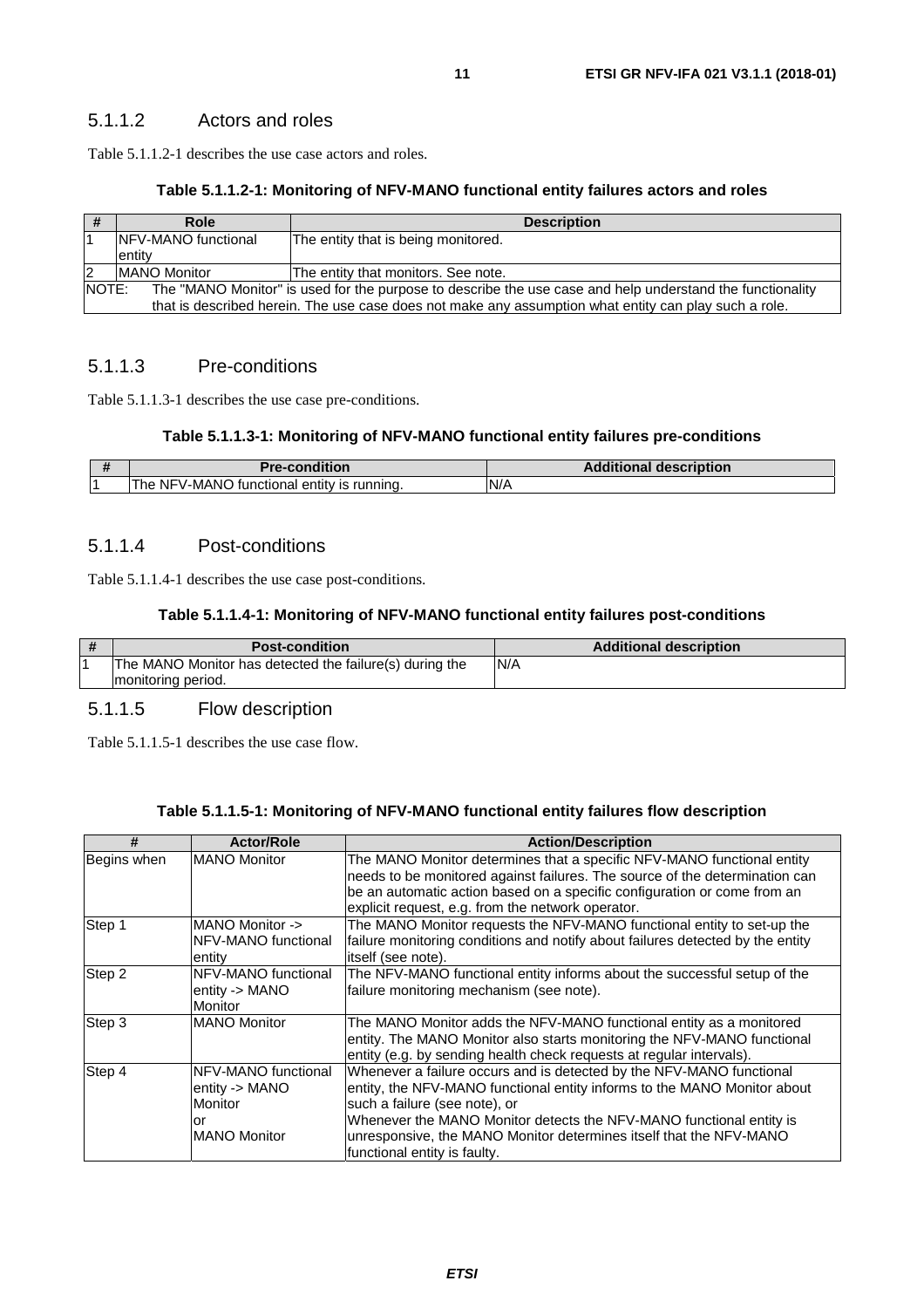### 5.1.1.2 Actors and roles

Table 5.1.1.2-1 describes the use case actors and roles.

**Table 5.1.1.2-1: Monitoring of NFV-MANO functional entity failures actors and roles**

| # | Role | Description |
|---|---|---|
| 1 | NFV-MANO functional entity | The entity that is being monitored. |
| 2 | MANO Monitor | The entity that monitors. See note. |
| NOTE: The "MANO Monitor" is used for the purpose to describe the use case and help understand the functionality that is described herein. The use case does not make any assumption what entity can play such a role. | | |

### 5.1.1.3 Pre-conditions

Table 5.1.1.3-1 describes the use case pre-conditions.

**Table 5.1.1.3-1: Monitoring of NFV-MANO functional entity failures pre-conditions**

| # | Pre-condition | Additional description |
|---|---|---|
| 1 | The NFV-MANO functional entity is running. | N/A |

### 5.1.1.4 Post-conditions

Table 5.1.1.4-1 describes the use case post-conditions.

**Table 5.1.1.4-1: Monitoring of NFV-MANO functional entity failures post-conditions**

| # | Post-condition | Additional description |
|---|---|---|
| 1 | The MANO Monitor has detected the failure(s) during the monitoring period. | N/A |

### 5.1.1.5 Flow description

Table 5.1.1.5-1 describes the use case flow.

**Table 5.1.1.5-1: Monitoring of NFV-MANO functional entity failures flow description**

| # | Actor/Role | Action/Description |
|---|---|---|
| Begins when | MANO Monitor | The MANO Monitor determines that a specific NFV-MANO functional entity needs to be monitored against failures. The source of the determination can be an automatic action based on a specific configuration or come from an explicit request, e.g. from the network operator. |
| Step 1 | MANO Monitor -> NFV-MANO functional entity | The MANO Monitor requests the NFV-MANO functional entity to set-up the failure monitoring conditions and notify about failures detected by the entity itself (see note). |
| Step 2 | NFV-MANO functional entity -> MANO Monitor | The NFV-MANO functional entity informs about the successful setup of the failure monitoring mechanism (see note). |
| Step 3 | MANO Monitor | The MANO Monitor adds the NFV-MANO functional entity as a monitored entity. The MANO Monitor also starts monitoring the NFV-MANO functional entity (e.g. by sending health check requests at regular intervals). |
| Step 4 | NFV-MANO functional entity -> MANO Monitor<br>or<br>MANO Monitor | Whenever a failure occurs and is detected by the NFV-MANO functional entity, the NFV-MANO functional entity informs to the MANO Monitor about such a failure (see note), or<br>Whenever the MANO Monitor detects the NFV-MANO functional entity is unresponsive, the MANO Monitor determines itself that the NFV-MANO functional entity is faulty. |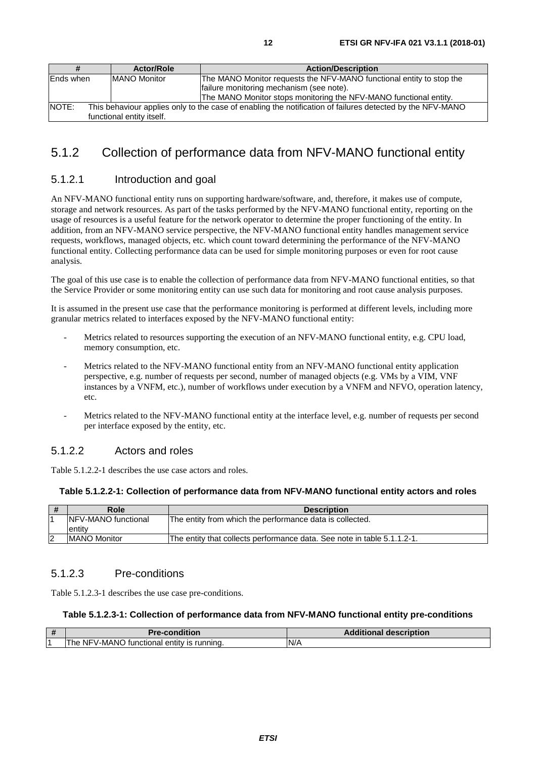| # | Actor/Role | Action/Description |
| --- | --- | --- |
| Ends when | MANO Monitor | The MANO Monitor requests the NFV-MANO functional entity to stop the failure monitoring mechanism (see note).<br>The MANO Monitor stops monitoring the NFV-MANO functional entity. |
| NOTE: This behaviour applies only to the case of enabling the notification of failures detected by the NFV-MANO functional entity itself. | | |

## 5.1.2 Collection of performance data from NFV-MANO functional entity

### 5.1.2.1 Introduction and goal

An NFV-MANO functional entity runs on supporting hardware/software, and, therefore, it makes use of compute, storage and network resources. As part of the tasks performed by the NFV-MANO functional entity, reporting on the usage of resources is a useful feature for the network operator to determine the proper functioning of the entity. In addition, from an NFV-MANO service perspective, the NFV-MANO functional entity handles management service requests, workflows, managed objects, etc. which count toward determining the performance of the NFV-MANO functional entity. Collecting performance data can be used for simple monitoring purposes or even for root cause analysis.

The goal of this use case is to enable the collection of performance data from NFV-MANO functional entities, so that the Service Provider or some monitoring entity can use such data for monitoring and root cause analysis purposes.

It is assumed in the present use case that the performance monitoring is performed at different levels, including more granular metrics related to interfaces exposed by the NFV-MANO functional entity:

- Metrics related to resources supporting the execution of an NFV-MANO functional entity, e.g. CPU load, memory consumption, etc.
- Metrics related to the NFV-MANO functional entity from an NFV-MANO functional entity application perspective, e.g. number of requests per second, number of managed objects (e.g. VMs by a VIM, VNF instances by a VNFM, etc.), number of workflows under execution by a VNFM and NFVO, operation latency, etc.
- Metrics related to the NFV-MANO functional entity at the interface level, e.g. number of requests per second per interface exposed by the entity, etc.

### 5.1.2.2 Actors and roles

Table 5.1.2.2-1 describes the use case actors and roles.

**Table 5.1.2.2-1: Collection of performance data from NFV-MANO functional entity actors and roles**

| # | Role | Description |
| --- | --- | --- |
| 1 | NFV-MANO functional entity | The entity from which the performance data is collected. |
| 2 | MANO Monitor | The entity that collects performance data. See note in table 5.1.1.2-1. |

### 5.1.2.3 Pre-conditions

Table 5.1.2.3-1 describes the use case pre-conditions.

**Table 5.1.2.3-1: Collection of performance data from NFV-MANO functional entity pre-conditions**

| # | Pre-condition | Additional description |
| --- | --- | --- |
| 1 | The NFV-MANO functional entity is running. | N/A |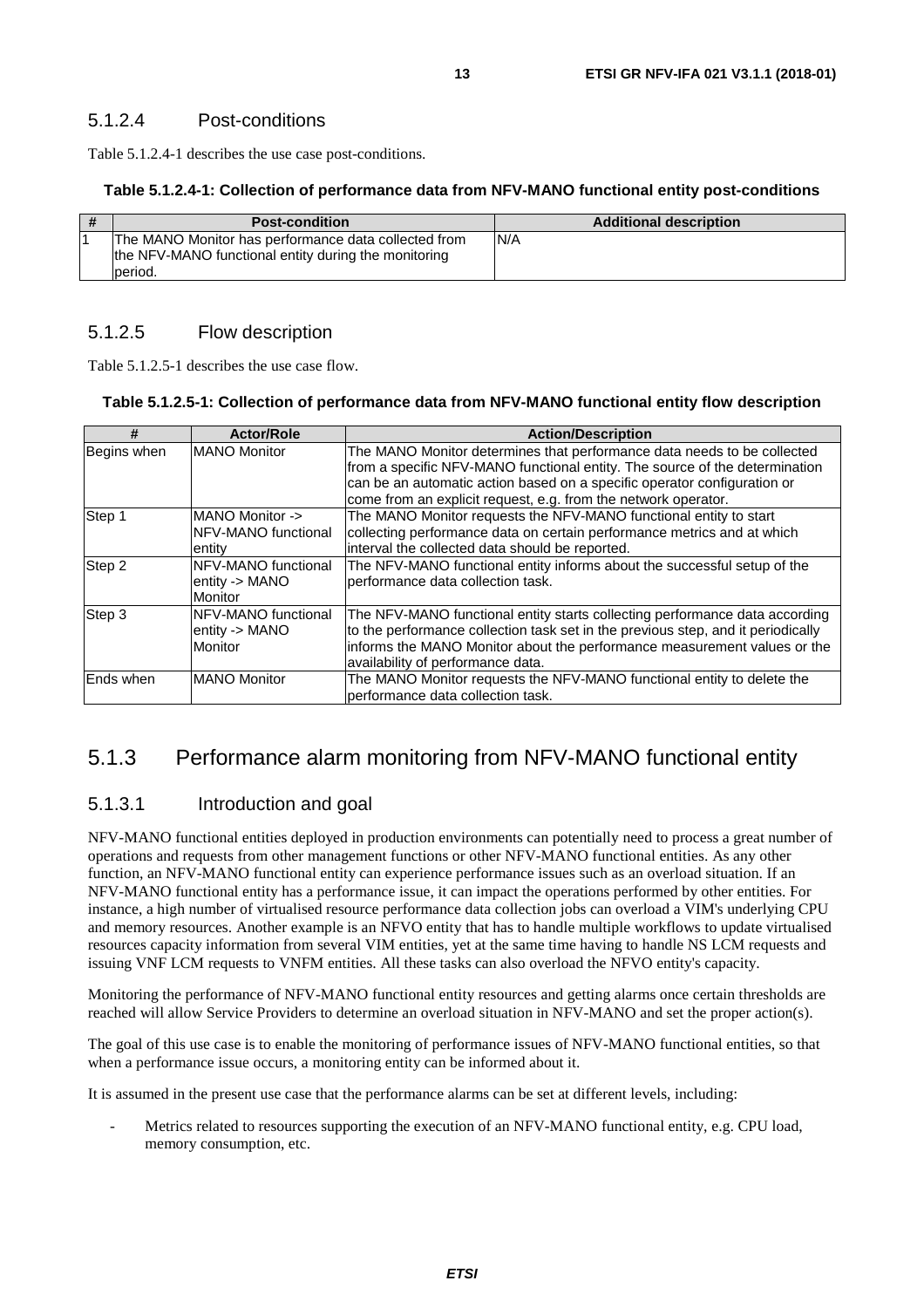#### 5.1.2.4 Post-conditions

Table 5.1.2.4-1 describes the use case post-conditions.

**Table 5.1.2.4-1: Collection of performance data from NFV-MANO functional entity post-conditions**

| # | Post-condition | Additional description |
|---|---|---|
| 1 | The MANO Monitor has performance data collected from the NFV-MANO functional entity during the monitoring period. | N/A |

#### 5.1.2.5 Flow description

Table 5.1.2.5-1 describes the use case flow.

**Table 5.1.2.5-1: Collection of performance data from NFV-MANO functional entity flow description**

| # | Actor/Role | Action/Description |
|---|---|---|
| Begins when | MANO Monitor | The MANO Monitor determines that performance data needs to be collected from a specific NFV-MANO functional entity. The source of the determination can be an automatic action based on a specific operator configuration or come from an explicit request, e.g. from the network operator. |
| Step 1 | MANO Monitor -> NFV-MANO functional entity | The MANO Monitor requests the NFV-MANO functional entity to start collecting performance data on certain performance metrics and at which interval the collected data should be reported. |
| Step 2 | NFV-MANO functional entity -> MANO Monitor | The NFV-MANO functional entity informs about the successful setup of the performance data collection task. |
| Step 3 | NFV-MANO functional entity -> MANO Monitor | The NFV-MANO functional entity starts collecting performance data according to the performance collection task set in the previous step, and it periodically informs the MANO Monitor about the performance measurement values or the availability of performance data. |
| Ends when | MANO Monitor | The MANO Monitor requests the NFV-MANO functional entity to delete the performance data collection task. |

### 5.1.3 Performance alarm monitoring from NFV-MANO functional entity

#### 5.1.3.1 Introduction and goal

NFV-MANO functional entities deployed in production environments can potentially need to process a great number of operations and requests from other management functions or other NFV-MANO functional entities. As any other function, an NFV-MANO functional entity can experience performance issues such as an overload situation. If an NFV-MANO functional entity has a performance issue, it can impact the operations performed by other entities. For instance, a high number of virtualised resource performance data collection jobs can overload a VIM's underlying CPU and memory resources. Another example is an NFVO entity that has to handle multiple workflows to update virtualised resources capacity information from several VIM entities, yet at the same time having to handle NS LCM requests and issuing VNF LCM requests to VNFM entities. All these tasks can also overload the NFVO entity's capacity.

Monitoring the performance of NFV-MANO functional entity resources and getting alarms once certain thresholds are reached will allow Service Providers to determine an overload situation in NFV-MANO and set the proper action(s).

The goal of this use case is to enable the monitoring of performance issues of NFV-MANO functional entities, so that when a performance issue occurs, a monitoring entity can be informed about it.

It is assumed in the present use case that the performance alarms can be set at different levels, including:

- Metrics related to resources supporting the execution of an NFV-MANO functional entity, e.g. CPU load, memory consumption, etc.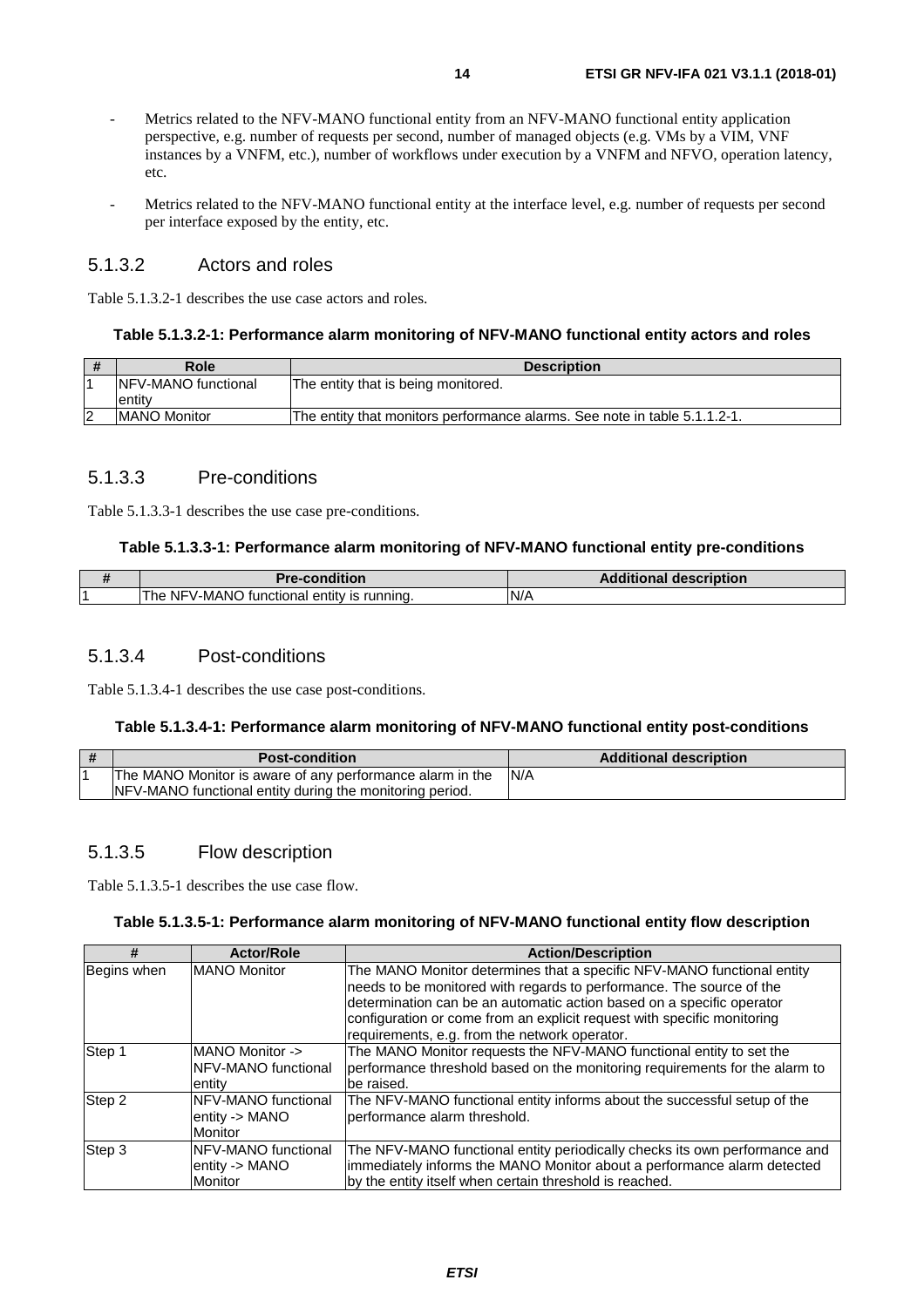- Metrics related to the NFV-MANO functional entity from an NFV-MANO functional entity application perspective, e.g. number of requests per second, number of managed objects (e.g. VMs by a VIM, VNF instances by a VNFM, etc.), number of workflows under execution by a VNFM and NFVO, operation latency, etc.
- Metrics related to the NFV-MANO functional entity at the interface level, e.g. number of requests per second per interface exposed by the entity, etc.

### 5.1.3.2 Actors and roles

Table 5.1.3.2-1 describes the use case actors and roles.

**Table 5.1.3.2-1: Performance alarm monitoring of NFV-MANO functional entity actors and roles**

| # | Role | Description |
|---|---|---|
| 1 | NFV-MANO functional entity | The entity that is being monitored. |
| 2 | MANO Monitor | The entity that monitors performance alarms. See note in table 5.1.1.2-1. |

### 5.1.3.3 Pre-conditions

Table 5.1.3.3-1 describes the use case pre-conditions.

**Table 5.1.3.3-1: Performance alarm monitoring of NFV-MANO functional entity pre-conditions**

| # | Pre-condition | Additional description |
|---|---|---|
| 1 | The NFV-MANO functional entity is running. | N/A |

### 5.1.3.4 Post-conditions

Table 5.1.3.4-1 describes the use case post-conditions.

**Table 5.1.3.4-1: Performance alarm monitoring of NFV-MANO functional entity post-conditions**

| # | Post-condition | Additional description |
|---|---|---|
| 1 | The MANO Monitor is aware of any performance alarm in the NFV-MANO functional entity during the monitoring period. | N/A |

### 5.1.3.5 Flow description

Table 5.1.3.5-1 describes the use case flow.

**Table 5.1.3.5-1: Performance alarm monitoring of NFV-MANO functional entity flow description**

| # | Actor/Role | Action/Description |
|---|---|---|
| Begins when | MANO Monitor | The MANO Monitor determines that a specific NFV-MANO functional entity needs to be monitored with regards to performance. The source of the determination can be an automatic action based on a specific operator configuration or come from an explicit request with specific monitoring requirements, e.g. from the network operator. |
| Step 1 | MANO Monitor -> NFV-MANO functional entity | The MANO Monitor requests the NFV-MANO functional entity to set the performance threshold based on the monitoring requirements for the alarm to be raised. |
| Step 2 | NFV-MANO functional entity -> MANO Monitor | The NFV-MANO functional entity informs about the successful setup of the performance alarm threshold. |
| Step 3 | NFV-MANO functional entity -> MANO Monitor | The NFV-MANO functional entity periodically checks its own performance and immediately informs the MANO Monitor about a performance alarm detected by the entity itself when certain threshold is reached. |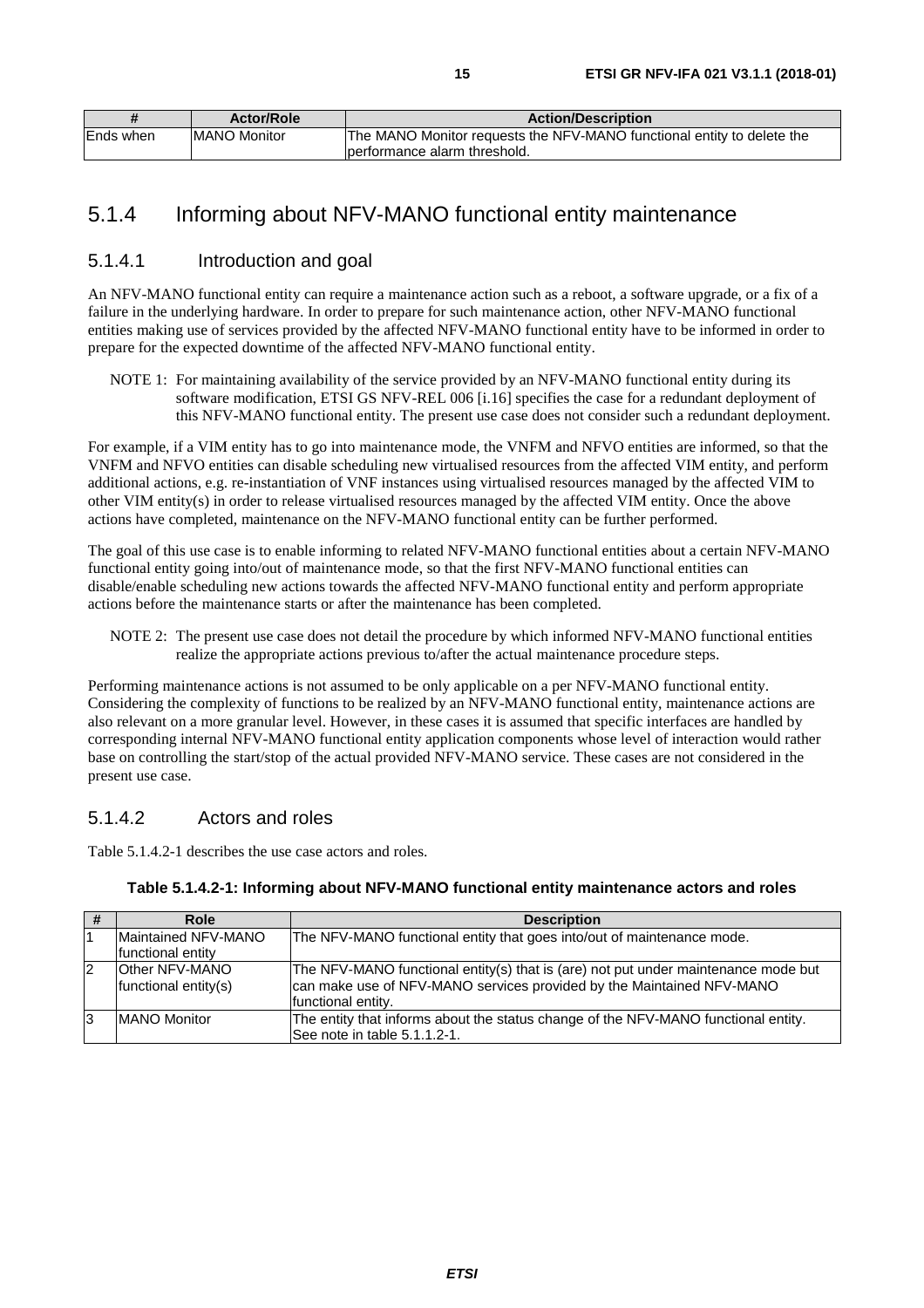| # | Actor/Role | Action/Description |
|---|---|---|
| Ends when | MANO Monitor | The MANO Monitor requests the NFV-MANO functional entity to delete the performance alarm threshold. |

## 5.1.4 Informing about NFV-MANO functional entity maintenance

### 5.1.4.1 Introduction and goal

An NFV-MANO functional entity can require a maintenance action such as a reboot, a software upgrade, or a fix of a failure in the underlying hardware. In order to prepare for such maintenance action, other NFV-MANO functional entities making use of services provided by the affected NFV-MANO functional entity have to be informed in order to prepare for the expected downtime of the affected NFV-MANO functional entity.

NOTE 1: For maintaining availability of the service provided by an NFV-MANO functional entity during its software modification, ETSI GS NFV-REL 006 [i.16] specifies the case for a redundant deployment of this NFV-MANO functional entity. The present use case does not consider such a redundant deployment.

For example, if a VIM entity has to go into maintenance mode, the VNFM and NFVO entities are informed, so that the VNFM and NFVO entities can disable scheduling new virtualised resources from the affected VIM entity, and perform additional actions, e.g. re-instantiation of VNF instances using virtualised resources managed by the affected VIM to other VIM entity(s) in order to release virtualised resources managed by the affected VIM entity. Once the above actions have completed, maintenance on the NFV-MANO functional entity can be further performed.

The goal of this use case is to enable informing to related NFV-MANO functional entities about a certain NFV-MANO functional entity going into/out of maintenance mode, so that the first NFV-MANO functional entities can disable/enable scheduling new actions towards the affected NFV-MANO functional entity and perform appropriate actions before the maintenance starts or after the maintenance has been completed.

NOTE 2: The present use case does not detail the procedure by which informed NFV-MANO functional entities realize the appropriate actions previous to/after the actual maintenance procedure steps.

Performing maintenance actions is not assumed to be only applicable on a per NFV-MANO functional entity. Considering the complexity of functions to be realized by an NFV-MANO functional entity, maintenance actions are also relevant on a more granular level. However, in these cases it is assumed that specific interfaces are handled by corresponding internal NFV-MANO functional entity application components whose level of interaction would rather base on controlling the start/stop of the actual provided NFV-MANO service. These cases are not considered in the present use case.

### 5.1.4.2 Actors and roles

Table 5.1.4.2-1 describes the use case actors and roles.

**Table 5.1.4.2-1: Informing about NFV-MANO functional entity maintenance actors and roles**

| # | Role | Description |
|---|---|---|
| 1 | Maintained NFV-MANO functional entity | The NFV-MANO functional entity that goes into/out of maintenance mode. |
| 2 | Other NFV-MANO functional entity(s) | The NFV-MANO functional entity(s) that is (are) not put under maintenance mode but can make use of NFV-MANO services provided by the Maintained NFV-MANO functional entity. |
| 3 | MANO Monitor | The entity that informs about the status change of the NFV-MANO functional entity. See note in table 5.1.1.2-1. |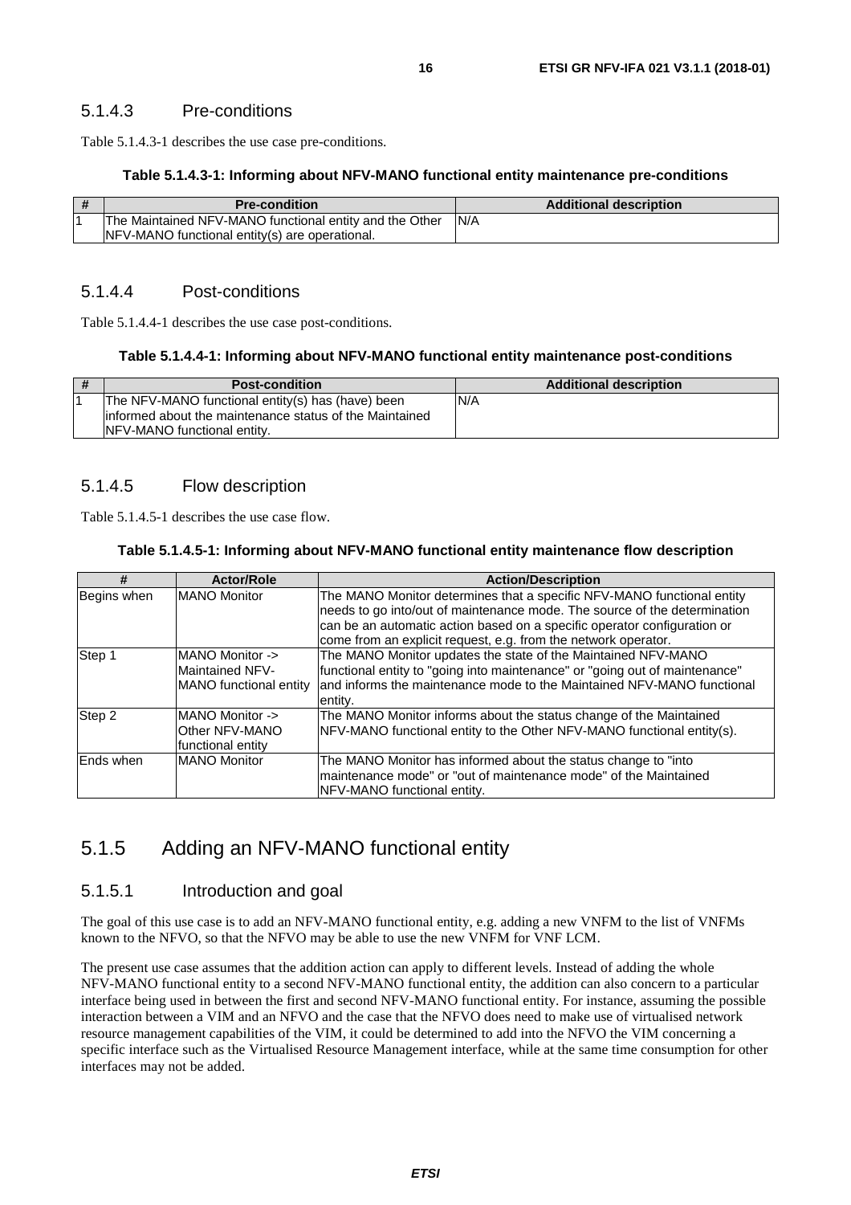### 5.1.4.3 Pre-conditions

Table 5.1.4.3-1 describes the use case pre-conditions.

**Table 5.1.4.3-1: Informing about NFV-MANO functional entity maintenance pre-conditions**

| # | Pre-condition | Additional description |
|---|---|---|
| 1 | The Maintained NFV-MANO functional entity and the Other NFV-MANO functional entity(s) are operational. | N/A |

### 5.1.4.4 Post-conditions

Table 5.1.4.4-1 describes the use case post-conditions.

**Table 5.1.4.4-1: Informing about NFV-MANO functional entity maintenance post-conditions**

| # | Post-condition | Additional description |
|---|---|---|
| 1 | The NFV-MANO functional entity(s) has (have) been informed about the maintenance status of the Maintained NFV-MANO functional entity. | N/A |

### 5.1.4.5 Flow description

Table 5.1.4.5-1 describes the use case flow.

**Table 5.1.4.5-1: Informing about NFV-MANO functional entity maintenance flow description**

| # | Actor/Role | Action/Description |
|---|---|---|
| Begins when | MANO Monitor | The MANO Monitor determines that a specific NFV-MANO functional entity needs to go into/out of maintenance mode. The source of the determination can be an automatic action based on a specific operator configuration or come from an explicit request, e.g. from the network operator. |
| Step 1 | MANO Monitor -> Maintained NFV-MANO functional entity | The MANO Monitor updates the state of the Maintained NFV-MANO functional entity to "going into maintenance" or "going out of maintenance" and informs the maintenance mode to the Maintained NFV-MANO functional entity. |
| Step 2 | MANO Monitor -> Other NFV-MANO functional entity | The MANO Monitor informs about the status change of the Maintained NFV-MANO functional entity to the Other NFV-MANO functional entity(s). |
| Ends when | MANO Monitor | The MANO Monitor has informed about the status change to "into maintenance mode" or "out of maintenance mode" of the Maintained NFV-MANO functional entity. |

## 5.1.5 Adding an NFV-MANO functional entity

### 5.1.5.1 Introduction and goal

The goal of this use case is to add an NFV-MANO functional entity, e.g. adding a new VNFM to the list of VNFMs known to the NFVO, so that the NFVO may be able to use the new VNFM for VNF LCM.

The present use case assumes that the addition action can apply to different levels. Instead of adding the whole NFV-MANO functional entity to a second NFV-MANO functional entity, the addition can also concern to a particular interface being used in between the first and second NFV-MANO functional entity. For instance, assuming the possible interaction between a VIM and an NFVO and the case that the NFVO does need to make use of virtualised network resource management capabilities of the VIM, it could be determined to add into the NFVO the VIM concerning a specific interface such as the Virtualised Resource Management interface, while at the same time consumption for other interfaces may not be added.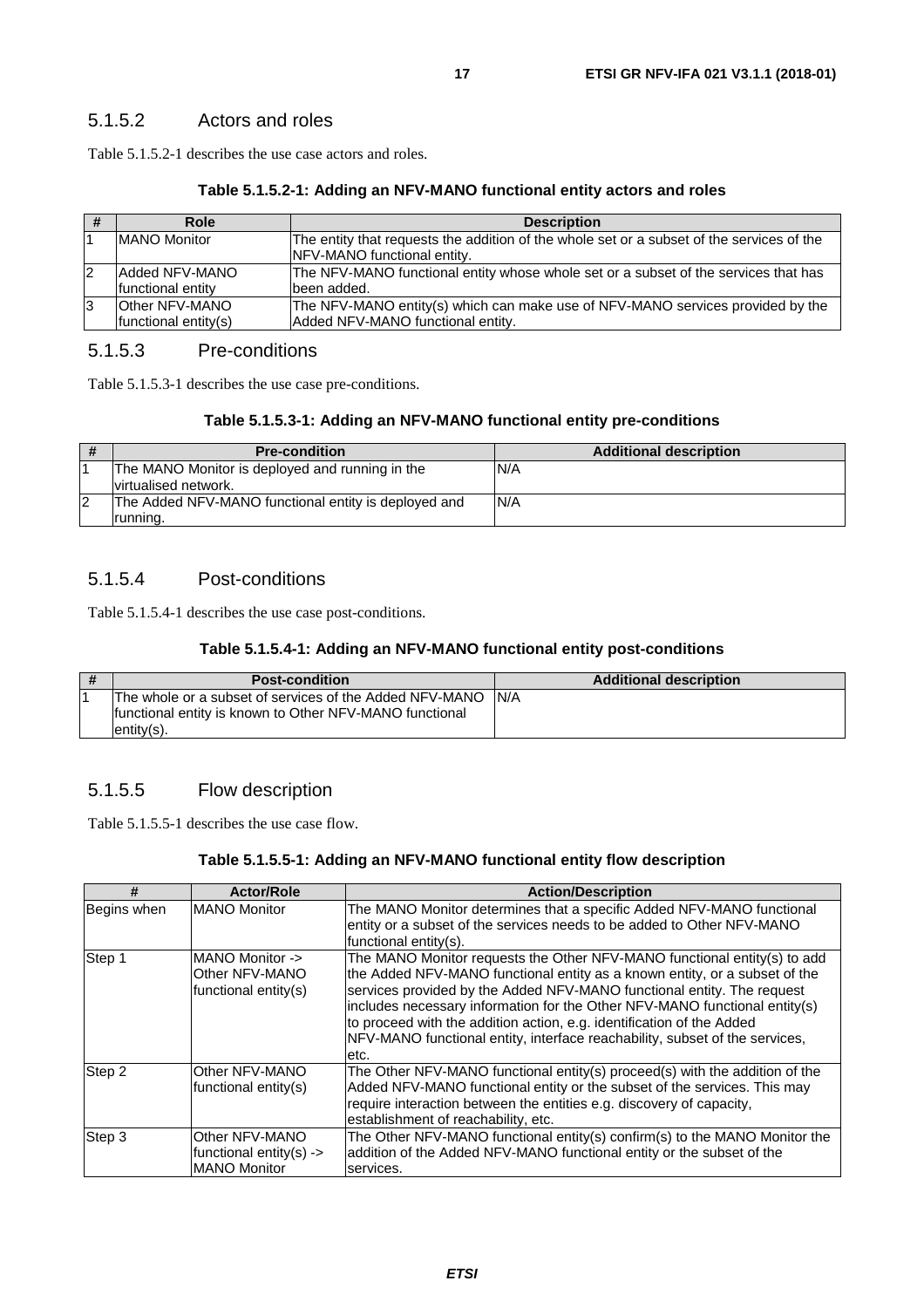### 5.1.5.2 Actors and roles

Table 5.1.5.2-1 describes the use case actors and roles.

**Table 5.1.5.2-1: Adding an NFV-MANO functional entity actors and roles**

| # | Role | Description |
|---|---|---|
| 1 | MANO Monitor | The entity that requests the addition of the whole set or a subset of the services of the NFV-MANO functional entity. |
| 2 | Added NFV-MANO functional entity | The NFV-MANO functional entity whose whole set or a subset of the services that has been added. |
| 3 | Other NFV-MANO functional entity(s) | The NFV-MANO entity(s) which can make use of NFV-MANO services provided by the Added NFV-MANO functional entity. |

### 5.1.5.3 Pre-conditions

Table 5.1.5.3-1 describes the use case pre-conditions.

**Table 5.1.5.3-1: Adding an NFV-MANO functional entity pre-conditions**

| # | Pre-condition | Additional description |
|---|---|---|
| 1 | The MANO Monitor is deployed and running in the virtualised network. | N/A |
| 2 | The Added NFV-MANO functional entity is deployed and running. | N/A |

### 5.1.5.4 Post-conditions

Table 5.1.5.4-1 describes the use case post-conditions.

**Table 5.1.5.4-1: Adding an NFV-MANO functional entity post-conditions**

| # | Post-condition | Additional description |
|---|---|---|
| 1 | The whole or a subset of services of the Added NFV-MANO functional entity is known to Other NFV-MANO functional entity(s). | N/A |

### 5.1.5.5 Flow description

Table 5.1.5.5-1 describes the use case flow.

**Table 5.1.5.5-1: Adding an NFV-MANO functional entity flow description**

| # | Actor/Role | Action/Description |
|---|---|---|
| Begins when | MANO Monitor | The MANO Monitor determines that a specific Added NFV-MANO functional entity or a subset of the services needs to be added to Other NFV-MANO functional entity(s). |
| Step 1 | MANO Monitor -> Other NFV-MANO functional entity(s) | The MANO Monitor requests the Other NFV-MANO functional entity(s) to add the Added NFV-MANO functional entity as a known entity, or a subset of the services provided by the Added NFV-MANO functional entity. The request includes necessary information for the Other NFV-MANO functional entity(s) to proceed with the addition action, e.g. identification of the Added NFV-MANO functional entity, interface reachability, subset of the services, etc. |
| Step 2 | Other NFV-MANO functional entity(s) | The Other NFV-MANO functional entity(s) proceed(s) with the addition of the Added NFV-MANO functional entity or the subset of the services. This may require interaction between the entities e.g. discovery of capacity, establishment of reachability, etc. |
| Step 3 | Other NFV-MANO functional entity(s) -> MANO Monitor | The Other NFV-MANO functional entity(s) confirm(s) to the MANO Monitor the addition of the Added NFV-MANO functional entity or the subset of the services. |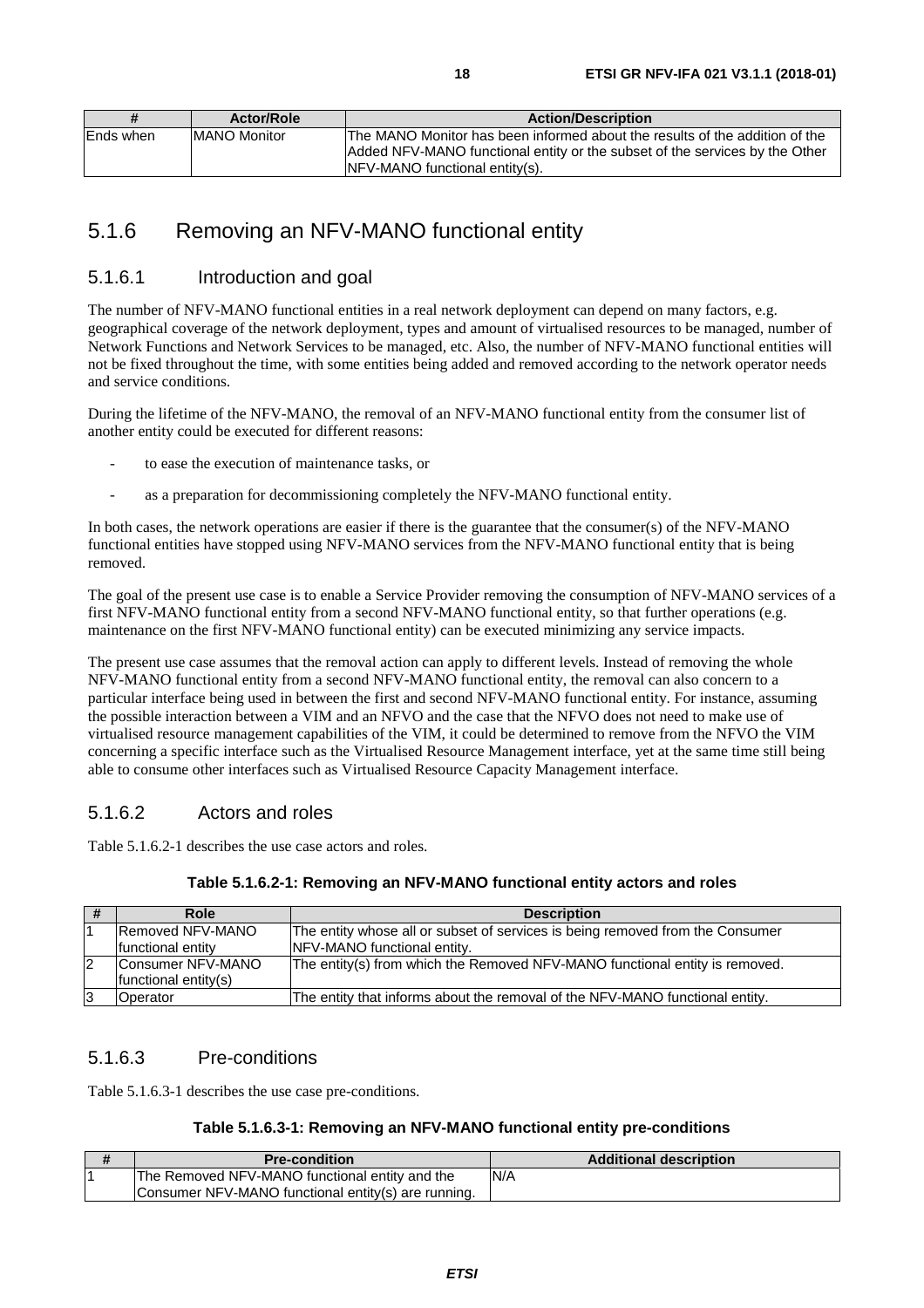| # | Actor/Role | Action/Description |
| --- | --- | --- |
| Ends when | MANO Monitor | The MANO Monitor has been informed about the results of the addition of the Added NFV-MANO functional entity or the subset of the services by the Other NFV-MANO functional entity(s). |

## 5.1.6 Removing an NFV-MANO functional entity

### 5.1.6.1 Introduction and goal

The number of NFV-MANO functional entities in a real network deployment can depend on many factors, e.g. geographical coverage of the network deployment, types and amount of virtualised resources to be managed, number of Network Functions and Network Services to be managed, etc. Also, the number of NFV-MANO functional entities will not be fixed throughout the time, with some entities being added and removed according to the network operator needs and service conditions.

During the lifetime of the NFV-MANO, the removal of an NFV-MANO functional entity from the consumer list of another entity could be executed for different reasons:

- to ease the execution of maintenance tasks, or
- as a preparation for decommissioning completely the NFV-MANO functional entity.

In both cases, the network operations are easier if there is the guarantee that the consumer(s) of the NFV-MANO functional entities have stopped using NFV-MANO services from the NFV-MANO functional entity that is being removed.

The goal of the present use case is to enable a Service Provider removing the consumption of NFV-MANO services of a first NFV-MANO functional entity from a second NFV-MANO functional entity, so that further operations (e.g. maintenance on the first NFV-MANO functional entity) can be executed minimizing any service impacts.

The present use case assumes that the removal action can apply to different levels. Instead of removing the whole NFV-MANO functional entity from a second NFV-MANO functional entity, the removal can also concern to a particular interface being used in between the first and second NFV-MANO functional entity. For instance, assuming the possible interaction between a VIM and an NFVO and the case that the NFVO does not need to make use of virtualised resource management capabilities of the VIM, it could be determined to remove from the NFVO the VIM concerning a specific interface such as the Virtualised Resource Management interface, yet at the same time still being able to consume other interfaces such as Virtualised Resource Capacity Management interface.

### 5.1.6.2 Actors and roles

Table 5.1.6.2-1 describes the use case actors and roles.

**Table 5.1.6.2-1: Removing an NFV-MANO functional entity actors and roles**

| # | Role | Description |
| --- | --- | --- |
| 1 | Removed NFV-MANO functional entity | The entity whose all or subset of services is being removed from the Consumer NFV-MANO functional entity. |
| 2 | Consumer NFV-MANO functional entity(s) | The entity(s) from which the Removed NFV-MANO functional entity is removed. |
| 3 | Operator | The entity that informs about the removal of the NFV-MANO functional entity. |

### 5.1.6.3 Pre-conditions

Table 5.1.6.3-1 describes the use case pre-conditions.

**Table 5.1.6.3-1: Removing an NFV-MANO functional entity pre-conditions**

| # | Pre-condition | Additional description |
| --- | --- | --- |
| 1 | The Removed NFV-MANO functional entity and the Consumer NFV-MANO functional entity(s) are running. | N/A |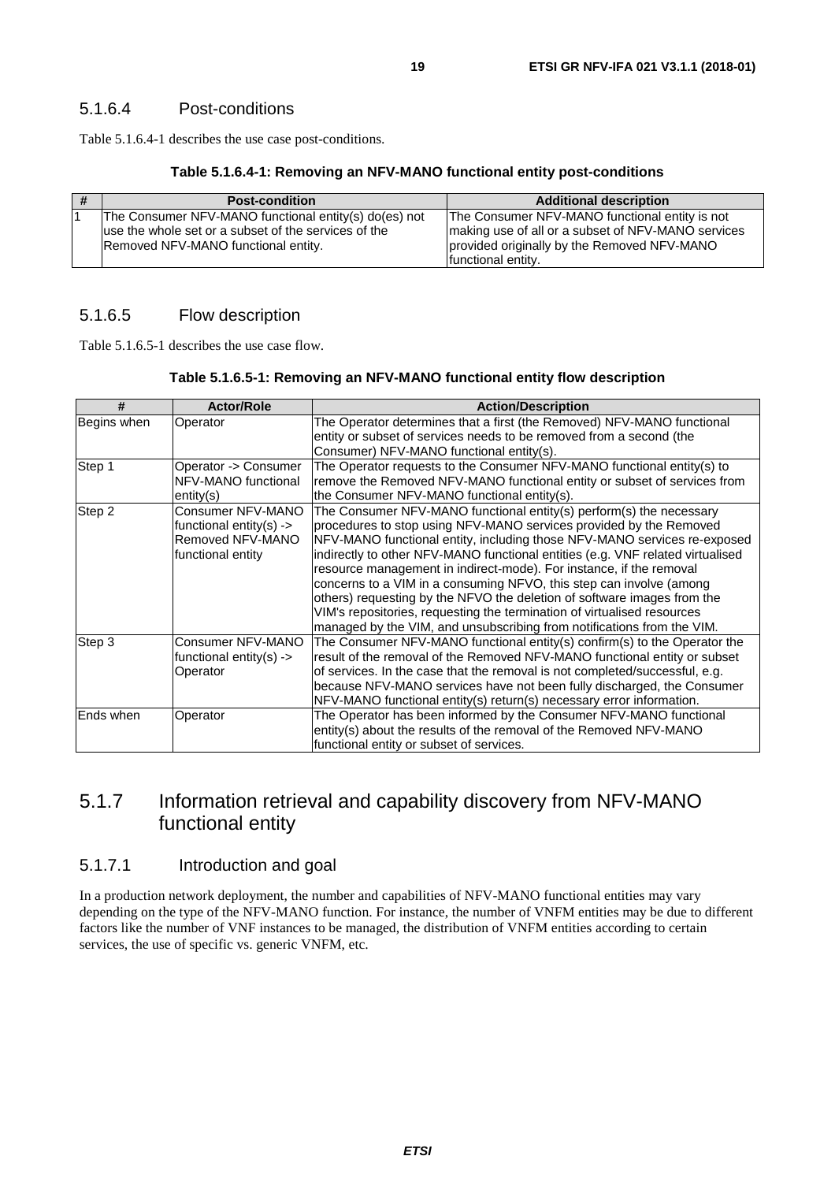### 5.1.6.4 Post-conditions

Table 5.1.6.4-1 describes the use case post-conditions.

**Table 5.1.6.4-1: Removing an NFV-MANO functional entity post-conditions**

| # | Post-condition | Additional description |
|---|---|---|
| 1 | The Consumer NFV-MANO functional entity(s) do(es) not use the whole set or a subset of the services of the Removed NFV-MANO functional entity. | The Consumer NFV-MANO functional entity is not making use of all or a subset of NFV-MANO services provided originally by the Removed NFV-MANO functional entity. |

### 5.1.6.5 Flow description

Table 5.1.6.5-1 describes the use case flow.

**Table 5.1.6.5-1: Removing an NFV-MANO functional entity flow description**

| # | Actor/Role | Action/Description |
|---|---|---|
| Begins when | Operator | The Operator determines that a first (the Removed) NFV-MANO functional entity or subset of services needs to be removed from a second (the Consumer) NFV-MANO functional entity(s). |
| Step 1 | Operator -> Consumer NFV-MANO functional entity(s) | The Operator requests to the Consumer NFV-MANO functional entity(s) to remove the Removed NFV-MANO functional entity or subset of services from the Consumer NFV-MANO functional entity(s). |
| Step 2 | Consumer NFV-MANO functional entity(s) -> Removed NFV-MANO functional entity | The Consumer NFV-MANO functional entity(s) perform(s) the necessary procedures to stop using NFV-MANO services provided by the Removed NFV-MANO functional entity, including those NFV-MANO services re-exposed indirectly to other NFV-MANO functional entities (e.g. VNF related virtualised resource management in indirect-mode). For instance, if the removal concerns to a VIM in a consuming NFVO, this step can involve (among others) requesting by the NFVO the deletion of software images from the VIM's repositories, requesting the termination of virtualised resources managed by the VIM, and unsubscribing from notifications from the VIM. |
| Step 3 | Consumer NFV-MANO functional entity(s) -> Operator | The Consumer NFV-MANO functional entity(s) confirm(s) to the Operator the result of the removal of the Removed NFV-MANO functional entity or subset of services. In the case that the removal is not completed/successful, e.g. because NFV-MANO services have not been fully discharged, the Consumer NFV-MANO functional entity(s) return(s) necessary error information. |
| Ends when | Operator | The Operator has been informed by the Consumer NFV-MANO functional entity(s) about the results of the removal of the Removed NFV-MANO functional entity or subset of services. |

## 5.1.7 Information retrieval and capability discovery from NFV-MANO functional entity

### 5.1.7.1 Introduction and goal

In a production network deployment, the number and capabilities of NFV-MANO functional entities may vary depending on the type of the NFV-MANO function. For instance, the number of VNFM entities may be due to different factors like the number of VNF instances to be managed, the distribution of VNFM entities according to certain services, the use of specific vs. generic VNFM, etc.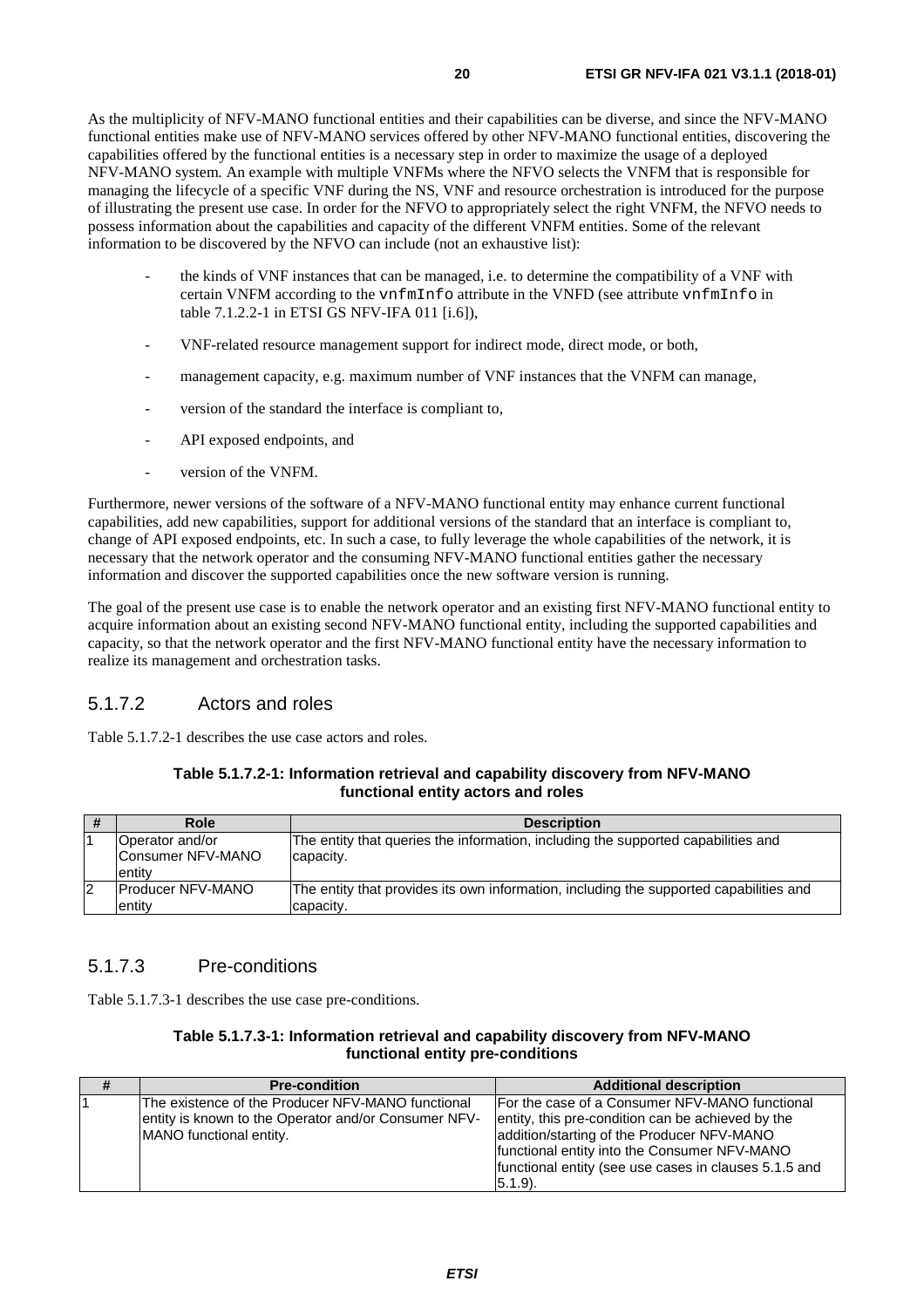As the multiplicity of NFV-MANO functional entities and their capabilities can be diverse, and since the NFV-MANO functional entities make use of NFV-MANO services offered by other NFV-MANO functional entities, discovering the capabilities offered by the functional entities is a necessary step in order to maximize the usage of a deployed NFV-MANO system. An example with multiple VNFMs where the NFVO selects the VNFM that is responsible for managing the lifecycle of a specific VNF during the NS, VNF and resource orchestration is introduced for the purpose of illustrating the present use case. In order for the NFVO to appropriately select the right VNFM, the NFVO needs to possess information about the capabilities and capacity of the different VNFM entities. Some of the relevant information to be discovered by the NFVO can include (not an exhaustive list):

- the kinds of VNF instances that can be managed, i.e. to determine the compatibility of a VNF with certain VNFM according to the `vnfmInfo` attribute in the VNFD (see attribute `vnfmInfo` in table 7.1.2.2-1 in ETSI GS NFV-IFA 011 [i.6]),
- VNF-related resource management support for indirect mode, direct mode, or both,
- management capacity, e.g. maximum number of VNF instances that the VNFM can manage,
- version of the standard the interface is compliant to,
- API exposed endpoints, and
- version of the VNFM.

Furthermore, newer versions of the software of a NFV-MANO functional entity may enhance current functional capabilities, add new capabilities, support for additional versions of the standard that an interface is compliant to, change of API exposed endpoints, etc. In such a case, to fully leverage the whole capabilities of the network, it is necessary that the network operator and the consuming NFV-MANO functional entities gather the necessary information and discover the supported capabilities once the new software version is running.

The goal of the present use case is to enable the network operator and an existing first NFV-MANO functional entity to acquire information about an existing second NFV-MANO functional entity, including the supported capabilities and capacity, so that the network operator and the first NFV-MANO functional entity have the necessary information to realize its management and orchestration tasks.

### 5.1.7.2 Actors and roles

Table 5.1.7.2-1 describes the use case actors and roles.

**Table 5.1.7.2-1: Information retrieval and capability discovery from NFV-MANO functional entity actors and roles**

| # | Role | Description |
|---|---|---|
| 1 | Operator and/or Consumer NFV-MANO entity | The entity that queries the information, including the supported capabilities and capacity. |
| 2 | Producer NFV-MANO entity | The entity that provides its own information, including the supported capabilities and capacity. |

### 5.1.7.3 Pre-conditions

Table 5.1.7.3-1 describes the use case pre-conditions.

**Table 5.1.7.3-1: Information retrieval and capability discovery from NFV-MANO functional entity pre-conditions**

| # | Pre-condition | Additional description |
|---|---|---|
| 1 | The existence of the Producer NFV-MANO functional entity is known to the Operator and/or Consumer NFV-MANO functional entity. | For the case of a Consumer NFV-MANO functional entity, this pre-condition can be achieved by the addition/starting of the Producer NFV-MANO functional entity into the Consumer NFV-MANO functional entity (see use cases in clauses 5.1.5 and 5.1.9). |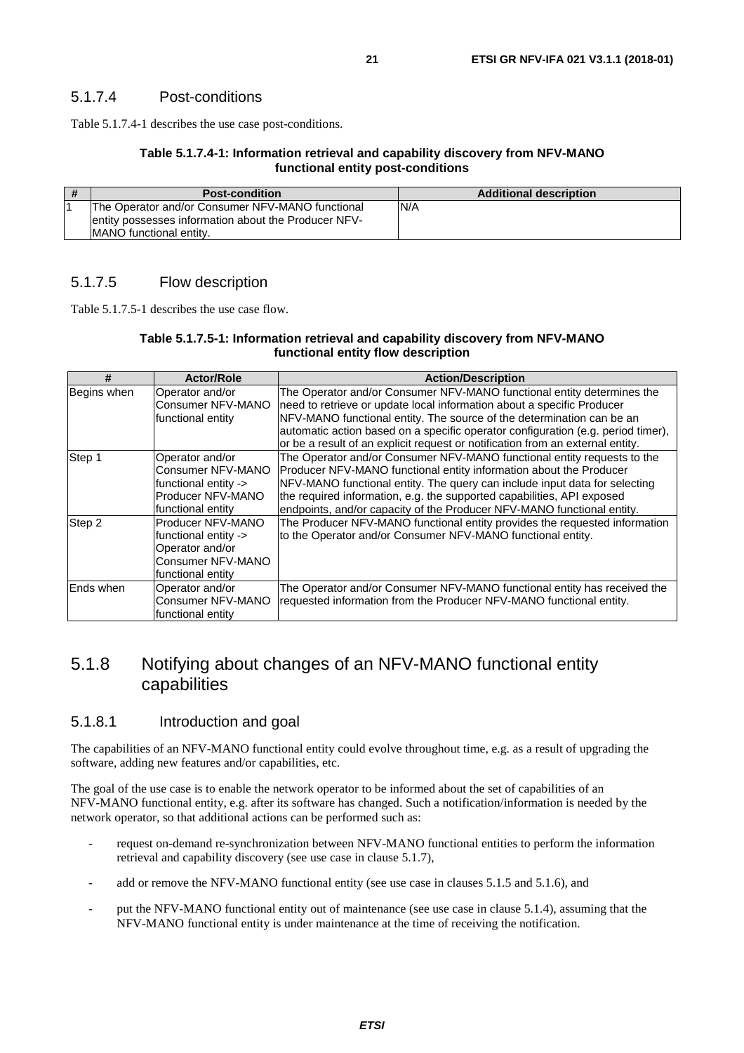#### 5.1.7.4 Post-conditions

Table 5.1.7.4-1 describes the use case post-conditions.

**Table 5.1.7.4-1: Information retrieval and capability discovery from NFV-MANO functional entity post-conditions**

| # | Post-condition | Additional description |
|---|---|---|
| 1 | The Operator and/or Consumer NFV-MANO functional entity possesses information about the Producer NFV-MANO functional entity. | N/A |

#### 5.1.7.5 Flow description

Table 5.1.7.5-1 describes the use case flow.

**Table 5.1.7.5-1: Information retrieval and capability discovery from NFV-MANO functional entity flow description**

| # | Actor/Role | Action/Description |
|---|---|---|
| Begins when | Operator and/or Consumer NFV-MANO functional entity | The Operator and/or Consumer NFV-MANO functional entity determines the need to retrieve or update local information about a specific Producer NFV-MANO functional entity. The source of the determination can be an automatic action based on a specific operator configuration (e.g. period timer), or be a result of an explicit request or notification from an external entity. |
| Step 1 | Operator and/or Consumer NFV-MANO functional entity -> Producer NFV-MANO functional entity | The Operator and/or Consumer NFV-MANO functional entity requests to the Producer NFV-MANO functional entity information about the Producer NFV-MANO functional entity. The query can include input data for selecting the required information, e.g. the supported capabilities, API exposed endpoints, and/or capacity of the Producer NFV-MANO functional entity. |
| Step 2 | Producer NFV-MANO functional entity -> Operator and/or Consumer NFV-MANO functional entity | The Producer NFV-MANO functional entity provides the requested information to the Operator and/or Consumer NFV-MANO functional entity. |
| Ends when | Operator and/or Consumer NFV-MANO functional entity | The Operator and/or Consumer NFV-MANO functional entity has received the requested information from the Producer NFV-MANO functional entity. |

### 5.1.8 Notifying about changes of an NFV-MANO functional entity capabilities

#### 5.1.8.1 Introduction and goal

The capabilities of an NFV-MANO functional entity could evolve throughout time, e.g. as a result of upgrading the software, adding new features and/or capabilities, etc.

The goal of the use case is to enable the network operator to be informed about the set of capabilities of an NFV-MANO functional entity, e.g. after its software has changed. Such a notification/information is needed by the network operator, so that additional actions can be performed such as:

- request on-demand re-synchronization between NFV-MANO functional entities to perform the information retrieval and capability discovery (see use case in clause 5.1.7),
- add or remove the NFV-MANO functional entity (see use case in clauses 5.1.5 and 5.1.6), and
- put the NFV-MANO functional entity out of maintenance (see use case in clause 5.1.4), assuming that the NFV-MANO functional entity is under maintenance at the time of receiving the notification.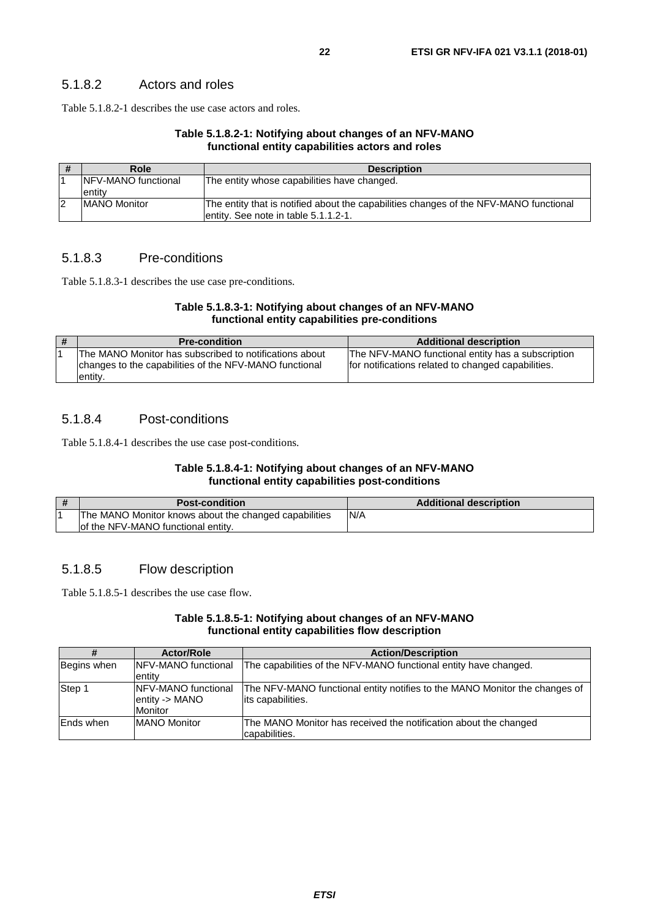### 5.1.8.2 Actors and roles

Table 5.1.8.2-1 describes the use case actors and roles.

**Table 5.1.8.2-1: Notifying about changes of an NFV-MANO functional entity capabilities actors and roles**

| # | Role | Description |
|---|---|---|
| 1 | NFV-MANO functional entity | The entity whose capabilities have changed. |
| 2 | MANO Monitor | The entity that is notified about the capabilities changes of the NFV-MANO functional entity. See note in table 5.1.1.2-1. |

### 5.1.8.3 Pre-conditions

Table 5.1.8.3-1 describes the use case pre-conditions.

**Table 5.1.8.3-1: Notifying about changes of an NFV-MANO functional entity capabilities pre-conditions**

| # | Pre-condition | Additional description |
|---|---|---|
| 1 | The MANO Monitor has subscribed to notifications about changes to the capabilities of the NFV-MANO functional entity. | The NFV-MANO functional entity has a subscription for notifications related to changed capabilities. |

### 5.1.8.4 Post-conditions

Table 5.1.8.4-1 describes the use case post-conditions.

**Table 5.1.8.4-1: Notifying about changes of an NFV-MANO functional entity capabilities post-conditions**

| # | Post-condition | Additional description |
|---|---|---|
| 1 | The MANO Monitor knows about the changed capabilities of the NFV-MANO functional entity. | N/A |

### 5.1.8.5 Flow description

Table 5.1.8.5-1 describes the use case flow.

**Table 5.1.8.5-1: Notifying about changes of an NFV-MANO functional entity capabilities flow description**

| # | Actor/Role | Action/Description |
|---|---|---|
| Begins when | NFV-MANO functional entity | The capabilities of the NFV-MANO functional entity have changed. |
| Step 1 | NFV-MANO functional entity -> MANO Monitor | The NFV-MANO functional entity notifies to the MANO Monitor the changes of its capabilities. |
| Ends when | MANO Monitor | The MANO Monitor has received the notification about the changed capabilities. |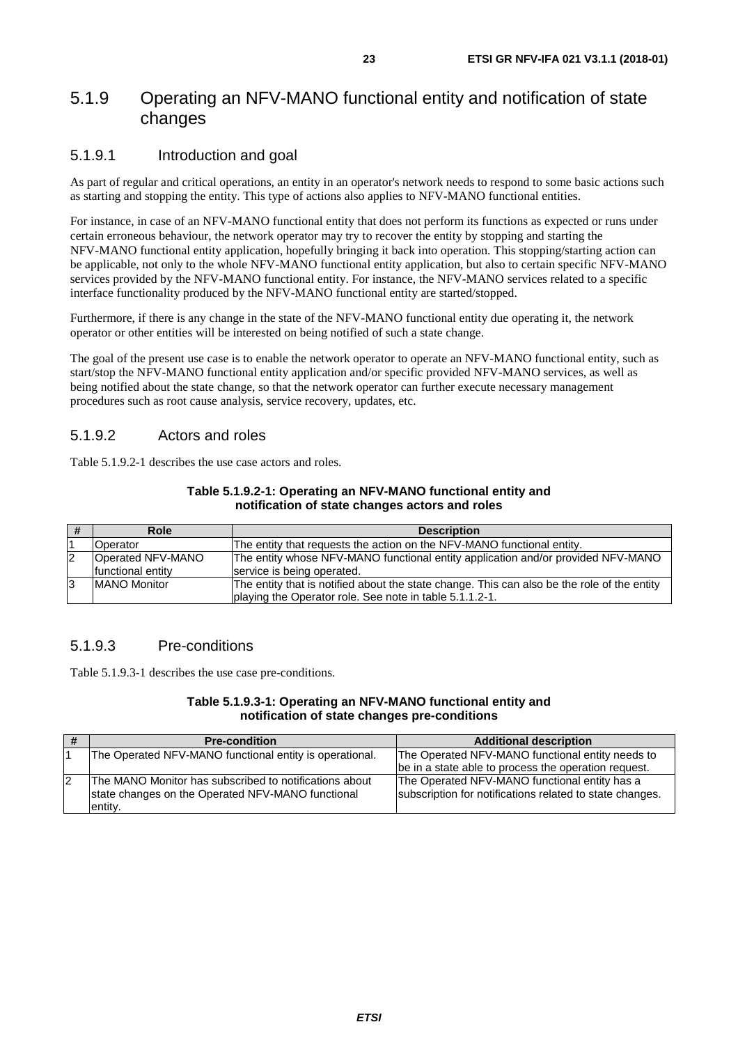## 5.1.9 Operating an NFV-MANO functional entity and notification of state changes

### 5.1.9.1 Introduction and goal

As part of regular and critical operations, an entity in an operator's network needs to respond to some basic actions such as starting and stopping the entity. This type of actions also applies to NFV-MANO functional entities.

For instance, in case of an NFV-MANO functional entity that does not perform its functions as expected or runs under certain erroneous behaviour, the network operator may try to recover the entity by stopping and starting the NFV-MANO functional entity application, hopefully bringing it back into operation. This stopping/starting action can be applicable, not only to the whole NFV-MANO functional entity application, but also to certain specific NFV-MANO services provided by the NFV-MANO functional entity. For instance, the NFV-MANO services related to a specific interface functionality produced by the NFV-MANO functional entity are started/stopped.

Furthermore, if there is any change in the state of the NFV-MANO functional entity due operating it, the network operator or other entities will be interested on being notified of such a state change.

The goal of the present use case is to enable the network operator to operate an NFV-MANO functional entity, such as start/stop the NFV-MANO functional entity application and/or specific provided NFV-MANO services, as well as being notified about the state change, so that the network operator can further execute necessary management procedures such as root cause analysis, service recovery, updates, etc.

### 5.1.9.2 Actors and roles

Table 5.1.9.2-1 describes the use case actors and roles.

**Table 5.1.9.2-1: Operating an NFV-MANO functional entity and notification of state changes actors and roles**

| # | Role | Description |
|---|---|---|
| 1 | Operator | The entity that requests the action on the NFV-MANO functional entity. |
| 2 | Operated NFV-MANO functional entity | The entity whose NFV-MANO functional entity application and/or provided NFV-MANO service is being operated. |
| 3 | MANO Monitor | The entity that is notified about the state change. This can also be the role of the entity playing the Operator role. See note in table 5.1.1.2-1. |

### 5.1.9.3 Pre-conditions

Table 5.1.9.3-1 describes the use case pre-conditions.

**Table 5.1.9.3-1: Operating an NFV-MANO functional entity and notification of state changes pre-conditions**

| # | Pre-condition | Additional description |
|---|---|---|
| 1 | The Operated NFV-MANO functional entity is operational. | The Operated NFV-MANO functional entity needs to be in a state able to process the operation request. |
| 2 | The MANO Monitor has subscribed to notifications about state changes on the Operated NFV-MANO functional entity. | The Operated NFV-MANO functional entity has a subscription for notifications related to state changes. |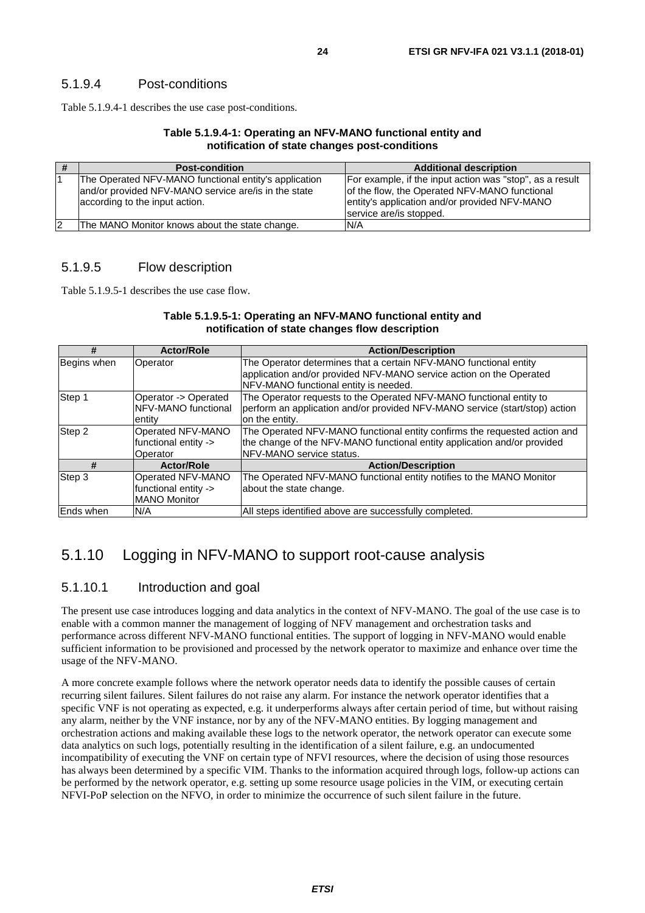### 5.1.9.4 Post-conditions

Table 5.1.9.4-1 describes the use case post-conditions.

**Table 5.1.9.4-1: Operating an NFV-MANO functional entity and notification of state changes post-conditions**

| # | Post-condition | Additional description |
|---|---|---|
| 1 | The Operated NFV-MANO functional entity's application and/or provided NFV-MANO service are/is in the state according to the input action. | For example, if the input action was "stop", as a result of the flow, the Operated NFV-MANO functional entity's application and/or provided NFV-MANO service are/is stopped. |
| 2 | The MANO Monitor knows about the state change. | N/A |

### 5.1.9.5 Flow description

Table 5.1.9.5-1 describes the use case flow.

**Table 5.1.9.5-1: Operating an NFV-MANO functional entity and notification of state changes flow description**

| # | Actor/Role | Action/Description |
|---|---|---|
| Begins when | Operator | The Operator determines that a certain NFV-MANO functional entity application and/or provided NFV-MANO service action on the Operated NFV-MANO functional entity is needed. |
| Step 1 | Operator -> Operated NFV-MANO functional entity | The Operator requests to the Operated NFV-MANO functional entity to perform an application and/or provided NFV-MANO service (start/stop) action on the entity. |
| Step 2 | Operated NFV-MANO functional entity -> Operator | The Operated NFV-MANO functional entity confirms the requested action and the change of the NFV-MANO functional entity application and/or provided NFV-MANO service status. |
| **#** | **Actor/Role** | **Action/Description** |
| Step 3 | Operated NFV-MANO functional entity -> MANO Monitor | The Operated NFV-MANO functional entity notifies to the MANO Monitor about the state change. |
| Ends when | N/A | All steps identified above are successfully completed. |

## 5.1.10 Logging in NFV-MANO to support root-cause analysis

### 5.1.10.1 Introduction and goal

The present use case introduces logging and data analytics in the context of NFV-MANO. The goal of the use case is to enable with a common manner the management of logging of NFV management and orchestration tasks and performance across different NFV-MANO functional entities. The support of logging in NFV-MANO would enable sufficient information to be provisioned and processed by the network operator to maximize and enhance over time the usage of the NFV-MANO.

A more concrete example follows where the network operator needs data to identify the possible causes of certain recurring silent failures. Silent failures do not raise any alarm. For instance the network operator identifies that a specific VNF is not operating as expected, e.g. it underperforms always after certain period of time, but without raising any alarm, neither by the VNF instance, nor by any of the NFV-MANO entities. By logging management and orchestration actions and making available these logs to the network operator, the network operator can execute some data analytics on such logs, potentially resulting in the identification of a silent failure, e.g. an undocumented incompatibility of executing the VNF on certain type of NFVI resources, where the decision of using those resources has always been determined by a specific VIM. Thanks to the information acquired through logs, follow-up actions can be performed by the network operator, e.g. setting up some resource usage policies in the VIM, or executing certain NFVI-PoP selection on the NFVO, in order to minimize the occurrence of such silent failure in the future.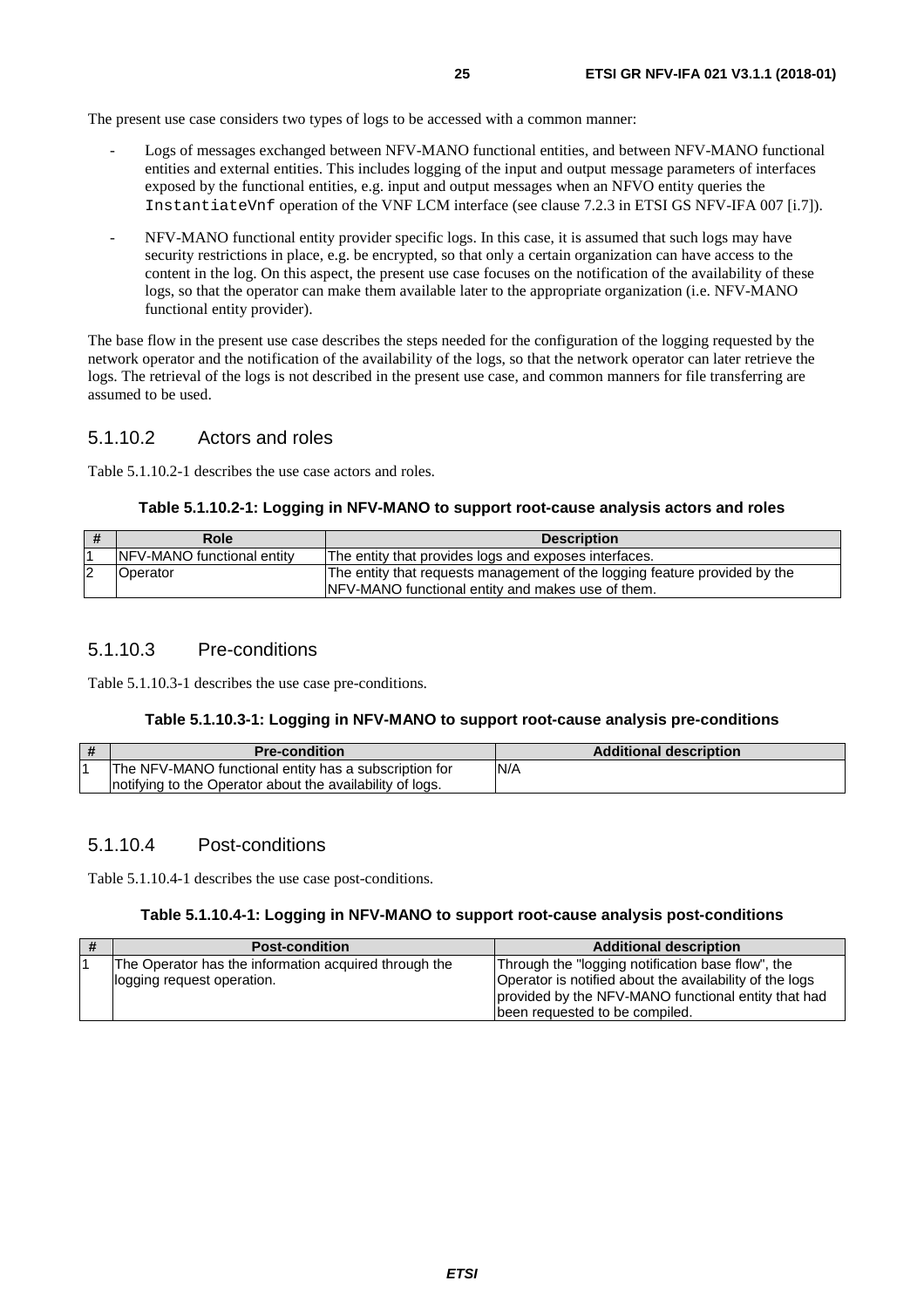The present use case considers two types of logs to be accessed with a common manner:

- Logs of messages exchanged between NFV-MANO functional entities, and between NFV-MANO functional entities and external entities. This includes logging of the input and output message parameters of interfaces exposed by the functional entities, e.g. input and output messages when an NFVO entity queries the `InstantiateVnf` operation of the VNF LCM interface (see clause 7.2.3 in ETSI GS NFV-IFA 007 [i.7]).
- NFV-MANO functional entity provider specific logs. In this case, it is assumed that such logs may have security restrictions in place, e.g. be encrypted, so that only a certain organization can have access to the content in the log. On this aspect, the present use case focuses on the notification of the availability of these logs, so that the operator can make them available later to the appropriate organization (i.e. NFV-MANO functional entity provider).

The base flow in the present use case describes the steps needed for the configuration of the logging requested by the network operator and the notification of the availability of the logs, so that the network operator can later retrieve the logs. The retrieval of the logs is not described in the present use case, and common manners for file transferring are assumed to be used.

### 5.1.10.2 Actors and roles

Table 5.1.10.2-1 describes the use case actors and roles.

**Table 5.1.10.2-1: Logging in NFV-MANO to support root-cause analysis actors and roles**

| # | Role | Description |
|---|---|---|
| 1 | NFV-MANO functional entity | The entity that provides logs and exposes interfaces. |
| 2 | Operator | The entity that requests management of the logging feature provided by the NFV-MANO functional entity and makes use of them. |

### 5.1.10.3 Pre-conditions

Table 5.1.10.3-1 describes the use case pre-conditions.

**Table 5.1.10.3-1: Logging in NFV-MANO to support root-cause analysis pre-conditions**

| # | Pre-condition | Additional description |
|---|---|---|
| 1 | The NFV-MANO functional entity has a subscription for notifying to the Operator about the availability of logs. | N/A |

### 5.1.10.4 Post-conditions

Table 5.1.10.4-1 describes the use case post-conditions.

**Table 5.1.10.4-1: Logging in NFV-MANO to support root-cause analysis post-conditions**

| # | Post-condition | Additional description |
|---|---|---|
| 1 | The Operator has the information acquired through the logging request operation. | Through the "logging notification base flow", the Operator is notified about the availability of the logs provided by the NFV-MANO functional entity that had been requested to be compiled. |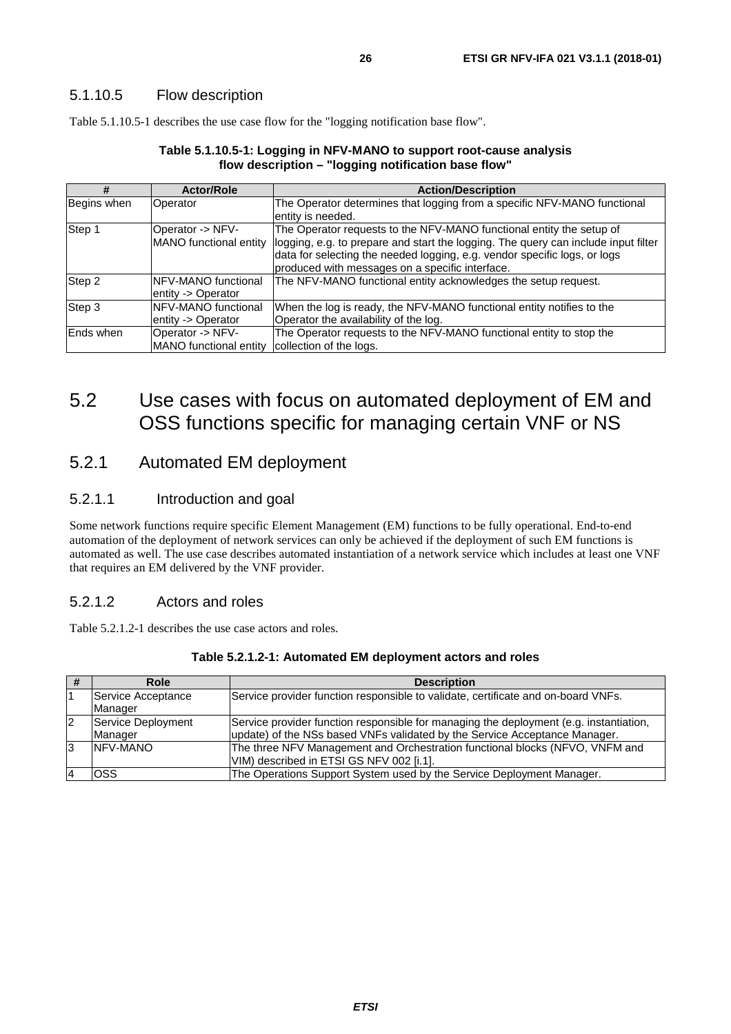### 5.1.10.5 Flow description

Table 5.1.10.5-1 describes the use case flow for the "logging notification base flow".

**Table 5.1.10.5-1: Logging in NFV-MANO to support root-cause analysis flow description – "logging notification base flow"**

| # | Actor/Role | Action/Description |
|---|---|---|
| Begins when | Operator | The Operator determines that logging from a specific NFV-MANO functional entity is needed. |
| Step 1 | Operator -> NFV-MANO functional entity | The Operator requests to the NFV-MANO functional entity the setup of logging, e.g. to prepare and start the logging. The query can include input filter data for selecting the needed logging, e.g. vendor specific logs, or logs produced with messages on a specific interface. |
| Step 2 | NFV-MANO functional entity -> Operator | The NFV-MANO functional entity acknowledges the setup request. |
| Step 3 | NFV-MANO functional entity -> Operator | When the log is ready, the NFV-MANO functional entity notifies to the Operator the availability of the log. |
| Ends when | Operator -> NFV-MANO functional entity | The Operator requests to the NFV-MANO functional entity to stop the collection of the logs. |

## 5.2 Use cases with focus on automated deployment of EM and OSS functions specific for managing certain VNF or NS

### 5.2.1 Automated EM deployment

#### 5.2.1.1 Introduction and goal

Some network functions require specific Element Management (EM) functions to be fully operational. End-to-end automation of the deployment of network services can only be achieved if the deployment of such EM functions is automated as well. The use case describes automated instantiation of a network service which includes at least one VNF that requires an EM delivered by the VNF provider.

#### 5.2.1.2 Actors and roles

Table 5.2.1.2-1 describes the use case actors and roles.

**Table 5.2.1.2-1: Automated EM deployment actors and roles**

| # | Role | Description |
|---|---|---|
| 1 | Service Acceptance Manager | Service provider function responsible to validate, certificate and on-board VNFs. |
| 2 | Service Deployment Manager | Service provider function responsible for managing the deployment (e.g. instantiation, update) of the NSs based VNFs validated by the Service Acceptance Manager. |
| 3 | NFV-MANO | The three NFV Management and Orchestration functional blocks (NFVO, VNFM and VIM) described in ETSI GS NFV 002 [i.1]. |
| 4 | OSS | The Operations Support System used by the Service Deployment Manager. |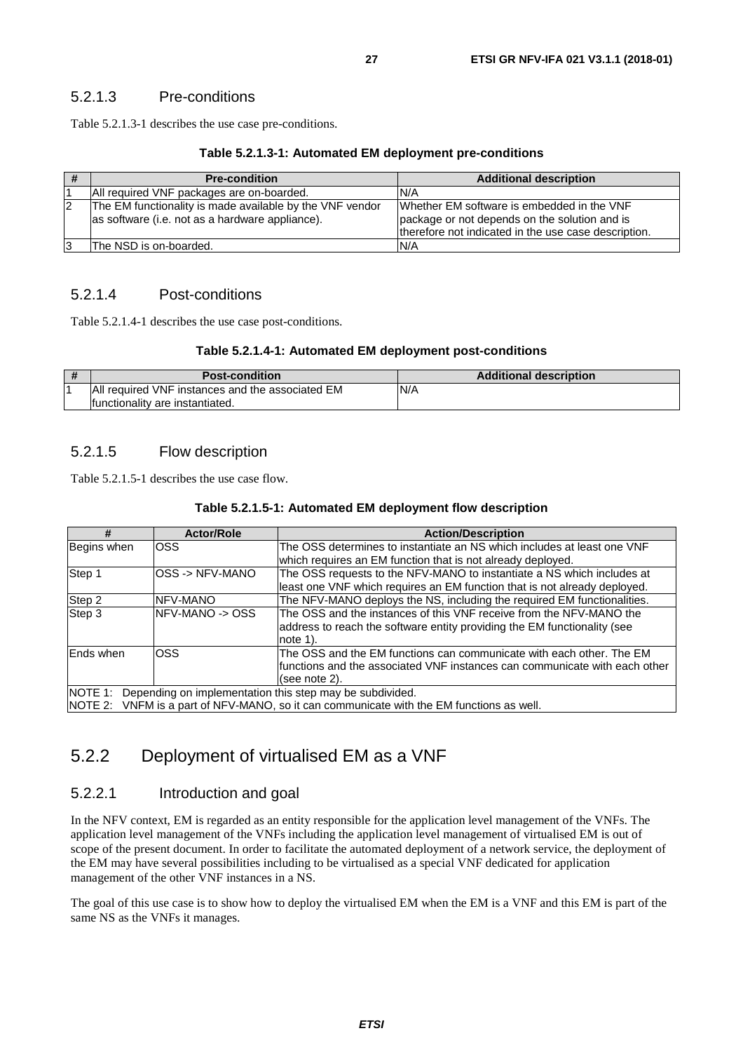### 5.2.1.3 Pre-conditions

Table 5.2.1.3-1 describes the use case pre-conditions.

**Table 5.2.1.3-1: Automated EM deployment pre-conditions**

| # | Pre-condition | Additional description |
|---|---|---|
| 1 | All required VNF packages are on-boarded. | N/A |
| 2 | The EM functionality is made available by the VNF vendor as software (i.e. not as a hardware appliance). | Whether EM software is embedded in the VNF package or not depends on the solution and is therefore not indicated in the use case description. |
| 3 | The NSD is on-boarded. | N/A |

### 5.2.1.4 Post-conditions

Table 5.2.1.4-1 describes the use case post-conditions.

**Table 5.2.1.4-1: Automated EM deployment post-conditions**

| # | Post-condition | Additional description |
|---|---|---|
| 1 | All required VNF instances and the associated EM functionality are instantiated. | N/A |

### 5.2.1.5 Flow description

Table 5.2.1.5-1 describes the use case flow.

**Table 5.2.1.5-1: Automated EM deployment flow description**

| # | Actor/Role | Action/Description |
|---|---|---|
| Begins when | OSS | The OSS determines to instantiate an NS which includes at least one VNF which requires an EM function that is not already deployed. |
| Step 1 | OSS -> NFV-MANO | The OSS requests to the NFV-MANO to instantiate a NS which includes at least one VNF which requires an EM function that is not already deployed. |
| Step 2 | NFV-MANO | The NFV-MANO deploys the NS, including the required EM functionalities. |
| Step 3 | NFV-MANO -> OSS | The OSS and the instances of this VNF receive from the NFV-MANO the address to reach the software entity providing the EM functionality (see note 1). |
| Ends when | OSS | The OSS and the EM functions can communicate with each other. The EM functions and the associated VNF instances can communicate with each other (see note 2). |
| NOTE 1: Depending on implementation this step may be subdivided.<br>NOTE 2: VNFM is a part of NFV-MANO, so it can communicate with the EM functions as well. | | |

## 5.2.2 Deployment of virtualised EM as a VNF

### 5.2.2.1 Introduction and goal

In the NFV context, EM is regarded as an entity responsible for the application level management of the VNFs. The application level management of the VNFs including the application level management of virtualised EM is out of scope of the present document. In order to facilitate the automated deployment of a network service, the deployment of the EM may have several possibilities including to be virtualised as a special VNF dedicated for application management of the other VNF instances in a NS.

The goal of this use case is to show how to deploy the virtualised EM when the EM is a VNF and this EM is part of the same NS as the VNFs it manages.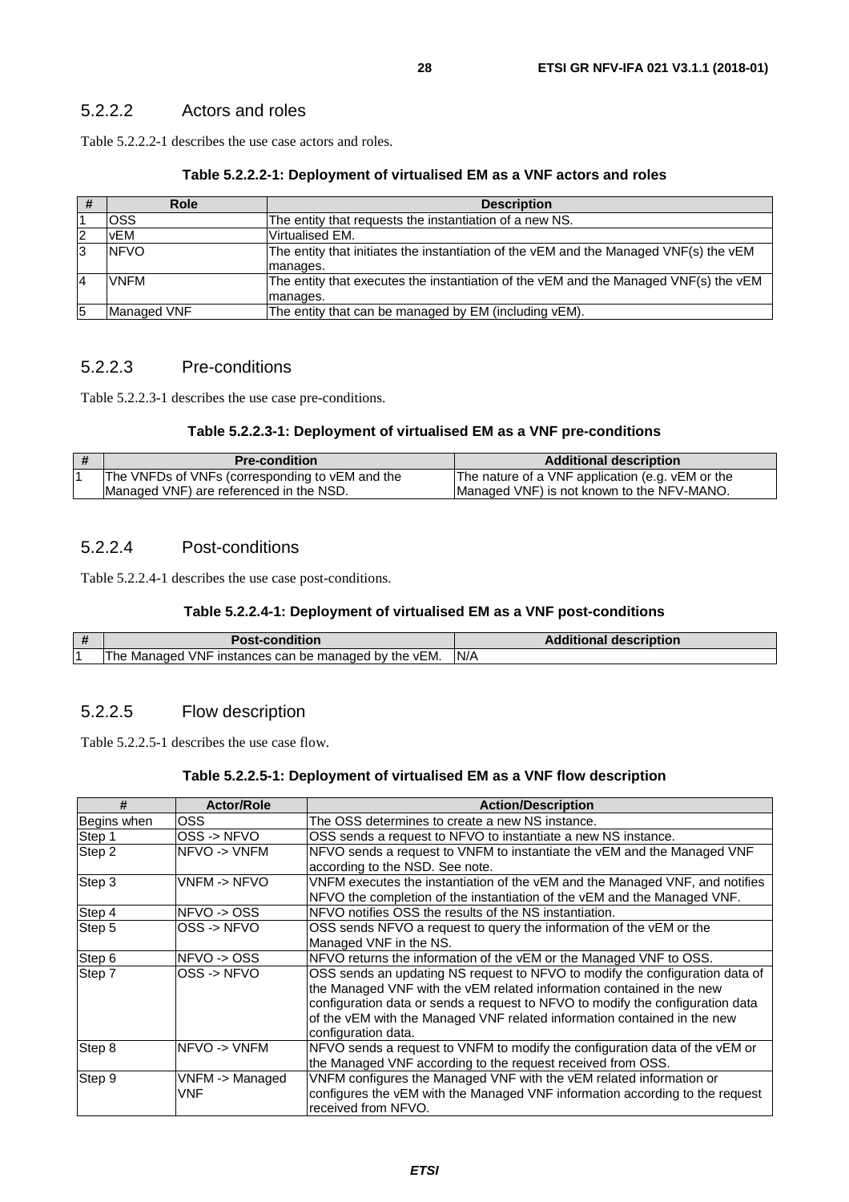### 5.2.2.2 Actors and roles

Table 5.2.2.2-1 describes the use case actors and roles.

**Table 5.2.2.2-1: Deployment of virtualised EM as a VNF actors and roles**

| # | Role | Description |
|---|---|---|
| 1 | OSS | The entity that requests the instantiation of a new NS. |
| 2 | vEM | Virtualised EM. |
| 3 | NFVO | The entity that initiates the instantiation of the vEM and the Managed VNF(s) the vEM manages. |
| 4 | VNFM | The entity that executes the instantiation of the vEM and the Managed VNF(s) the vEM manages. |
| 5 | Managed VNF | The entity that can be managed by EM (including vEM). |

### 5.2.2.3 Pre-conditions

Table 5.2.2.3-1 describes the use case pre-conditions.

**Table 5.2.2.3-1: Deployment of virtualised EM as a VNF pre-conditions**

| # | Pre-condition | Additional description |
|---|---|---|
| 1 | The VNFDs of VNFs (corresponding to vEM and the Managed VNF) are referenced in the NSD. | The nature of a VNF application (e.g. vEM or the Managed VNF) is not known to the NFV-MANO. |

### 5.2.2.4 Post-conditions

Table 5.2.2.4-1 describes the use case post-conditions.

**Table 5.2.2.4-1: Deployment of virtualised EM as a VNF post-conditions**

| # | Post-condition | Additional description |
|---|---|---|
| 1 | The Managed VNF instances can be managed by the vEM. | N/A |

### 5.2.2.5 Flow description

Table 5.2.2.5-1 describes the use case flow.

**Table 5.2.2.5-1: Deployment of virtualised EM as a VNF flow description**

| # | Actor/Role | Action/Description |
|---|---|---|
| Begins when | OSS | The OSS determines to create a new NS instance. |
| Step 1 | OSS -> NFVO | OSS sends a request to NFVO to instantiate a new NS instance. |
| Step 2 | NFVO -> VNFM | NFVO sends a request to VNFM to instantiate the vEM and the Managed VNF according to the NSD. See note. |
| Step 3 | VNFM -> NFVO | VNFM executes the instantiation of the vEM and the Managed VNF, and notifies NFVO the completion of the instantiation of the vEM and the Managed VNF. |
| Step 4 | NFVO -> OSS | NFVO notifies OSS the results of the NS instantiation. |
| Step 5 | OSS -> NFVO | OSS sends NFVO a request to query the information of the vEM or the Managed VNF in the NS. |
| Step 6 | NFVO -> OSS | NFVO returns the information of the vEM or the Managed VNF to OSS. |
| Step 7 | OSS -> NFVO | OSS sends an updating NS request to NFVO to modify the configuration data of the Managed VNF with the vEM related information contained in the new configuration data or sends a request to NFVO to modify the configuration data of the vEM with the Managed VNF related information contained in the new configuration data. |
| Step 8 | NFVO -> VNFM | NFVO sends a request to VNFM to modify the configuration data of the vEM or the Managed VNF according to the request received from OSS. |
| Step 9 | VNFM -> Managed VNF | VNFM configures the Managed VNF with the vEM related information or configures the vEM with the Managed VNF information according to the request received from NFVO. |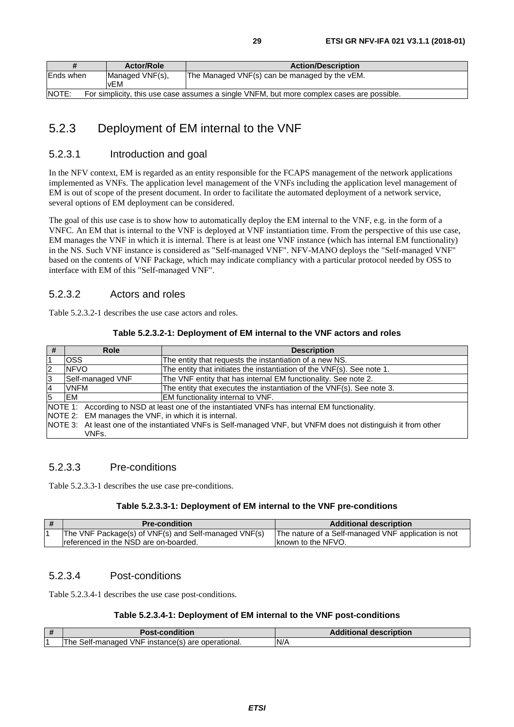| # | Actor/Role | Action/Description |
| --- | --- | --- |
| Ends when | Managed VNF(s), vEM | The Managed VNF(s) can be managed by the vEM. |
| NOTE: For simplicity, this use case assumes a single VNFM, but more complex cases are possible. | | |

## 5.2.3 Deployment of EM internal to the VNF

### 5.2.3.1 Introduction and goal

In the NFV context, EM is regarded as an entity responsible for the FCAPS management of the network applications implemented as VNFs. The application level management of the VNFs including the application level management of EM is out of scope of the present document. In order to facilitate the automated deployment of a network service, several options of EM deployment can be considered.

The goal of this use case is to show how to automatically deploy the EM internal to the VNF, e.g. in the form of a VNFC. An EM that is internal to the VNF is deployed at VNF instantiation time. From the perspective of this use case, EM manages the VNF in which it is internal. There is at least one VNF instance (which has internal EM functionality) in the NS. Such VNF instance is considered as "Self-managed VNF". NFV-MANO deploys the "Self-managed VNF" based on the contents of VNF Package, which may indicate compliancy with a particular protocol needed by OSS to interface with EM of this "Self-managed VNF".

### 5.2.3.2 Actors and roles

Table 5.2.3.2-1 describes the use case actors and roles.

**Table 5.2.3.2-1: Deployment of EM internal to the VNF actors and roles**

| # | Role | Description |
| --- | --- | --- |
| 1 | OSS | The entity that requests the instantiation of a new NS. |
| 2 | NFVO | The entity that initiates the instantiation of the VNF(s). See note 1. |
| 3 | Self-managed VNF | The VNF entity that has internal EM functionality. See note 2. |
| 4 | VNFM | The entity that executes the instantiation of the VNF(s). See note 3. |
| 5 | EM | EM functionality internal to VNF. |
| NOTE 1: According to NSD at least one of the instantiated VNFs has internal EM functionality.<br>NOTE 2: EM manages the VNF, in which it is internal.<br>NOTE 3: At least one of the instantiated VNFs is Self-managed VNF, but VNFM does not distinguish it from other VNFs. | | |

### 5.2.3.3 Pre-conditions

Table 5.2.3.3-1 describes the use case pre-conditions.

**Table 5.2.3.3-1: Deployment of EM internal to the VNF pre-conditions**

| # | Pre-condition | Additional description |
| --- | --- | --- |
| 1 | The VNF Package(s) of VNF(s) and Self-managed VNF(s) referenced in the NSD are on-boarded. | The nature of a Self-managed VNF application is not known to the NFVO. |

### 5.2.3.4 Post-conditions

Table 5.2.3.4-1 describes the use case post-conditions.

**Table 5.2.3.4-1: Deployment of EM internal to the VNF post-conditions**

| # | Post-condition | Additional description |
| --- | --- | --- |
| 1 | The Self-managed VNF instance(s) are operational. | N/A |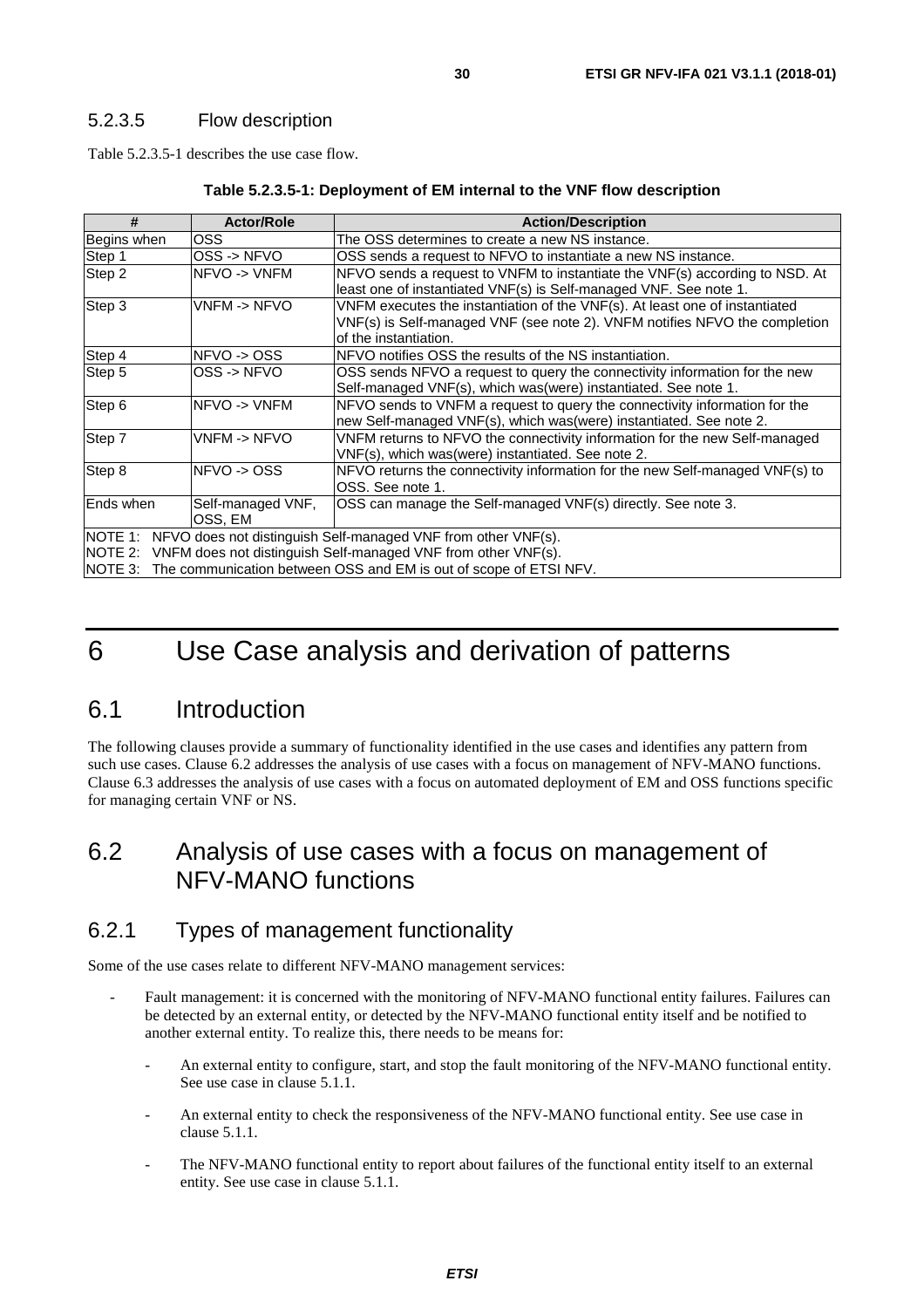### 5.2.3.5 Flow description

Table 5.2.3.5-1 describes the use case flow.

**Table 5.2.3.5-1: Deployment of EM internal to the VNF flow description**

| # | Actor/Role | Action/Description |
|---|---|---|
| Begins when | OSS | The OSS determines to create a new NS instance. |
| Step 1 | OSS -> NFVO | OSS sends a request to NFVO to instantiate a new NS instance. |
| Step 2 | NFVO -> VNFM | NFVO sends a request to VNFM to instantiate the VNF(s) according to NSD. At least one of instantiated VNF(s) is Self-managed VNF. See note 1. |
| Step 3 | VNFM -> NFVO | VNFM executes the instantiation of the VNF(s). At least one of instantiated VNF(s) is Self-managed VNF (see note 2). VNFM notifies NFVO the completion of the instantiation. |
| Step 4 | NFVO -> OSS | NFVO notifies OSS the results of the NS instantiation. |
| Step 5 | OSS -> NFVO | OSS sends NFVO a request to query the connectivity information for the new Self-managed VNF(s), which was(were) instantiated. See note 1. |
| Step 6 | NFVO -> VNFM | NFVO sends to VNFM a request to query the connectivity information for the new Self-managed VNF(s), which was(were) instantiated. See note 2. |
| Step 7 | VNFM -> NFVO | VNFM returns to NFVO the connectivity information for the new Self-managed VNF(s), which was(were) instantiated. See note 2. |
| Step 8 | NFVO -> OSS | NFVO returns the connectivity information for the new Self-managed VNF(s) to OSS. See note 1. |
| Ends when | Self-managed VNF, OSS, EM | OSS can manage the Self-managed VNF(s) directly. See note 3. |
| NOTE 1: NFVO does not distinguish Self-managed VNF from other VNF(s).<br>NOTE 2: VNFM does not distinguish Self-managed VNF from other VNF(s).<br>NOTE 3: The communication between OSS and EM is out of scope of ETSI NFV. | | |

# 6 Use Case analysis and derivation of patterns

## 6.1 Introduction

The following clauses provide a summary of functionality identified in the use cases and identifies any pattern from such use cases. Clause 6.2 addresses the analysis of use cases with a focus on management of NFV-MANO functions. Clause 6.3 addresses the analysis of use cases with a focus on automated deployment of EM and OSS functions specific for managing certain VNF or NS.

## 6.2 Analysis of use cases with a focus on management of NFV-MANO functions

### 6.2.1 Types of management functionality

Some of the use cases relate to different NFV-MANO management services:

- Fault management: it is concerned with the monitoring of NFV-MANO functional entity failures. Failures can be detected by an external entity, or detected by the NFV-MANO functional entity itself and be notified to another external entity. To realize this, there needs to be means for:
    - An external entity to configure, start, and stop the fault monitoring of the NFV-MANO functional entity. See use case in clause 5.1.1.
    - An external entity to check the responsiveness of the NFV-MANO functional entity. See use case in clause 5.1.1.
    - The NFV-MANO functional entity to report about failures of the functional entity itself to an external entity. See use case in clause 5.1.1.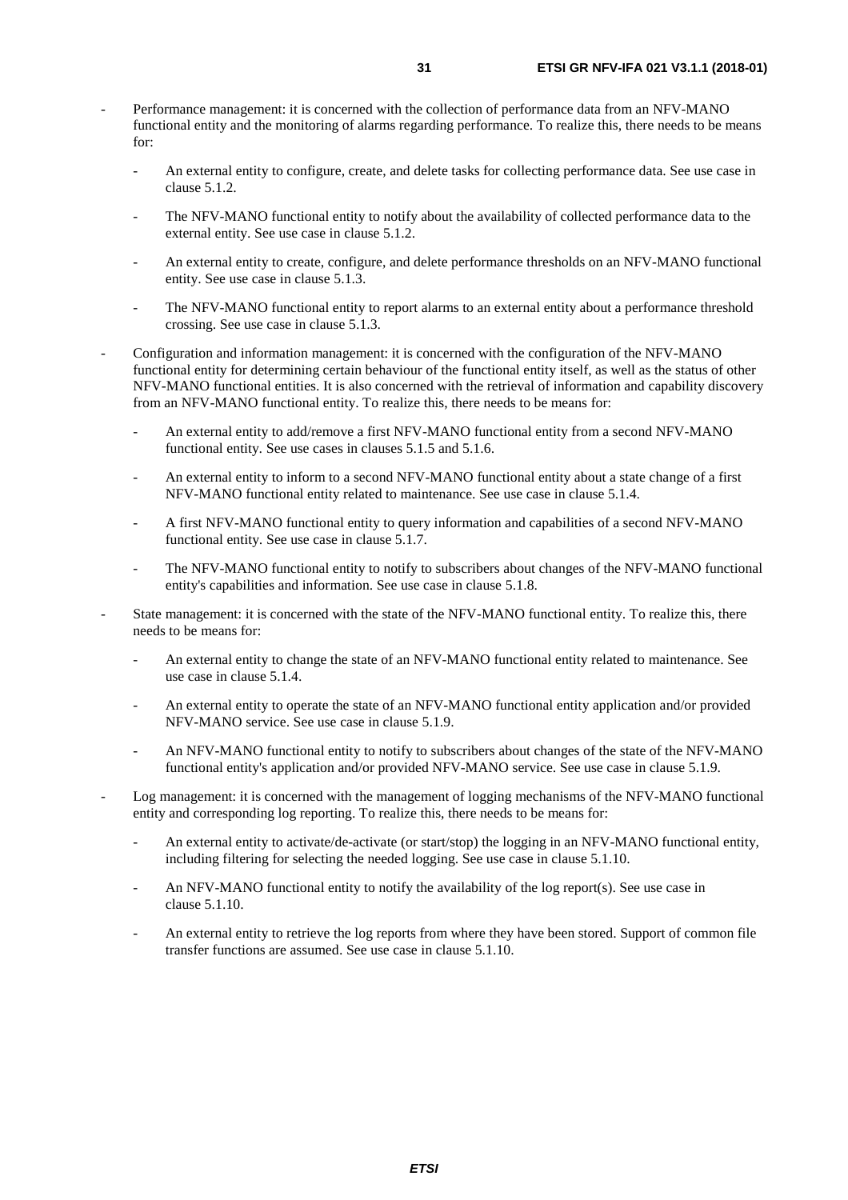- Performance management: it is concerned with the collection of performance data from an NFV-MANO functional entity and the monitoring of alarms regarding performance. To realize this, there needs to be means for:
    - An external entity to configure, create, and delete tasks for collecting performance data. See use case in clause 5.1.2.
    - The NFV-MANO functional entity to notify about the availability of collected performance data to the external entity. See use case in clause 5.1.2.
    - An external entity to create, configure, and delete performance thresholds on an NFV-MANO functional entity. See use case in clause 5.1.3.
    - The NFV-MANO functional entity to report alarms to an external entity about a performance threshold crossing. See use case in clause 5.1.3.
- Configuration and information management: it is concerned with the configuration of the NFV-MANO functional entity for determining certain behaviour of the functional entity itself, as well as the status of other NFV-MANO functional entities. It is also concerned with the retrieval of information and capability discovery from an NFV-MANO functional entity. To realize this, there needs to be means for:
    - An external entity to add/remove a first NFV-MANO functional entity from a second NFV-MANO functional entity. See use cases in clauses 5.1.5 and 5.1.6.
    - An external entity to inform to a second NFV-MANO functional entity about a state change of a first NFV-MANO functional entity related to maintenance. See use case in clause 5.1.4.
    - A first NFV-MANO functional entity to query information and capabilities of a second NFV-MANO functional entity. See use case in clause 5.1.7.
    - The NFV-MANO functional entity to notify to subscribers about changes of the NFV-MANO functional entity's capabilities and information. See use case in clause 5.1.8.
- State management: it is concerned with the state of the NFV-MANO functional entity. To realize this, there needs to be means for:
    - An external entity to change the state of an NFV-MANO functional entity related to maintenance. See use case in clause 5.1.4.
    - An external entity to operate the state of an NFV-MANO functional entity application and/or provided NFV-MANO service. See use case in clause 5.1.9.
    - An NFV-MANO functional entity to notify to subscribers about changes of the state of the NFV-MANO functional entity's application and/or provided NFV-MANO service. See use case in clause 5.1.9.
- Log management: it is concerned with the management of logging mechanisms of the NFV-MANO functional entity and corresponding log reporting. To realize this, there needs to be means for:
    - An external entity to activate/de-activate (or start/stop) the logging in an NFV-MANO functional entity, including filtering for selecting the needed logging. See use case in clause 5.1.10.
    - An NFV-MANO functional entity to notify the availability of the log report(s). See use case in clause 5.1.10.
    - An external entity to retrieve the log reports from where they have been stored. Support of common file transfer functions are assumed. See use case in clause 5.1.10.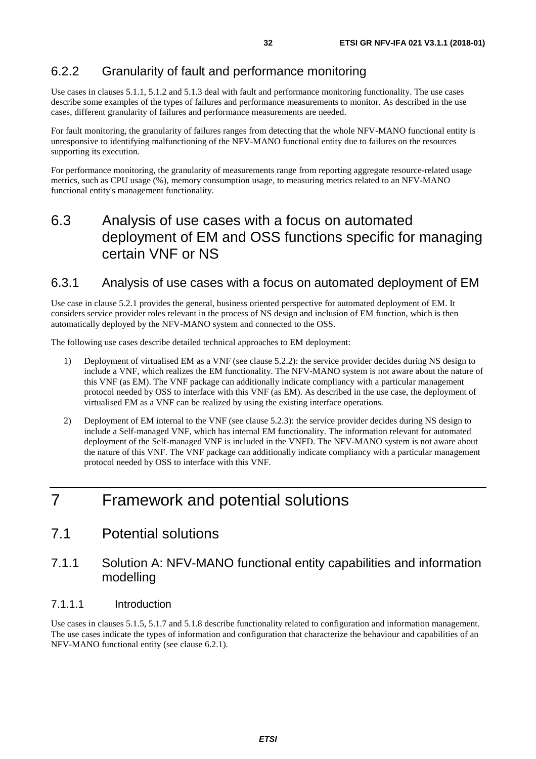### 6.2.2 Granularity of fault and performance monitoring

Use cases in clauses 5.1.1, 5.1.2 and 5.1.3 deal with fault and performance monitoring functionality. The use cases describe some examples of the types of failures and performance measurements to monitor. As described in the use cases, different granularity of failures and performance measurements are needed.

For fault monitoring, the granularity of failures ranges from detecting that the whole NFV-MANO functional entity is unresponsive to identifying malfunctioning of the NFV-MANO functional entity due to failures on the resources supporting its execution.

For performance monitoring, the granularity of measurements range from reporting aggregate resource-related usage metrics, such as CPU usage (%), memory consumption usage, to measuring metrics related to an NFV-MANO functional entity's management functionality.

## 6.3 Analysis of use cases with a focus on automated deployment of EM and OSS functions specific for managing certain VNF or NS

### 6.3.1 Analysis of use cases with a focus on automated deployment of EM

Use case in clause 5.2.1 provides the general, business oriented perspective for automated deployment of EM. It considers service provider roles relevant in the process of NS design and inclusion of EM function, which is then automatically deployed by the NFV-MANO system and connected to the OSS.

The following use cases describe detailed technical approaches to EM deployment:

1) Deployment of virtualised EM as a VNF (see clause 5.2.2): the service provider decides during NS design to include a VNF, which realizes the EM functionality. The NFV-MANO system is not aware about the nature of this VNF (as EM). The VNF package can additionally indicate compliancy with a particular management protocol needed by OSS to interface with this VNF (as EM). As described in the use case, the deployment of virtualised EM as a VNF can be realized by using the existing interface operations.

2) Deployment of EM internal to the VNF (see clause 5.2.3): the service provider decides during NS design to include a Self-managed VNF, which has internal EM functionality. The information relevant for automated deployment of the Self-managed VNF is included in the VNFD. The NFV-MANO system is not aware about the nature of this VNF. The VNF package can additionally indicate compliancy with a particular management protocol needed by OSS to interface with this VNF.

# 7 Framework and potential solutions

## 7.1 Potential solutions

### 7.1.1 Solution A: NFV-MANO functional entity capabilities and information modelling

#### 7.1.1.1 Introduction

Use cases in clauses 5.1.5, 5.1.7 and 5.1.8 describe functionality related to configuration and information management. The use cases indicate the types of information and configuration that characterize the behaviour and capabilities of an NFV-MANO functional entity (see clause 6.2.1).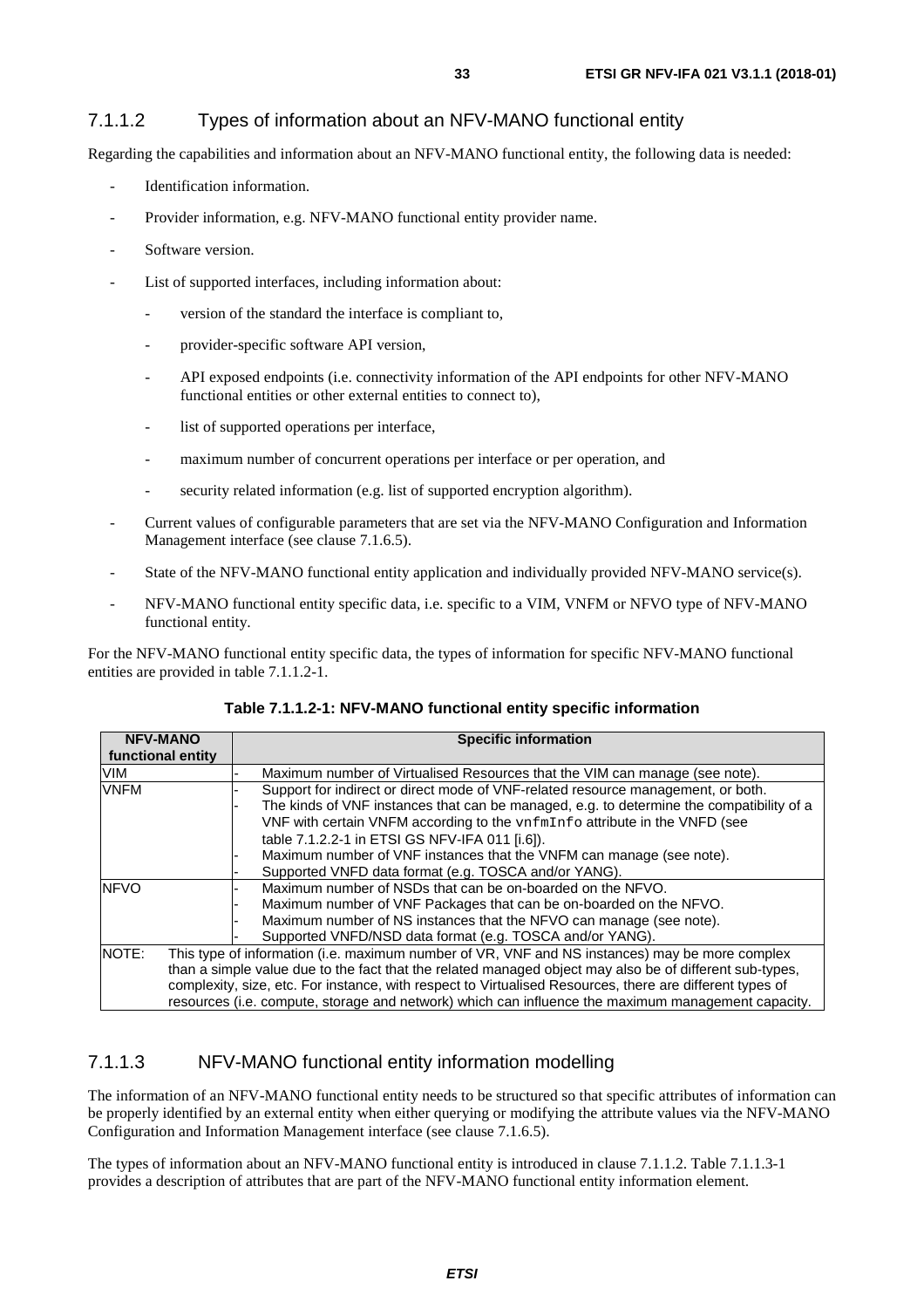### 7.1.1.2 Types of information about an NFV-MANO functional entity

Regarding the capabilities and information about an NFV-MANO functional entity, the following data is needed:

- Identification information.
- Provider information, e.g. NFV-MANO functional entity provider name.
- Software version.
- List of supported interfaces, including information about:
  - version of the standard the interface is compliant to,
  - provider-specific software API version,
  - API exposed endpoints (i.e. connectivity information of the API endpoints for other NFV-MANO functional entities or other external entities to connect to),
  - list of supported operations per interface,
  - maximum number of concurrent operations per interface or per operation, and
  - security related information (e.g. list of supported encryption algorithm).
- Current values of configurable parameters that are set via the NFV-MANO Configuration and Information Management interface (see clause 7.1.6.5).
- State of the NFV-MANO functional entity application and individually provided NFV-MANO service(s).
- NFV-MANO functional entity specific data, i.e. specific to a VIM, VNFM or NFVO type of NFV-MANO functional entity.

For the NFV-MANO functional entity specific data, the types of information for specific NFV-MANO functional entities are provided in table 7.1.1.2-1.

**Table 7.1.1.2-1: NFV-MANO functional entity specific information**

| NFV-MANO functional entity | Specific information |
|---|---|
| VIM | - Maximum number of Virtualised Resources that the VIM can manage (see note). |
| VNFM | - Support for indirect or direct mode of VNF-related resource management, or both.<br>- The kinds of VNF instances that can be managed, e.g. to determine the compatibility of a VNF with certain VNFM according to the `vnfmInfo` attribute in the VNFD (see table 7.1.2.2-1 in ETSI GS NFV-IFA 011 [i.6]).<br>- Maximum number of VNF instances that the VNFM can manage (see note).<br>- Supported VNFD data format (e.g. TOSCA and/or YANG). |
| NFVO | - Maximum number of NSDs that can be on-boarded on the NFVO.<br>- Maximum number of VNF Packages that can be on-boarded on the NFVO.<br>- Maximum number of NS instances that the NFVO can manage (see note).<br>- Supported VNFD/NSD data format (e.g. TOSCA and/or YANG). |
| NOTE: This type of information (i.e. maximum number of VR, VNF and NS instances) may be more complex than a simple value due to the fact that the related managed object may also be of different sub-types, complexity, size, etc. For instance, with respect to Virtualised Resources, there are different types of resources (i.e. compute, storage and network) which can influence the maximum management capacity. | |

### 7.1.1.3 NFV-MANO functional entity information modelling

The information of an NFV-MANO functional entity needs to be structured so that specific attributes of information can be properly identified by an external entity when either querying or modifying the attribute values via the NFV-MANO Configuration and Information Management interface (see clause 7.1.6.5).

The types of information about an NFV-MANO functional entity is introduced in clause 7.1.1.2. Table 7.1.1.3-1 provides a description of attributes that are part of the NFV-MANO functional entity information element.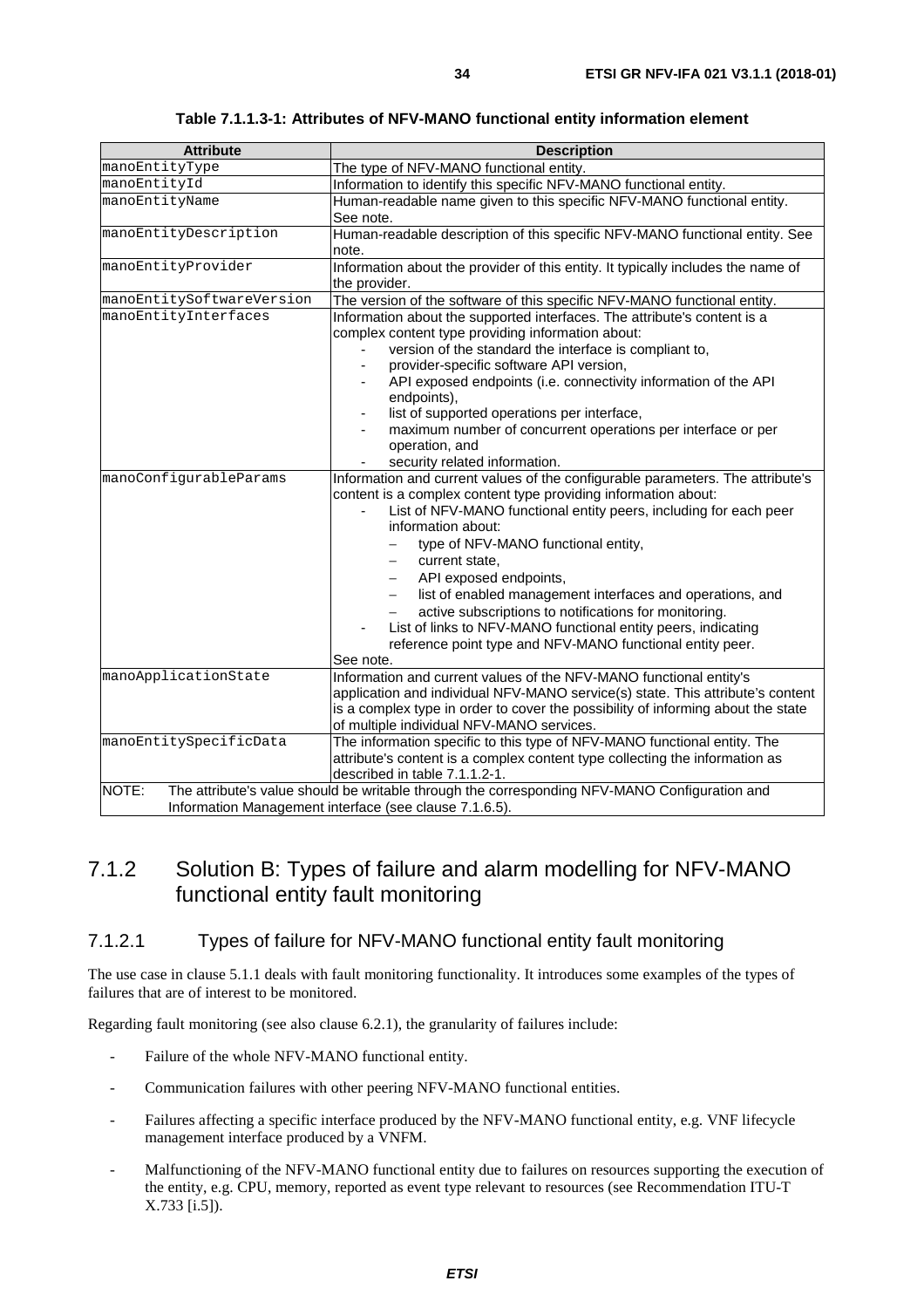**Table 7.1.1.3-1: Attributes of NFV-MANO functional entity information element**

| Attribute | Description |
| --- | --- |
| manoEntityType | The type of NFV-MANO functional entity. |
| manoEntityId | Information to identify this specific NFV-MANO functional entity. |
| manoEntityName | Human-readable name given to this specific NFV-MANO functional entity. See note. |
| manoEntityDescription | Human-readable description of this specific NFV-MANO functional entity. See note. |
| manoEntityProvider | Information about the provider of this entity. It typically includes the name of the provider. |
| manoEntitySoftwareVersion | The version of the software of this specific NFV-MANO functional entity. |
| manoEntityInterfaces | Information about the supported interfaces. The attribute's content is a complex content type providing information about:<br>- version of the standard the interface is compliant to,<br>- provider-specific software API version,<br>- API exposed endpoints (i.e. connectivity information of the API endpoints),<br>- list of supported operations per interface,<br>- maximum number of concurrent operations per interface or per operation, and<br>- security related information. |
| manoConfigurableParams | Information and current values of the configurable parameters. The attribute's content is a complex content type providing information about:<br>- List of NFV-MANO functional entity peers, including for each peer information about:<br>&nbsp;&nbsp;– type of NFV-MANO functional entity,<br>&nbsp;&nbsp;– current state,<br>&nbsp;&nbsp;– API exposed endpoints,<br>&nbsp;&nbsp;– list of enabled management interfaces and operations, and<br>&nbsp;&nbsp;– active subscriptions to notifications for monitoring.<br>- List of links to NFV-MANO functional entity peers, indicating reference point type and NFV-MANO functional entity peer.<br>See note. |
| manoApplicationState | Information and current values of the NFV-MANO functional entity's application and individual NFV-MANO service(s) state. This attribute's content is a complex type in order to cover the possibility of informing about the state of multiple individual NFV-MANO services. |
| manoEntitySpecificData | The information specific to this type of NFV-MANO functional entity. The attribute's content is a complex content type collecting the information as described in table 7.1.1.2-1. |
| NOTE: The attribute's value should be writable through the corresponding NFV-MANO Configuration and Information Management interface (see clause 7.1.6.5). | |

## 7.1.2 Solution B: Types of failure and alarm modelling for NFV-MANO functional entity fault monitoring

### 7.1.2.1 Types of failure for NFV-MANO functional entity fault monitoring

The use case in clause 5.1.1 deals with fault monitoring functionality. It introduces some examples of the types of failures that are of interest to be monitored.

Regarding fault monitoring (see also clause 6.2.1), the granularity of failures include:

- Failure of the whole NFV-MANO functional entity.
- Communication failures with other peering NFV-MANO functional entities.
- Failures affecting a specific interface produced by the NFV-MANO functional entity, e.g. VNF lifecycle management interface produced by a VNFM.
- Malfunctioning of the NFV-MANO functional entity due to failures on resources supporting the execution of the entity, e.g. CPU, memory, reported as event type relevant to resources (see Recommendation ITU-T X.733 [i.5]).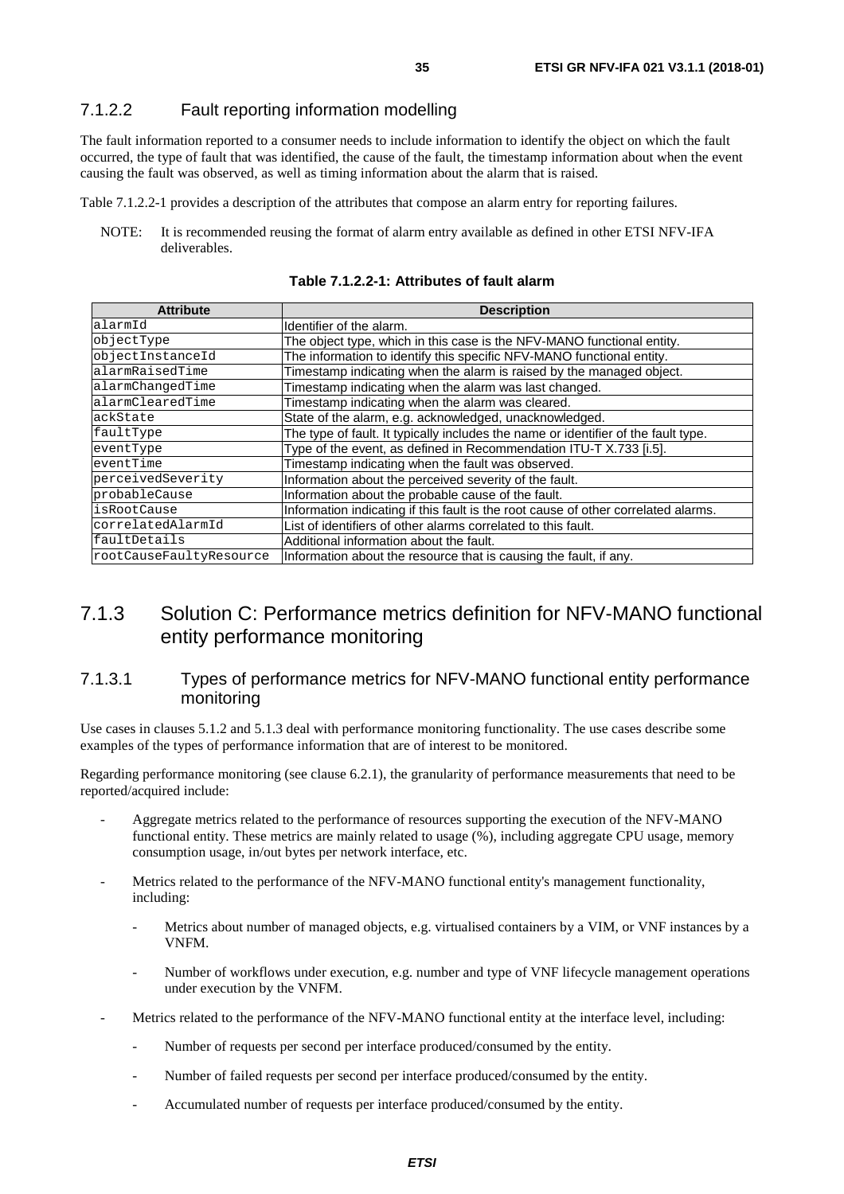#### 7.1.2.2 Fault reporting information modelling

The fault information reported to a consumer needs to include information to identify the object on which the fault occurred, the type of fault that was identified, the cause of the fault, the timestamp information about when the event causing the fault was observed, as well as timing information about the alarm that is raised.

Table 7.1.2.2-1 provides a description of the attributes that compose an alarm entry for reporting failures.

NOTE: It is recommended reusing the format of alarm entry available as defined in other ETSI NFV-IFA deliverables.

**Table 7.1.2.2-1: Attributes of fault alarm**

| Attribute | Description |
|---|---|
| alarmId | Identifier of the alarm. |
| objectType | The object type, which in this case is the NFV-MANO functional entity. |
| objectInstanceId | The information to identify this specific NFV-MANO functional entity. |
| alarmRaisedTime | Timestamp indicating when the alarm is raised by the managed object. |
| alarmChangedTime | Timestamp indicating when the alarm was last changed. |
| alarmClearedTime | Timestamp indicating when the alarm was cleared. |
| ackState | State of the alarm, e.g. acknowledged, unacknowledged. |
| faultType | The type of fault. It typically includes the name or identifier of the fault type. |
| eventType | Type of the event, as defined in Recommendation ITU-T X.733 [i.5]. |
| eventTime | Timestamp indicating when the fault was observed. |
| perceivedSeverity | Information about the perceived severity of the fault. |
| probableCause | Information about the probable cause of the fault. |
| isRootCause | Information indicating if this fault is the root cause of other correlated alarms. |
| correlatedAlarmId | List of identifiers of other alarms correlated to this fault. |
| faultDetails | Additional information about the fault. |
| rootCauseFaultyResource | Information about the resource that is causing the fault, if any. |

### 7.1.3 Solution C: Performance metrics definition for NFV-MANO functional entity performance monitoring

#### 7.1.3.1 Types of performance metrics for NFV-MANO functional entity performance monitoring

Use cases in clauses 5.1.2 and 5.1.3 deal with performance monitoring functionality. The use cases describe some examples of the types of performance information that are of interest to be monitored.

Regarding performance monitoring (see clause 6.2.1), the granularity of performance measurements that need to be reported/acquired include:

- Aggregate metrics related to the performance of resources supporting the execution of the NFV-MANO functional entity. These metrics are mainly related to usage (%), including aggregate CPU usage, memory consumption usage, in/out bytes per network interface, etc.
- Metrics related to the performance of the NFV-MANO functional entity's management functionality, including:
    - Metrics about number of managed objects, e.g. virtualised containers by a VIM, or VNF instances by a VNFM.
    - Number of workflows under execution, e.g. number and type of VNF lifecycle management operations under execution by the VNFM.
- Metrics related to the performance of the NFV-MANO functional entity at the interface level, including:
    - Number of requests per second per interface produced/consumed by the entity.
    - Number of failed requests per second per interface produced/consumed by the entity.
    - Accumulated number of requests per interface produced/consumed by the entity.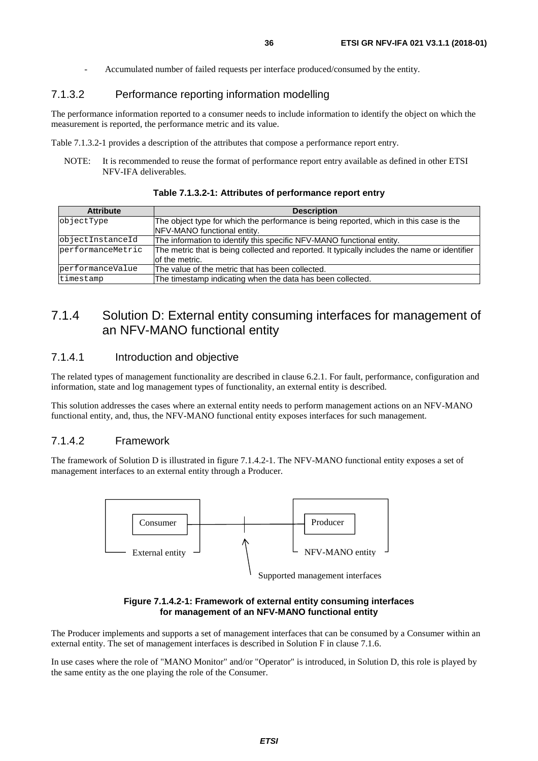- Accumulated number of failed requests per interface produced/consumed by the entity.

#### 7.1.3.2 Performance reporting information modelling

The performance information reported to a consumer needs to include information to identify the object on which the measurement is reported, the performance metric and its value.

Table 7.1.3.2-1 provides a description of the attributes that compose a performance report entry.

NOTE: It is recommended to reuse the format of performance report entry available as defined in other ETSI NFV-IFA deliverables.

**Table 7.1.3.2-1: Attributes of performance report entry**

| Attribute | Description |
| --- | --- |
| objectType | The object type for which the performance is being reported, which in this case is the NFV-MANO functional entity. |
| objectInstanceId | The information to identify this specific NFV-MANO functional entity. |
| performanceMetric | The metric that is being collected and reported. It typically includes the name or identifier of the metric. |
| performanceValue | The value of the metric that has been collected. |
| timestamp | The timestamp indicating when the data has been collected. |

### 7.1.4 Solution D: External entity consuming interfaces for management of an NFV-MANO functional entity

#### 7.1.4.1 Introduction and objective

The related types of management functionality are described in clause 6.2.1. For fault, performance, configuration and information, state and log management types of functionality, an external entity is described.

This solution addresses the cases where an external entity needs to perform management actions on an NFV-MANO functional entity, and, thus, the NFV-MANO functional entity exposes interfaces for such management.

#### 7.1.4.2 Framework

The framework of Solution D is illustrated in figure 7.1.4.2-1. The NFV-MANO functional entity exposes a set of management interfaces to an external entity through a Producer.

Consumer — Producer

External entity — NFV-MANO entity

Supported management interfaces

**Figure 7.1.4.2-1: Framework of external entity consuming interfaces for management of an NFV-MANO functional entity**

The Producer implements and supports a set of management interfaces that can be consumed by a Consumer within an external entity. The set of management interfaces is described in Solution F in clause 7.1.6.

In use cases where the role of "MANO Monitor" and/or "Operator" is introduced, in Solution D, this role is played by the same entity as the one playing the role of the Consumer.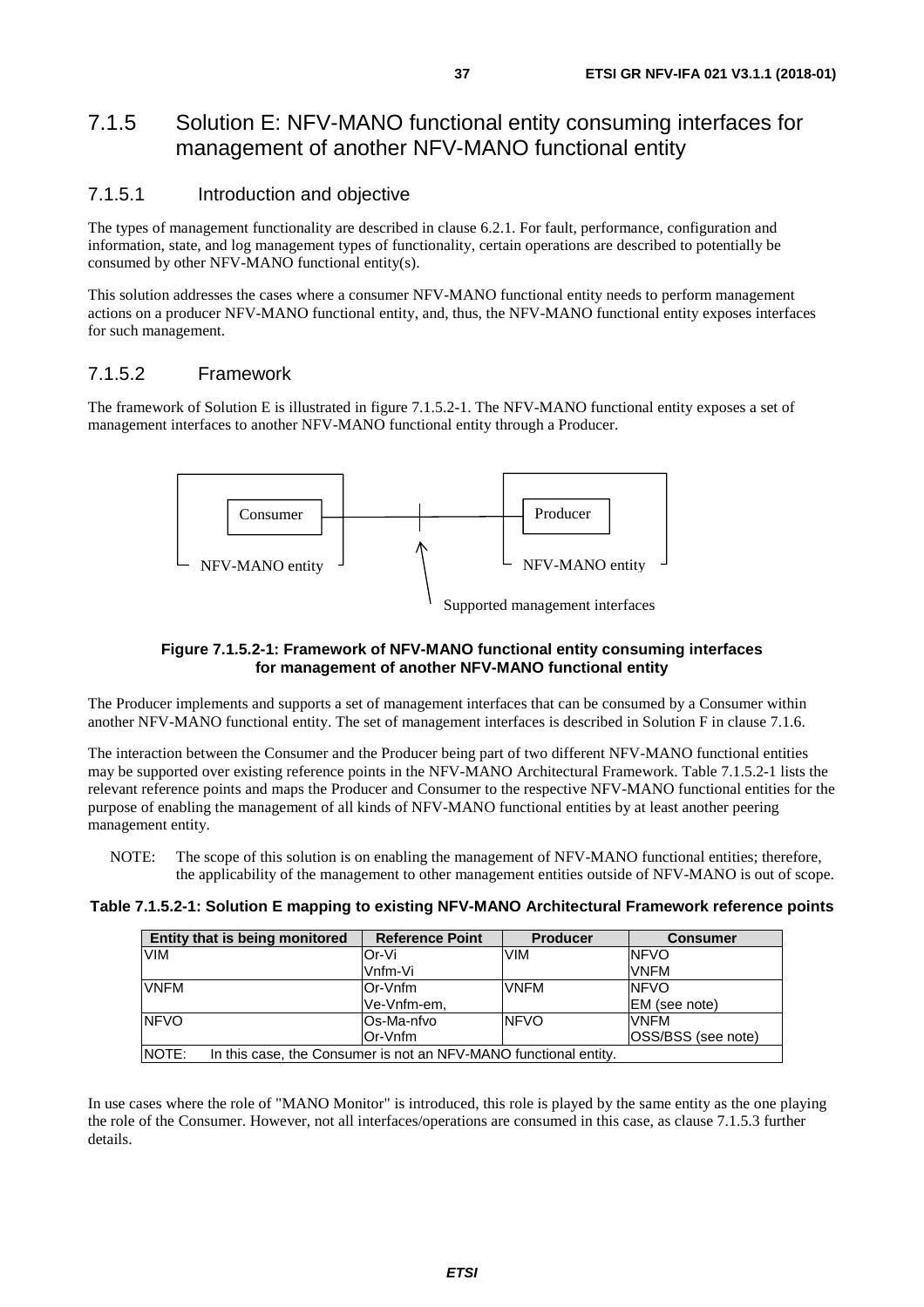## 7.1.5 Solution E: NFV-MANO functional entity consuming interfaces for management of another NFV-MANO functional entity

### 7.1.5.1 Introduction and objective

The types of management functionality are described in clause 6.2.1. For fault, performance, configuration and information, state, and log management types of functionality, certain operations are described to potentially be consumed by other NFV-MANO functional entity(s).

This solution addresses the cases where a consumer NFV-MANO functional entity needs to perform management actions on a producer NFV-MANO functional entity, and, thus, the NFV-MANO functional entity exposes interfaces for such management.

### 7.1.5.2 Framework

The framework of Solution E is illustrated in figure 7.1.5.2-1. The NFV-MANO functional entity exposes a set of management interfaces to another NFV-MANO functional entity through a Producer.

Consumer — NFV-MANO entity | Producer — NFV-MANO entity | Supported management interfaces

**Figure 7.1.5.2-1: Framework of NFV-MANO functional entity consuming interfaces for management of another NFV-MANO functional entity**

The Producer implements and supports a set of management interfaces that can be consumed by a Consumer within another NFV-MANO functional entity. The set of management interfaces is described in Solution F in clause 7.1.6.

The interaction between the Consumer and the Producer being part of two different NFV-MANO functional entities may be supported over existing reference points in the NFV-MANO Architectural Framework. Table 7.1.5.2-1 lists the relevant reference points and maps the Producer and Consumer to the respective NFV-MANO functional entities for the purpose of enabling the management of all kinds of NFV-MANO functional entities by at least another peering management entity.

NOTE: The scope of this solution is on enabling the management of NFV-MANO functional entities; therefore, the applicability of the management to other management entities outside of NFV-MANO is out of scope.

**Table 7.1.5.2-1: Solution E mapping to existing NFV-MANO Architectural Framework reference points**

| Entity that is being monitored | Reference Point | Producer | Consumer |
| --- | --- | --- | --- |
| VIM | Or-Vi<br>Vnfm-Vi | VIM | NFVO<br>VNFM |
| VNFM | Or-Vnfm<br>Ve-Vnfm-em, | VNFM | NFVO<br>EM (see note) |
| NFVO | Os-Ma-nfvo<br>Or-Vnfm | NFVO | VNFM<br>OSS/BSS (see note) |
| NOTE: In this case, the Consumer is not an NFV-MANO functional entity. | | | |

In use cases where the role of "MANO Monitor" is introduced, this role is played by the same entity as the one playing the role of the Consumer. However, not all interfaces/operations are consumed in this case, as clause 7.1.5.3 further details.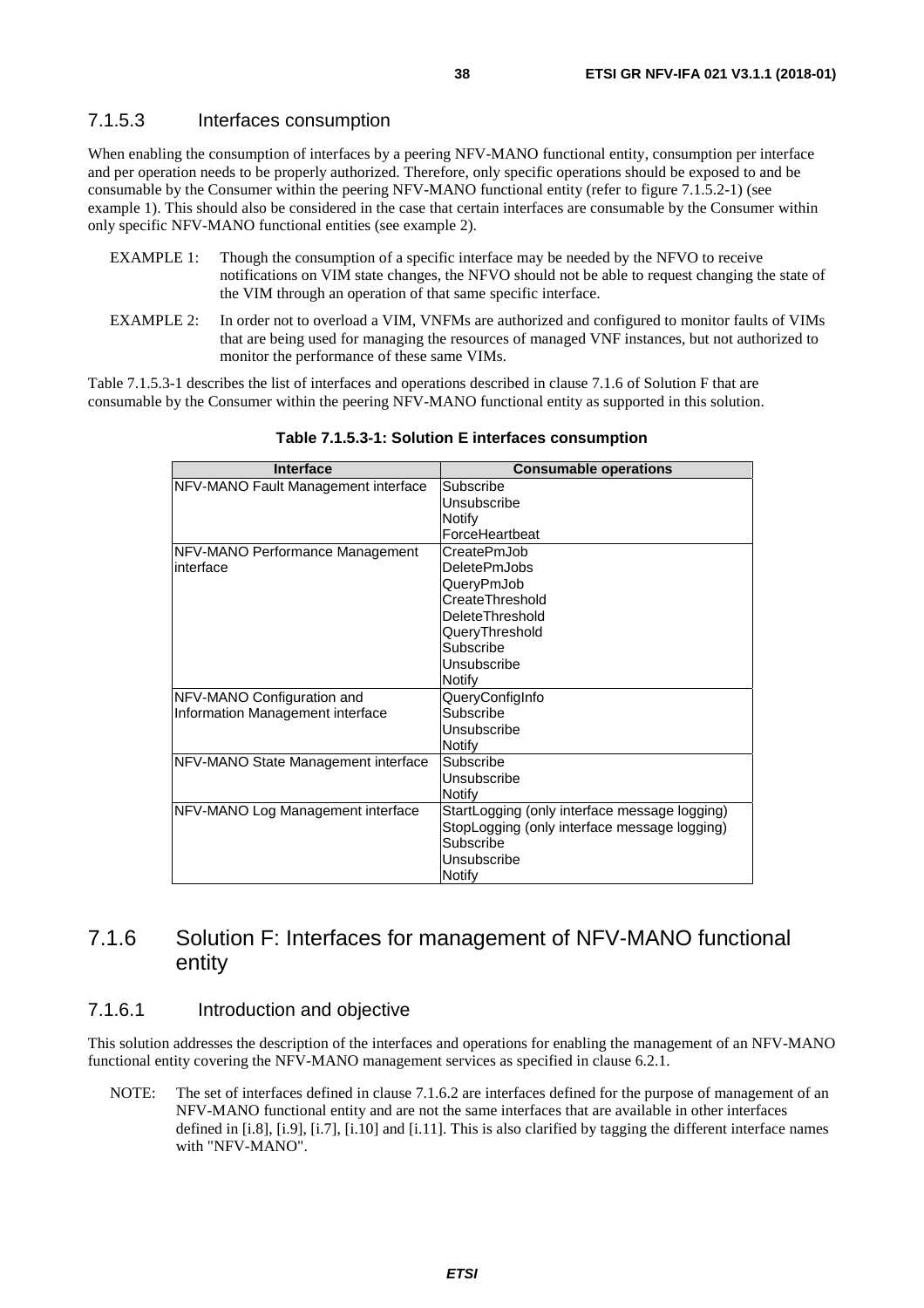### 7.1.5.3 Interfaces consumption

When enabling the consumption of interfaces by a peering NFV-MANO functional entity, consumption per interface and per operation needs to be properly authorized. Therefore, only specific operations should be exposed to and be consumable by the Consumer within the peering NFV-MANO functional entity (refer to figure 7.1.5.2-1) (see example 1). This should also be considered in the case that certain interfaces are consumable by the Consumer within only specific NFV-MANO functional entities (see example 2).

EXAMPLE 1: Though the consumption of a specific interface may be needed by the NFVO to receive notifications on VIM state changes, the NFVO should not be able to request changing the state of the VIM through an operation of that same specific interface.

EXAMPLE 2: In order not to overload a VIM, VNFMs are authorized and configured to monitor faults of VIMs that are being used for managing the resources of managed VNF instances, but not authorized to monitor the performance of these same VIMs.

Table 7.1.5.3-1 describes the list of interfaces and operations described in clause 7.1.6 of Solution F that are consumable by the Consumer within the peering NFV-MANO functional entity as supported in this solution.

**Table 7.1.5.3-1: Solution E interfaces consumption**

| Interface | Consumable operations |
|---|---|
| NFV-MANO Fault Management interface | Subscribe<br>Unsubscribe<br>Notify<br>ForceHeartbeat |
| NFV-MANO Performance Management interface | CreatePmJob<br>DeletePmJobs<br>QueryPmJob<br>CreateThreshold<br>DeleteThreshold<br>QueryThreshold<br>Subscribe<br>Unsubscribe<br>Notify |
| NFV-MANO Configuration and Information Management interface | QueryConfigInfo<br>Subscribe<br>Unsubscribe<br>Notify |
| NFV-MANO State Management interface | Subscribe<br>Unsubscribe<br>Notify |
| NFV-MANO Log Management interface | StartLogging (only interface message logging)<br>StopLogging (only interface message logging)<br>Subscribe<br>Unsubscribe<br>Notify |

## 7.1.6 Solution F: Interfaces for management of NFV-MANO functional entity

### 7.1.6.1 Introduction and objective

This solution addresses the description of the interfaces and operations for enabling the management of an NFV-MANO functional entity covering the NFV-MANO management services as specified in clause 6.2.1.

NOTE: The set of interfaces defined in clause 7.1.6.2 are interfaces defined for the purpose of management of an NFV-MANO functional entity and are not the same interfaces that are available in other interfaces defined in [i.8], [i.9], [i.7], [i.10] and [i.11]. This is also clarified by tagging the different interface names with "NFV-MANO".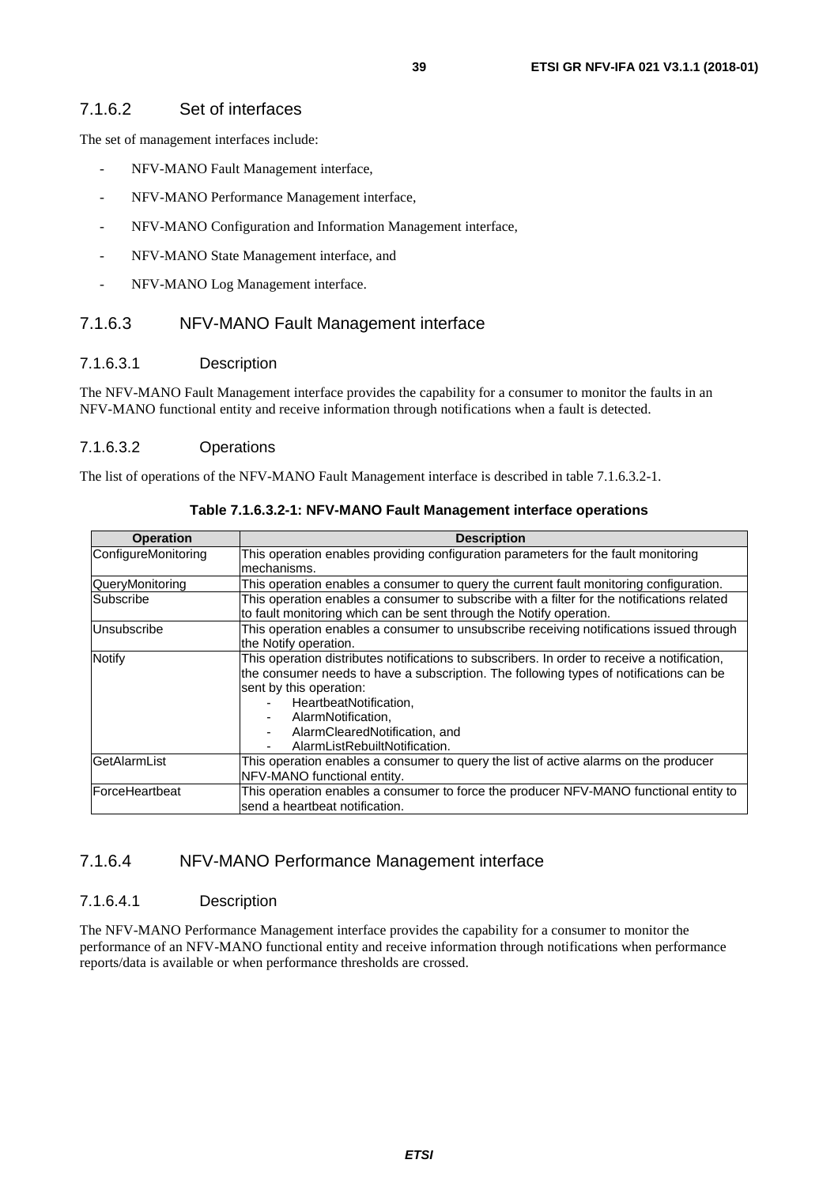### 7.1.6.2 Set of interfaces

The set of management interfaces include:

- NFV-MANO Fault Management interface,
- NFV-MANO Performance Management interface,
- NFV-MANO Configuration and Information Management interface,
- NFV-MANO State Management interface, and
- NFV-MANO Log Management interface.

### 7.1.6.3 NFV-MANO Fault Management interface

#### 7.1.6.3.1 Description

The NFV-MANO Fault Management interface provides the capability for a consumer to monitor the faults in an NFV-MANO functional entity and receive information through notifications when a fault is detected.

#### 7.1.6.3.2 Operations

The list of operations of the NFV-MANO Fault Management interface is described in table 7.1.6.3.2-1.

**Table 7.1.6.3.2-1: NFV-MANO Fault Management interface operations**

| Operation | Description |
|---|---|
| ConfigureMonitoring | This operation enables providing configuration parameters for the fault monitoring mechanisms. |
| QueryMonitoring | This operation enables a consumer to query the current fault monitoring configuration. |
| Subscribe | This operation enables a consumer to subscribe with a filter for the notifications related to fault monitoring which can be sent through the Notify operation. |
| Unsubscribe | This operation enables a consumer to unsubscribe receiving notifications issued through the Notify operation. |
| Notify | This operation distributes notifications to subscribers. In order to receive a notification, the consumer needs to have a subscription. The following types of notifications can be sent by this operation:<br>- HeartbeatNotification,<br>- AlarmNotification,<br>- AlarmClearedNotification, and<br>- AlarmListRebuiltNotification. |
| GetAlarmList | This operation enables a consumer to query the list of active alarms on the producer NFV-MANO functional entity. |
| ForceHeartbeat | This operation enables a consumer to force the producer NFV-MANO functional entity to send a heartbeat notification. |

### 7.1.6.4 NFV-MANO Performance Management interface

#### 7.1.6.4.1 Description

The NFV-MANO Performance Management interface provides the capability for a consumer to monitor the performance of an NFV-MANO functional entity and receive information through notifications when performance reports/data is available or when performance thresholds are crossed.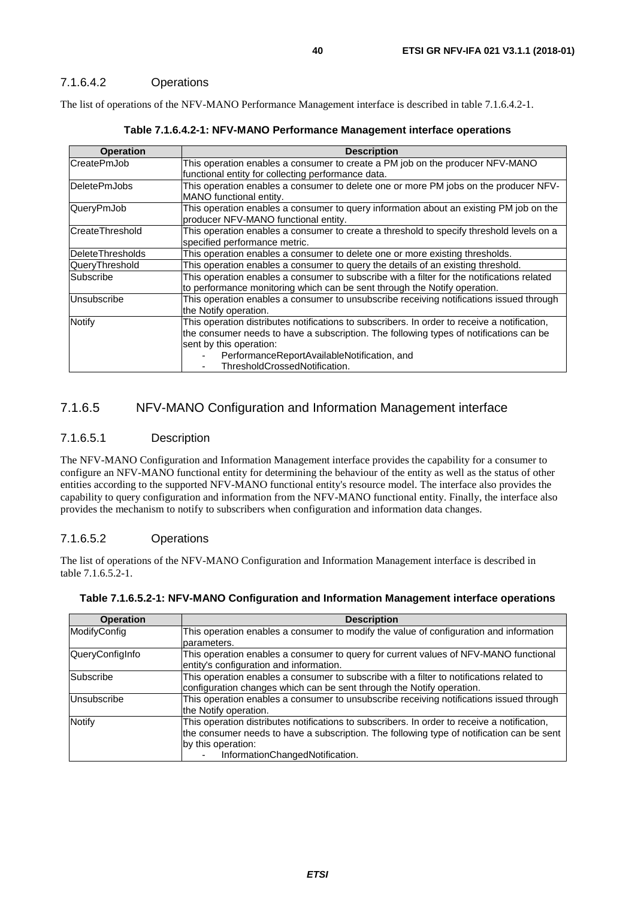#### 7.1.6.4.2 Operations

The list of operations of the NFV-MANO Performance Management interface is described in table 7.1.6.4.2-1.

**Table 7.1.6.4.2-1: NFV-MANO Performance Management interface operations**

| Operation | Description |
| --- | --- |
| CreatePmJob | This operation enables a consumer to create a PM job on the producer NFV-MANO functional entity for collecting performance data. |
| DeletePmJobs | This operation enables a consumer to delete one or more PM jobs on the producer NFV-MANO functional entity. |
| QueryPmJob | This operation enables a consumer to query information about an existing PM job on the producer NFV-MANO functional entity. |
| CreateThreshold | This operation enables a consumer to create a threshold to specify threshold levels on a specified performance metric. |
| DeleteThresholds | This operation enables a consumer to delete one or more existing thresholds. |
| QueryThreshold | This operation enables a consumer to query the details of an existing threshold. |
| Subscribe | This operation enables a consumer to subscribe with a filter for the notifications related to performance monitoring which can be sent through the Notify operation. |
| Unsubscribe | This operation enables a consumer to unsubscribe receiving notifications issued through the Notify operation. |
| Notify | This operation distributes notifications to subscribers. In order to receive a notification, the consumer needs to have a subscription. The following types of notifications can be sent by this operation: - PerformanceReportAvailableNotification, and - ThresholdCrossedNotification. |

### 7.1.6.5 NFV-MANO Configuration and Information Management interface

#### 7.1.6.5.1 Description

The NFV-MANO Configuration and Information Management interface provides the capability for a consumer to configure an NFV-MANO functional entity for determining the behaviour of the entity as well as the status of other entities according to the supported NFV-MANO functional entity's resource model. The interface also provides the capability to query configuration and information from the NFV-MANO functional entity. Finally, the interface also provides the mechanism to notify to subscribers when configuration and information data changes.

#### 7.1.6.5.2 Operations

The list of operations of the NFV-MANO Configuration and Information Management interface is described in table 7.1.6.5.2-1.

**Table 7.1.6.5.2-1: NFV-MANO Configuration and Information Management interface operations**

| Operation | Description |
| --- | --- |
| ModifyConfig | This operation enables a consumer to modify the value of configuration and information parameters. |
| QueryConfigInfo | This operation enables a consumer to query for current values of NFV-MANO functional entity's configuration and information. |
| Subscribe | This operation enables a consumer to subscribe with a filter to notifications related to configuration changes which can be sent through the Notify operation. |
| Unsubscribe | This operation enables a consumer to unsubscribe receiving notifications issued through the Notify operation. |
| Notify | This operation distributes notifications to subscribers. In order to receive a notification, the consumer needs to have a subscription. The following type of notification can be sent by this operation: - InformationChangedNotification. |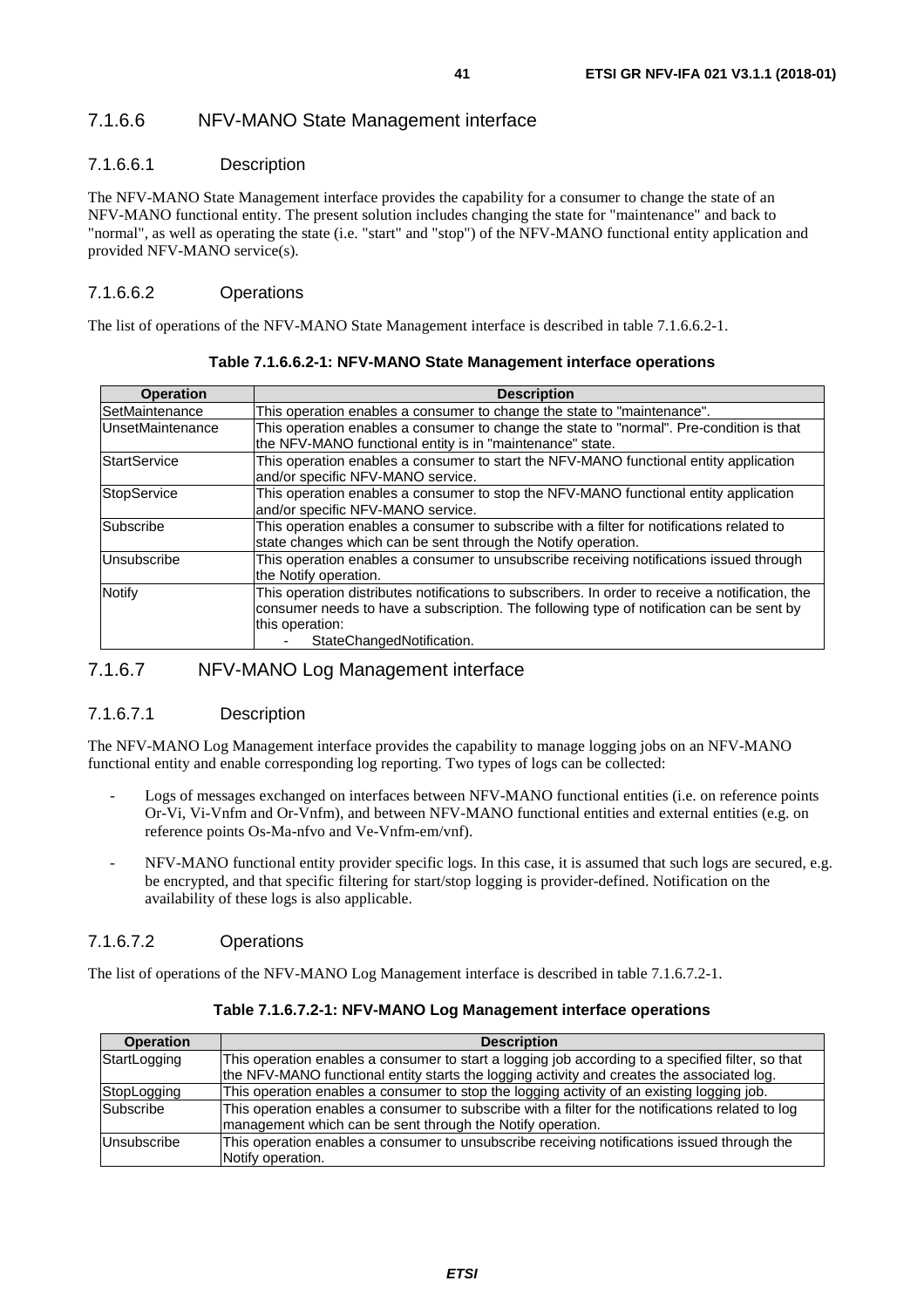### 7.1.6.6 NFV-MANO State Management interface

#### 7.1.6.6.1 Description

The NFV-MANO State Management interface provides the capability for a consumer to change the state of an NFV-MANO functional entity. The present solution includes changing the state for "maintenance" and back to "normal", as well as operating the state (i.e. "start" and "stop") of the NFV-MANO functional entity application and provided NFV-MANO service(s).

#### 7.1.6.6.2 Operations

The list of operations of the NFV-MANO State Management interface is described in table 7.1.6.6.2-1.

**Table 7.1.6.6.2-1: NFV-MANO State Management interface operations**

| Operation | Description |
| --- | --- |
| SetMaintenance | This operation enables a consumer to change the state to "maintenance". |
| UnsetMaintenance | This operation enables a consumer to change the state to "normal". Pre-condition is that the NFV-MANO functional entity is in "maintenance" state. |
| StartService | This operation enables a consumer to start the NFV-MANO functional entity application and/or specific NFV-MANO service. |
| StopService | This operation enables a consumer to stop the NFV-MANO functional entity application and/or specific NFV-MANO service. |
| Subscribe | This operation enables a consumer to subscribe with a filter for notifications related to state changes which can be sent through the Notify operation. |
| Unsubscribe | This operation enables a consumer to unsubscribe receiving notifications issued through the Notify operation. |
| Notify | This operation distributes notifications to subscribers. In order to receive a notification, the consumer needs to have a subscription. The following type of notification can be sent by this operation:<br>- StateChangedNotification. |

### 7.1.6.7 NFV-MANO Log Management interface

#### 7.1.6.7.1 Description

The NFV-MANO Log Management interface provides the capability to manage logging jobs on an NFV-MANO functional entity and enable corresponding log reporting. Two types of logs can be collected:

- Logs of messages exchanged on interfaces between NFV-MANO functional entities (i.e. on reference points Or-Vi, Vi-Vnfm and Or-Vnfm), and between NFV-MANO functional entities and external entities (e.g. on reference points Os-Ma-nfvo and Ve-Vnfm-em/vnf).
- NFV-MANO functional entity provider specific logs. In this case, it is assumed that such logs are secured, e.g. be encrypted, and that specific filtering for start/stop logging is provider-defined. Notification on the availability of these logs is also applicable.

#### 7.1.6.7.2 Operations

The list of operations of the NFV-MANO Log Management interface is described in table 7.1.6.7.2-1.

**Table 7.1.6.7.2-1: NFV-MANO Log Management interface operations**

| Operation | Description |
| --- | --- |
| StartLogging | This operation enables a consumer to start a logging job according to a specified filter, so that the NFV-MANO functional entity starts the logging activity and creates the associated log. |
| StopLogging | This operation enables a consumer to stop the logging activity of an existing logging job. |
| Subscribe | This operation enables a consumer to subscribe with a filter for the notifications related to log management which can be sent through the Notify operation. |
| Unsubscribe | This operation enables a consumer to unsubscribe receiving notifications issued through the Notify operation. |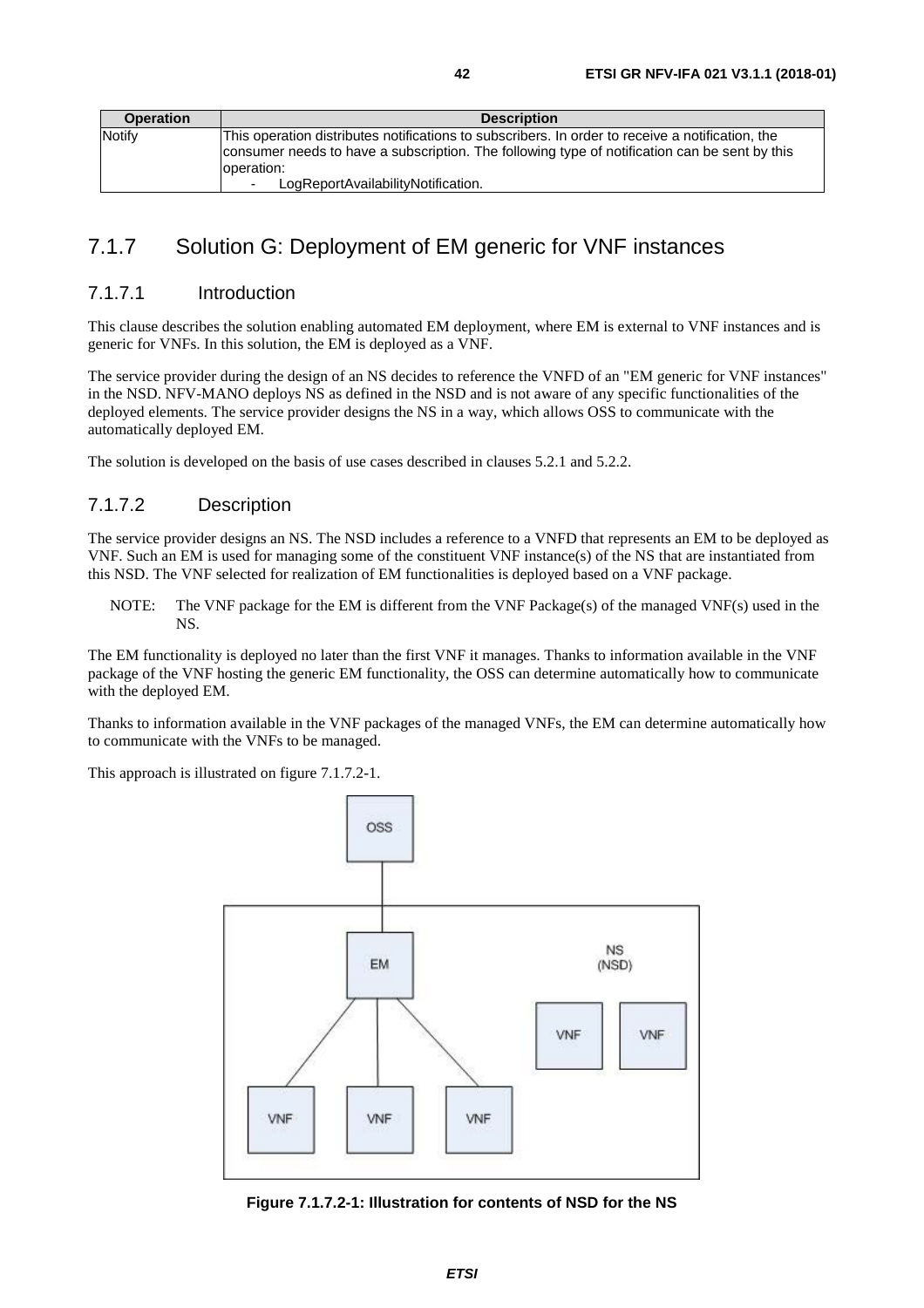| Operation | Description |
| --- | --- |
| Notify | This operation distributes notifications to subscribers. In order to receive a notification, the consumer needs to have a subscription. The following type of notification can be sent by this operation: - LogReportAvailabilityNotification. |

### 7.1.7 Solution G: Deployment of EM generic for VNF instances

#### 7.1.7.1 Introduction

This clause describes the solution enabling automated EM deployment, where EM is external to VNF instances and is generic for VNFs. In this solution, the EM is deployed as a VNF.

The service provider during the design of an NS decides to reference the VNFD of an "EM generic for VNF instances" in the NSD. NFV-MANO deploys NS as defined in the NSD and is not aware of any specific functionalities of the deployed elements. The service provider designs the NS in a way, which allows OSS to communicate with the automatically deployed EM.

The solution is developed on the basis of use cases described in clauses 5.2.1 and 5.2.2.

#### 7.1.7.2 Description

The service provider designs an NS. The NSD includes a reference to a VNFD that represents an EM to be deployed as VNF. Such an EM is used for managing some of the constituent VNF instance(s) of the NS that are instantiated from this NSD. The VNF selected for realization of EM functionalities is deployed based on a VNF package.

NOTE: The VNF package for the EM is different from the VNF Package(s) of the managed VNF(s) used in the NS.

The EM functionality is deployed no later than the first VNF it manages. Thanks to information available in the VNF package of the VNF hosting the generic EM functionality, the OSS can determine automatically how to communicate with the deployed EM.

Thanks to information available in the VNF packages of the managed VNFs, the EM can determine automatically how to communicate with the VNFs to be managed.

This approach is illustrated on figure 7.1.7.2-1.

**Figure 7.1.7.2-1: Illustration for contents of NSD for the NS**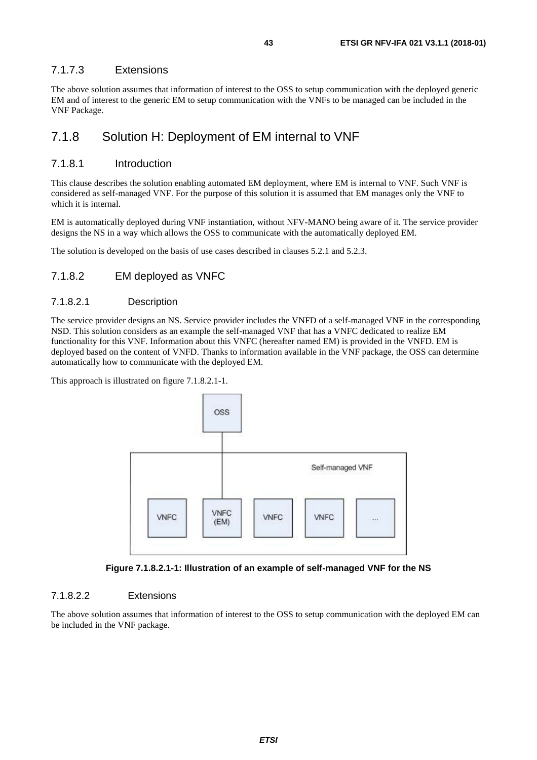#### 7.1.7.3 Extensions

The above solution assumes that information of interest to the OSS to setup communication with the deployed generic EM and of interest to the generic EM to setup communication with the VNFs to be managed can be included in the VNF Package.

### 7.1.8 Solution H: Deployment of EM internal to VNF

#### 7.1.8.1 Introduction

This clause describes the solution enabling automated EM deployment, where EM is internal to VNF. Such VNF is considered as self-managed VNF. For the purpose of this solution it is assumed that EM manages only the VNF to which it is internal.

EM is automatically deployed during VNF instantiation, without NFV-MANO being aware of it. The service provider designs the NS in a way which allows the OSS to communicate with the automatically deployed EM.

The solution is developed on the basis of use cases described in clauses 5.2.1 and 5.2.3.

#### 7.1.8.2 EM deployed as VNFC

##### 7.1.8.2.1 Description

The service provider designs an NS. Service provider includes the VNFD of a self-managed VNF in the corresponding NSD. This solution considers as an example the self-managed VNF that has a VNFC dedicated to realize EM functionality for this VNF. Information about this VNFC (hereafter named EM) is provided in the VNFD. EM is deployed based on the content of VNFD. Thanks to information available in the VNF package, the OSS can determine automatically how to communicate with the deployed EM.

This approach is illustrated on figure 7.1.8.2.1-1.

**Figure 7.1.8.2.1-1: Illustration of an example of self-managed VNF for the NS**

##### 7.1.8.2.2 Extensions

The above solution assumes that information of interest to the OSS to setup communication with the deployed EM can be included in the VNF package.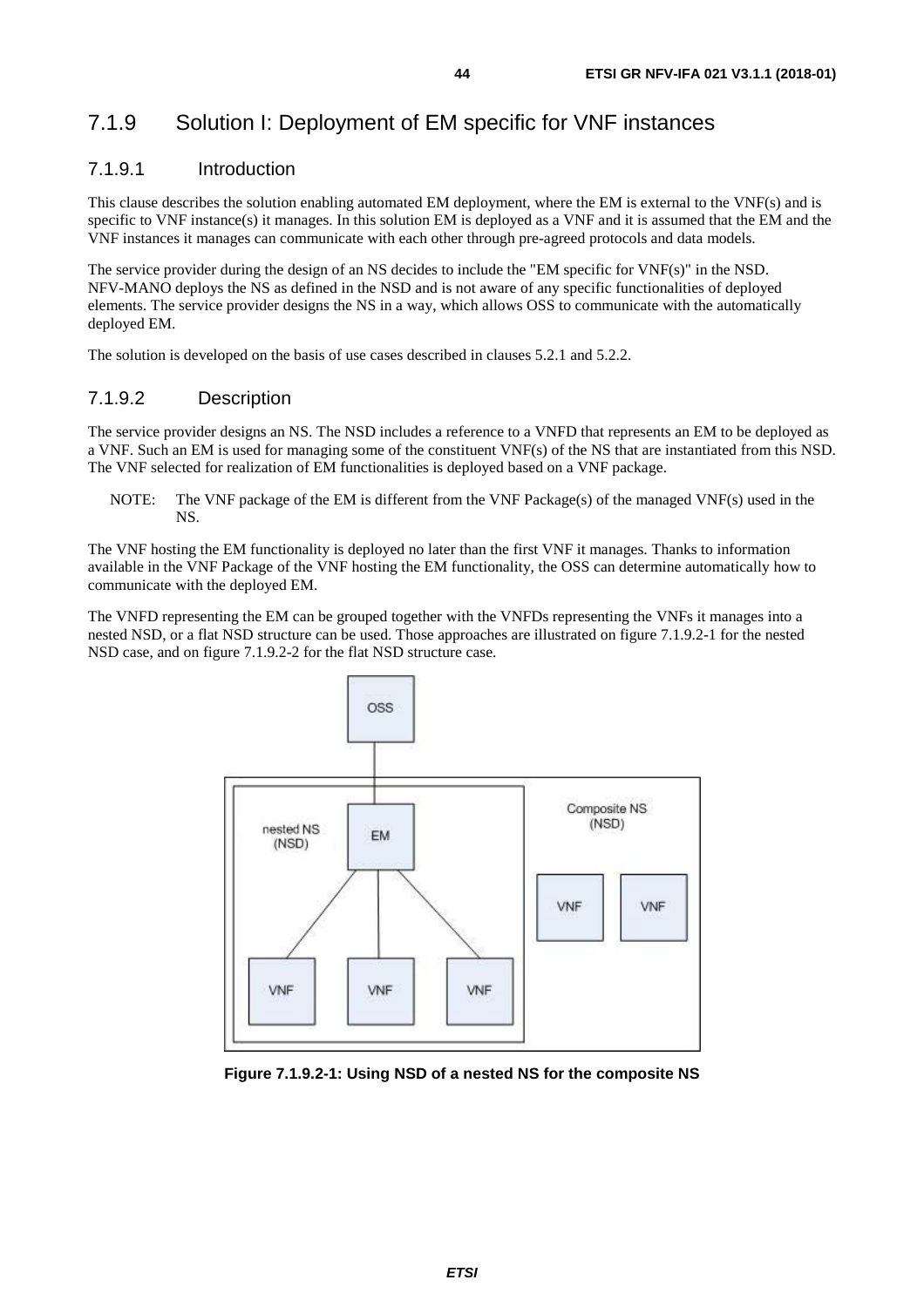### 7.1.9 Solution I: Deployment of EM specific for VNF instances

#### 7.1.9.1 Introduction

This clause describes the solution enabling automated EM deployment, where the EM is external to the VNF(s) and is specific to VNF instance(s) it manages. In this solution EM is deployed as a VNF and it is assumed that the EM and the VNF instances it manages can communicate with each other through pre-agreed protocols and data models.

The service provider during the design of an NS decides to include the "EM specific for VNF(s)" in the NSD. NFV-MANO deploys the NS as defined in the NSD and is not aware of any specific functionalities of deployed elements. The service provider designs the NS in a way, which allows OSS to communicate with the automatically deployed EM.

The solution is developed on the basis of use cases described in clauses 5.2.1 and 5.2.2.

#### 7.1.9.2 Description

The service provider designs an NS. The NSD includes a reference to a VNFD that represents an EM to be deployed as a VNF. Such an EM is used for managing some of the constituent VNF(s) of the NS that are instantiated from this NSD. The VNF selected for realization of EM functionalities is deployed based on a VNF package.

NOTE: The VNF package of the EM is different from the VNF Package(s) of the managed VNF(s) used in the NS.

The VNF hosting the EM functionality is deployed no later than the first VNF it manages. Thanks to information available in the VNF Package of the VNF hosting the EM functionality, the OSS can determine automatically how to communicate with the deployed EM.

The VNFD representing the EM can be grouped together with the VNFDs representing the VNFs it manages into a nested NSD, or a flat NSD structure can be used. Those approaches are illustrated on figure 7.1.9.2-1 for the nested NSD case, and on figure 7.1.9.2-2 for the flat NSD structure case.

**Figure 7.1.9.2-1: Using NSD of a nested NS for the composite NS**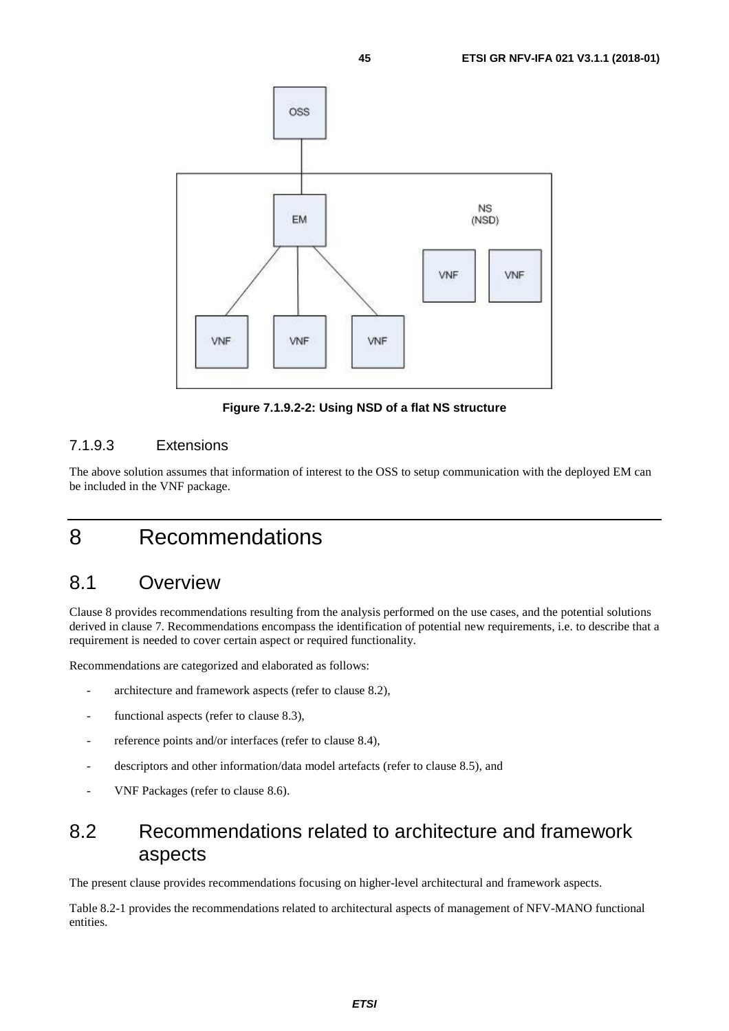Figure 7.1.9.2-2: Using NSD of a flat NS structure

#### 7.1.9.3 Extensions

The above solution assumes that information of interest to the OSS to setup communication with the deployed EM can be included in the VNF package.

# 8 Recommendations

## 8.1 Overview

Clause 8 provides recommendations resulting from the analysis performed on the use cases, and the potential solutions derived in clause 7. Recommendations encompass the identification of potential new requirements, i.e. to describe that a requirement is needed to cover certain aspect or required functionality.

Recommendations are categorized and elaborated as follows:

- architecture and framework aspects (refer to clause 8.2),
- functional aspects (refer to clause 8.3),
- reference points and/or interfaces (refer to clause 8.4),
- descriptors and other information/data model artefacts (refer to clause 8.5), and
- VNF Packages (refer to clause 8.6).

## 8.2 Recommendations related to architecture and framework aspects

The present clause provides recommendations focusing on higher-level architectural and framework aspects.

Table 8.2-1 provides the recommendations related to architectural aspects of management of NFV-MANO functional entities.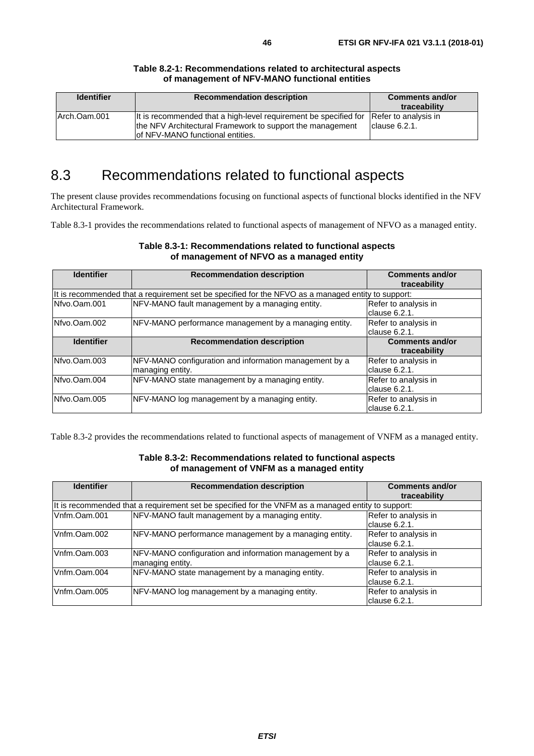**Table 8.2-1: Recommendations related to architectural aspects of management of NFV-MANO functional entities**

| Identifier | Recommendation description | Comments and/or traceability |
|---|---|---|
| Arch.Oam.001 | It is recommended that a high-level requirement be specified for the NFV Architectural Framework to support the management of NFV-MANO functional entities. | Refer to analysis in clause 6.2.1. |

## 8.3 Recommendations related to functional aspects

The present clause provides recommendations focusing on functional aspects of functional blocks identified in the NFV Architectural Framework.

Table 8.3-1 provides the recommendations related to functional aspects of management of NFVO as a managed entity.

**Table 8.3-1: Recommendations related to functional aspects of management of NFVO as a managed entity**

| Identifier | Recommendation description | Comments and/or traceability |
|---|---|---|
| It is recommended that a requirement set be specified for the NFVO as a managed entity to support: | | |
| Nfvo.Oam.001 | NFV-MANO fault management by a managing entity. | Refer to analysis in clause 6.2.1. |
| Nfvo.Oam.002 | NFV-MANO performance management by a managing entity. | Refer to analysis in clause 6.2.1. |
| Nfvo.Oam.003 | NFV-MANO configuration and information management by a managing entity. | Refer to analysis in clause 6.2.1. |
| Nfvo.Oam.004 | NFV-MANO state management by a managing entity. | Refer to analysis in clause 6.2.1. |
| Nfvo.Oam.005 | NFV-MANO log management by a managing entity. | Refer to analysis in clause 6.2.1. |

Table 8.3-2 provides the recommendations related to functional aspects of management of VNFM as a managed entity.

**Table 8.3-2: Recommendations related to functional aspects of management of VNFM as a managed entity**

| Identifier | Recommendation description | Comments and/or traceability |
|---|---|---|
| It is recommended that a requirement set be specified for the VNFM as a managed entity to support: | | |
| Vnfm.Oam.001 | NFV-MANO fault management by a managing entity. | Refer to analysis in clause 6.2.1. |
| Vnfm.Oam.002 | NFV-MANO performance management by a managing entity. | Refer to analysis in clause 6.2.1. |
| Vnfm.Oam.003 | NFV-MANO configuration and information management by a managing entity. | Refer to analysis in clause 6.2.1. |
| Vnfm.Oam.004 | NFV-MANO state management by a managing entity. | Refer to analysis in clause 6.2.1. |
| Vnfm.Oam.005 | NFV-MANO log management by a managing entity. | Refer to analysis in clause 6.2.1. |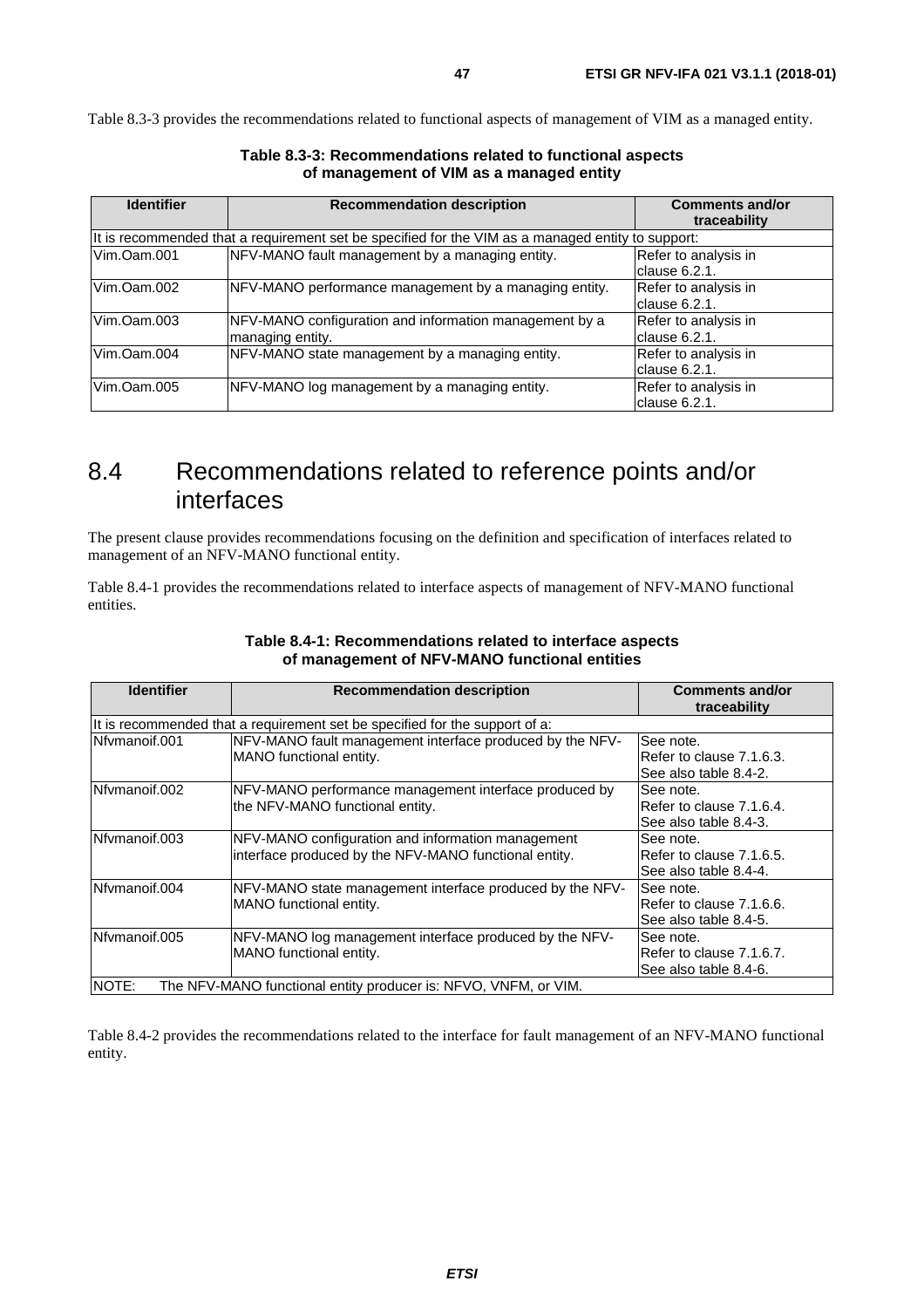Table 8.3-3 provides the recommendations related to functional aspects of management of VIM as a managed entity.

**Table 8.3-3: Recommendations related to functional aspects of management of VIM as a managed entity**

| Identifier | Recommendation description | Comments and/or traceability |
|---|---|---|
| It is recommended that a requirement set be specified for the VIM as a managed entity to support: | | |
| Vim.Oam.001 | NFV-MANO fault management by a managing entity. | Refer to analysis in clause 6.2.1. |
| Vim.Oam.002 | NFV-MANO performance management by a managing entity. | Refer to analysis in clause 6.2.1. |
| Vim.Oam.003 | NFV-MANO configuration and information management by a managing entity. | Refer to analysis in clause 6.2.1. |
| Vim.Oam.004 | NFV-MANO state management by a managing entity. | Refer to analysis in clause 6.2.1. |
| Vim.Oam.005 | NFV-MANO log management by a managing entity. | Refer to analysis in clause 6.2.1. |

## 8.4 Recommendations related to reference points and/or interfaces

The present clause provides recommendations focusing on the definition and specification of interfaces related to management of an NFV-MANO functional entity.

Table 8.4-1 provides the recommendations related to interface aspects of management of NFV-MANO functional entities.

**Table 8.4-1: Recommendations related to interface aspects of management of NFV-MANO functional entities**

| Identifier | Recommendation description | Comments and/or traceability |
|---|---|---|
| It is recommended that a requirement set be specified for the support of a: | | |
| Nfvmanoif.001 | NFV-MANO fault management interface produced by the NFV-MANO functional entity. | See note. Refer to clause 7.1.6.3. See also table 8.4-2. |
| Nfvmanoif.002 | NFV-MANO performance management interface produced by the NFV-MANO functional entity. | See note. Refer to clause 7.1.6.4. See also table 8.4-3. |
| Nfvmanoif.003 | NFV-MANO configuration and information management interface produced by the NFV-MANO functional entity. | See note. Refer to clause 7.1.6.5. See also table 8.4-4. |
| Nfvmanoif.004 | NFV-MANO state management interface produced by the NFV-MANO functional entity. | See note. Refer to clause 7.1.6.6. See also table 8.4-5. |
| Nfvmanoif.005 | NFV-MANO log management interface produced by the NFV-MANO functional entity. | See note. Refer to clause 7.1.6.7. See also table 8.4-6. |
| NOTE: The NFV-MANO functional entity producer is: NFVO, VNFM, or VIM. | | |

Table 8.4-2 provides the recommendations related to the interface for fault management of an NFV-MANO functional entity.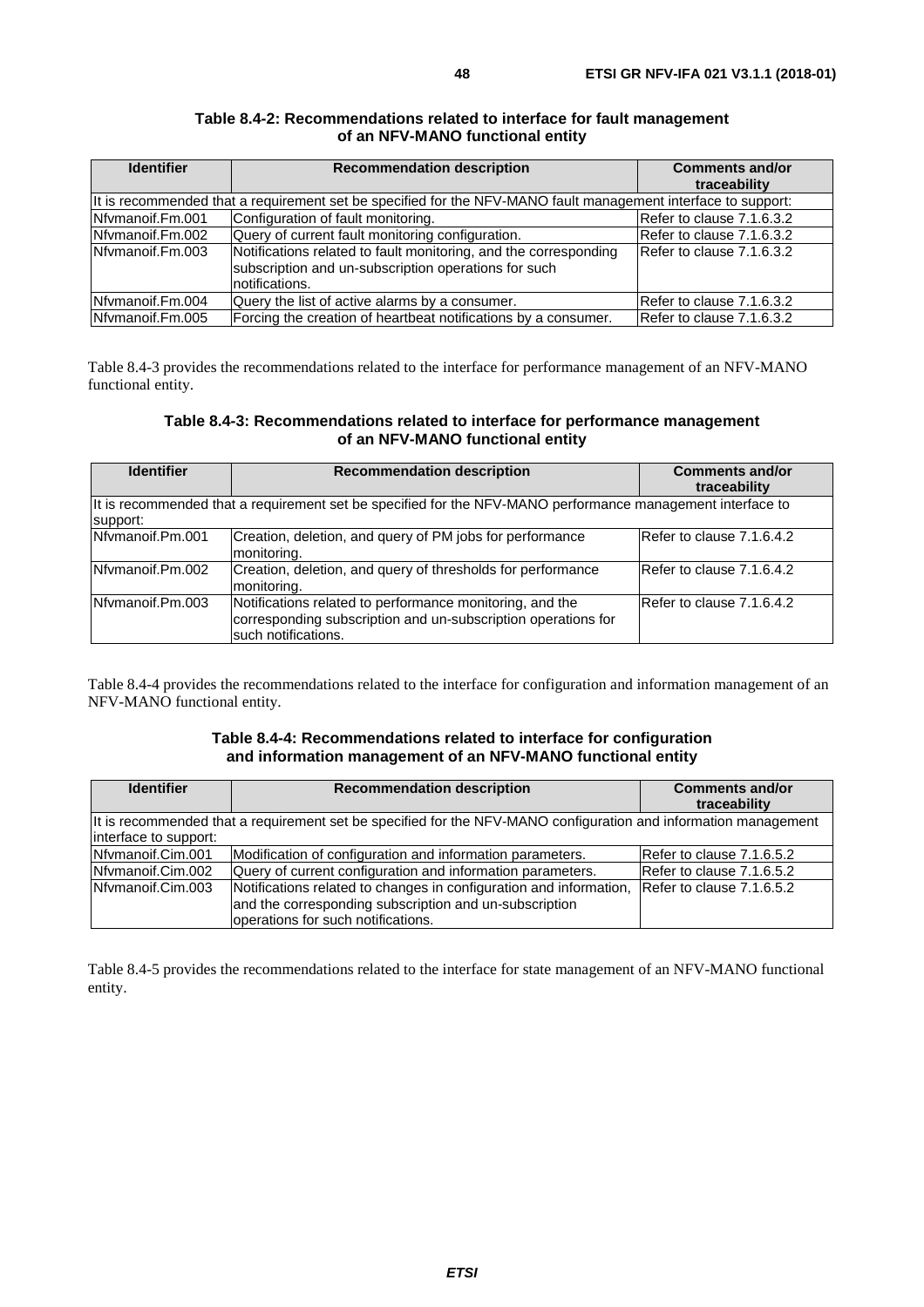**Table 8.4-2: Recommendations related to interface for fault management of an NFV-MANO functional entity**

| Identifier | Recommendation description | Comments and/or traceability |
| --- | --- | --- |
| It is recommended that a requirement set be specified for the NFV-MANO fault management interface to support: | | |
| Nfvmanoif.Fm.001 | Configuration of fault monitoring. | Refer to clause 7.1.6.3.2 |
| Nfvmanoif.Fm.002 | Query of current fault monitoring configuration. | Refer to clause 7.1.6.3.2 |
| Nfvmanoif.Fm.003 | Notifications related to fault monitoring, and the corresponding subscription and un-subscription operations for such notifications. | Refer to clause 7.1.6.3.2 |
| Nfvmanoif.Fm.004 | Query the list of active alarms by a consumer. | Refer to clause 7.1.6.3.2 |
| Nfvmanoif.Fm.005 | Forcing the creation of heartbeat notifications by a consumer. | Refer to clause 7.1.6.3.2 |

Table 8.4-3 provides the recommendations related to the interface for performance management of an NFV-MANO functional entity.

**Table 8.4-3: Recommendations related to interface for performance management of an NFV-MANO functional entity**

| Identifier | Recommendation description | Comments and/or traceability |
| --- | --- | --- |
| It is recommended that a requirement set be specified for the NFV-MANO performance management interface to support: | | |
| Nfvmanoif.Pm.001 | Creation, deletion, and query of PM jobs for performance monitoring. | Refer to clause 7.1.6.4.2 |
| Nfvmanoif.Pm.002 | Creation, deletion, and query of thresholds for performance monitoring. | Refer to clause 7.1.6.4.2 |
| Nfvmanoif.Pm.003 | Notifications related to performance monitoring, and the corresponding subscription and un-subscription operations for such notifications. | Refer to clause 7.1.6.4.2 |

Table 8.4-4 provides the recommendations related to the interface for configuration and information management of an NFV-MANO functional entity.

**Table 8.4-4: Recommendations related to interface for configuration and information management of an NFV-MANO functional entity**

| Identifier | Recommendation description | Comments and/or traceability |
| --- | --- | --- |
| It is recommended that a requirement set be specified for the NFV-MANO configuration and information management interface to support: | | |
| Nfvmanoif.Cim.001 | Modification of configuration and information parameters. | Refer to clause 7.1.6.5.2 |
| Nfvmanoif.Cim.002 | Query of current configuration and information parameters. | Refer to clause 7.1.6.5.2 |
| Nfvmanoif.Cim.003 | Notifications related to changes in configuration and information, and the corresponding subscription and un-subscription operations for such notifications. | Refer to clause 7.1.6.5.2 |

Table 8.4-5 provides the recommendations related to the interface for state management of an NFV-MANO functional entity.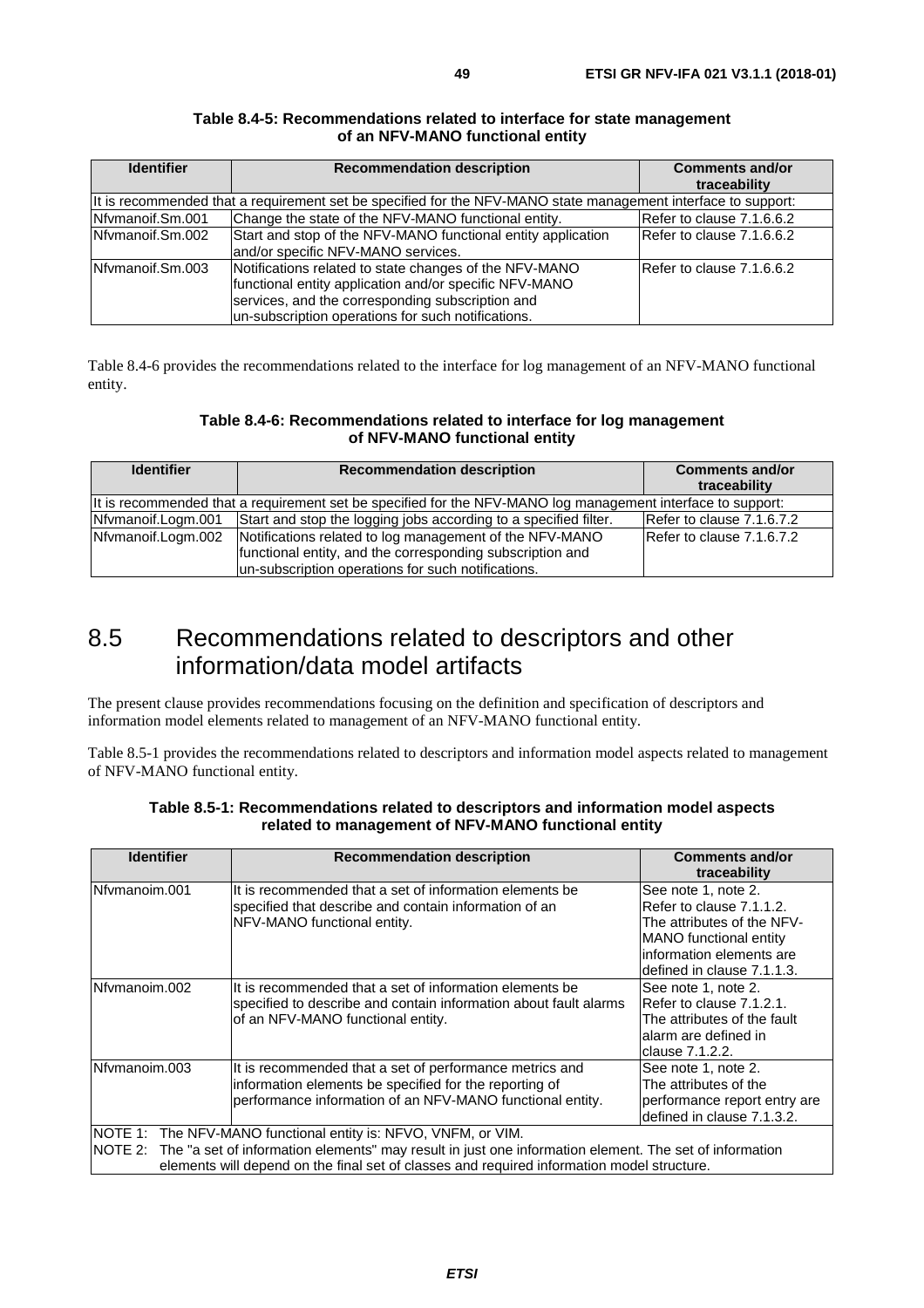**Table 8.4-5: Recommendations related to interface for state management of an NFV-MANO functional entity**

| Identifier | Recommendation description | Comments and/or traceability |
|---|---|---|
| It is recommended that a requirement set be specified for the NFV-MANO state management interface to support: | | |
| Nfvmanoif.Sm.001 | Change the state of the NFV-MANO functional entity. | Refer to clause 7.1.6.6.2 |
| Nfvmanoif.Sm.002 | Start and stop of the NFV-MANO functional entity application and/or specific NFV-MANO services. | Refer to clause 7.1.6.6.2 |
| Nfvmanoif.Sm.003 | Notifications related to state changes of the NFV-MANO functional entity application and/or specific NFV-MANO services, and the corresponding subscription and un-subscription operations for such notifications. | Refer to clause 7.1.6.6.2 |

Table 8.4-6 provides the recommendations related to the interface for log management of an NFV-MANO functional entity.

**Table 8.4-6: Recommendations related to interface for log management of NFV-MANO functional entity**

| Identifier | Recommendation description | Comments and/or traceability |
|---|---|---|
| It is recommended that a requirement set be specified for the NFV-MANO log management interface to support: | | |
| Nfvmanoif.Logm.001 | Start and stop the logging jobs according to a specified filter. | Refer to clause 7.1.6.7.2 |
| Nfvmanoif.Logm.002 | Notifications related to log management of the NFV-MANO functional entity, and the corresponding subscription and un-subscription operations for such notifications. | Refer to clause 7.1.6.7.2 |

## 8.5 Recommendations related to descriptors and other information/data model artifacts

The present clause provides recommendations focusing on the definition and specification of descriptors and information model elements related to management of an NFV-MANO functional entity.

Table 8.5-1 provides the recommendations related to descriptors and information model aspects related to management of NFV-MANO functional entity.

**Table 8.5-1: Recommendations related to descriptors and information model aspects related to management of NFV-MANO functional entity**

| Identifier | Recommendation description | Comments and/or traceability |
|---|---|---|
| Nfvmanoim.001 | It is recommended that a set of information elements be specified that describe and contain information of an NFV-MANO functional entity. | See note 1, note 2. Refer to clause 7.1.1.2. The attributes of the NFV-MANO functional entity information elements are defined in clause 7.1.1.3. |
| Nfvmanoim.002 | It is recommended that a set of information elements be specified to describe and contain information about fault alarms of an NFV-MANO functional entity. | See note 1, note 2. Refer to clause 7.1.2.1. The attributes of the fault alarm are defined in clause 7.1.2.2. |
| Nfvmanoim.003 | It is recommended that a set of performance metrics and information elements be specified for the reporting of performance information of an NFV-MANO functional entity. | See note 1, note 2. The attributes of the performance report entry are defined in clause 7.1.3.2. |
| NOTE 1: The NFV-MANO functional entity is: NFVO, VNFM, or VIM.<br>NOTE 2: The "a set of information elements" may result in just one information element. The set of information elements will depend on the final set of classes and required information model structure. | | |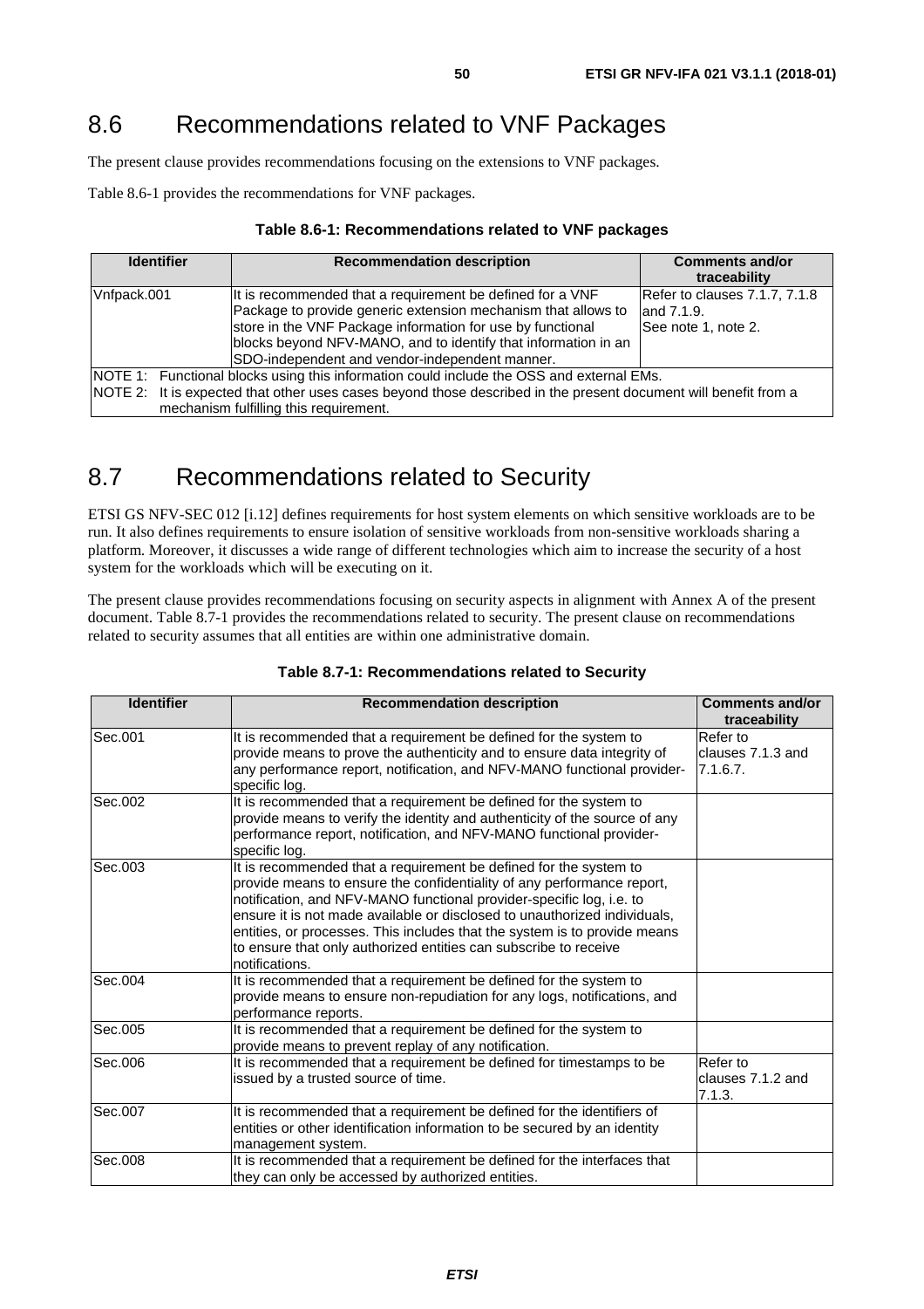## 8.6 Recommendations related to VNF Packages

The present clause provides recommendations focusing on the extensions to VNF packages.

Table 8.6-1 provides the recommendations for VNF packages.

**Table 8.6-1: Recommendations related to VNF packages**

| Identifier | Recommendation description | Comments and/or traceability |
|---|---|---|
| Vnfpack.001 | It is recommended that a requirement be defined for a VNF Package to provide generic extension mechanism that allows to store in the VNF Package information for use by functional blocks beyond NFV-MANO, and to identify that information in an SDO-independent and vendor-independent manner. | Refer to clauses 7.1.7, 7.1.8 and 7.1.9. See note 1, note 2. |
| NOTE 1: Functional blocks using this information could include the OSS and external EMs. NOTE 2: It is expected that other uses cases beyond those described in the present document will benefit from a mechanism fulfilling this requirement. | | |

## 8.7 Recommendations related to Security

ETSI GS NFV-SEC 012 [i.12] defines requirements for host system elements on which sensitive workloads are to be run. It also defines requirements to ensure isolation of sensitive workloads from non-sensitive workloads sharing a platform. Moreover, it discusses a wide range of different technologies which aim to increase the security of a host system for the workloads which will be executing on it.

The present clause provides recommendations focusing on security aspects in alignment with Annex A of the present document. Table 8.7-1 provides the recommendations related to security. The present clause on recommendations related to security assumes that all entities are within one administrative domain.

**Table 8.7-1: Recommendations related to Security**

| Identifier | Recommendation description | Comments and/or traceability |
|---|---|---|
| Sec.001 | It is recommended that a requirement be defined for the system to provide means to prove the authenticity and to ensure data integrity of any performance report, notification, and NFV-MANO functional provider-specific log. | Refer to clauses 7.1.3 and 7.1.6.7. |
| Sec.002 | It is recommended that a requirement be defined for the system to provide means to verify the identity and authenticity of the source of any performance report, notification, and NFV-MANO functional provider-specific log. | |
| Sec.003 | It is recommended that a requirement be defined for the system to provide means to ensure the confidentiality of any performance report, notification, and NFV-MANO functional provider-specific log, i.e. to ensure it is not made available or disclosed to unauthorized individuals, entities, or processes. This includes that the system is to provide means to ensure that only authorized entities can subscribe to receive notifications. | |
| Sec.004 | It is recommended that a requirement be defined for the system to provide means to ensure non-repudiation for any logs, notifications, and performance reports. | |
| Sec.005 | It is recommended that a requirement be defined for the system to provide means to prevent replay of any notification. | |
| Sec.006 | It is recommended that a requirement be defined for timestamps to be issued by a trusted source of time. | Refer to clauses 7.1.2 and 7.1.3. |
| Sec.007 | It is recommended that a requirement be defined for the identifiers of entities or other identification information to be secured by an identity management system. | |
| Sec.008 | It is recommended that a requirement be defined for the interfaces that they can only be accessed by authorized entities. | |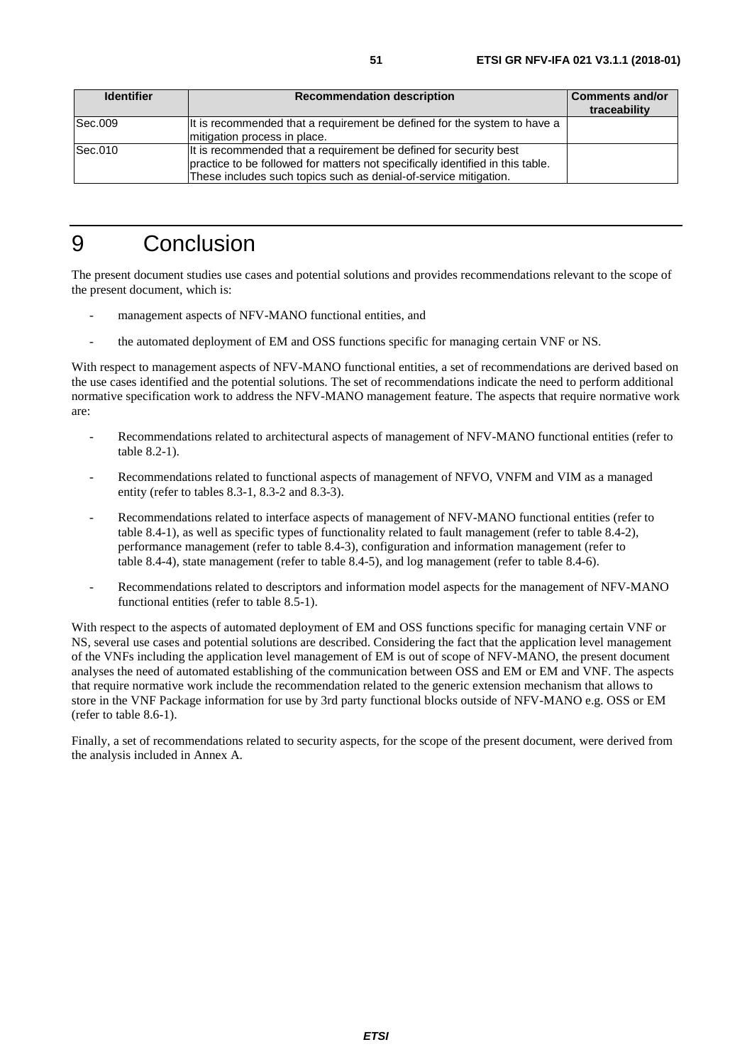| Identifier | Recommendation description | Comments and/or traceability |
| --- | --- | --- |
| Sec.009 | It is recommended that a requirement be defined for the system to have a mitigation process in place. | |
| Sec.010 | It is recommended that a requirement be defined for security best practice to be followed for matters not specifically identified in this table. These includes such topics such as denial-of-service mitigation. | |

# 9 Conclusion

The present document studies use cases and potential solutions and provides recommendations relevant to the scope of the present document, which is:

- management aspects of NFV-MANO functional entities, and
- the automated deployment of EM and OSS functions specific for managing certain VNF or NS.

With respect to management aspects of NFV-MANO functional entities, a set of recommendations are derived based on the use cases identified and the potential solutions. The set of recommendations indicate the need to perform additional normative specification work to address the NFV-MANO management feature. The aspects that require normative work are:

- Recommendations related to architectural aspects of management of NFV-MANO functional entities (refer to table 8.2-1).
- Recommendations related to functional aspects of management of NFVO, VNFM and VIM as a managed entity (refer to tables 8.3-1, 8.3-2 and 8.3-3).
- Recommendations related to interface aspects of management of NFV-MANO functional entities (refer to table 8.4-1), as well as specific types of functionality related to fault management (refer to table 8.4-2), performance management (refer to table 8.4-3), configuration and information management (refer to table 8.4-4), state management (refer to table 8.4-5), and log management (refer to table 8.4-6).
- Recommendations related to descriptors and information model aspects for the management of NFV-MANO functional entities (refer to table 8.5-1).

With respect to the aspects of automated deployment of EM and OSS functions specific for managing certain VNF or NS, several use cases and potential solutions are described. Considering the fact that the application level management of the VNFs including the application level management of EM is out of scope of NFV-MANO, the present document analyses the need of automated establishing of the communication between OSS and EM or EM and VNF. The aspects that require normative work include the recommendation related to the generic extension mechanism that allows to store in the VNF Package information for use by 3rd party functional blocks outside of NFV-MANO e.g. OSS or EM (refer to table 8.6-1).

Finally, a set of recommendations related to security aspects, for the scope of the present document, were derived from the analysis included in Annex A.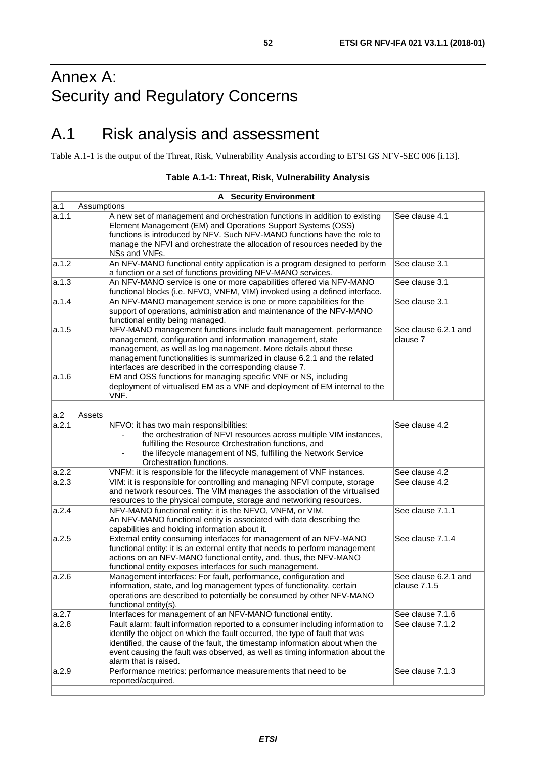# Annex A: Security and Regulatory Concerns

# A.1 Risk analysis and assessment

Table A.1-1 is the output of the Threat, Risk, Vulnerability Analysis according to ETSI GS NFV-SEC 006 [i.13].

**Table A.1-1: Threat, Risk, Vulnerability Analysis**

| **A Security Environment** | | |
|---|---|---|
| a.1 Assumptions | | |
| a.1.1 | A new set of management and orchestration functions in addition to existing Element Management (EM) and Operations Support Systems (OSS) functions is introduced by NFV. Such NFV-MANO functions have the role to manage the NFVI and orchestrate the allocation of resources needed by the NSs and VNFs. | See clause 4.1 |
| a.1.2 | An NFV-MANO functional entity application is a program designed to perform a function or a set of functions providing NFV-MANO services. | See clause 3.1 |
| a.1.3 | An NFV-MANO service is one or more capabilities offered via NFV-MANO functional blocks (i.e. NFVO, VNFM, VIM) invoked using a defined interface. | See clause 3.1 |
| a.1.4 | An NFV-MANO management service is one or more capabilities for the support of operations, administration and maintenance of the NFV-MANO functional entity being managed. | See clause 3.1 |
| a.1.5 | NFV-MANO management functions include fault management, performance management, configuration and information management, state management, as well as log management. More details about these management functionalities is summarized in clause 6.2.1 and the related interfaces are described in the corresponding clause 7. | See clause 6.2.1 and clause 7 |
| a.1.6 | EM and OSS functions for managing specific VNF or NS, including deployment of virtualised EM as a VNF and deployment of EM internal to the VNF. | |
| | | |
| a.2 Assets | | |
| a.2.1 | NFVO: it has two main responsibilities:<br>- the orchestration of NFVI resources across multiple VIM instances, fulfilling the Resource Orchestration functions, and<br>- the lifecycle management of NS, fulfilling the Network Service Orchestration functions. | See clause 4.2 |
| a.2.2 | VNFM: it is responsible for the lifecycle management of VNF instances. | See clause 4.2 |
| a.2.3 | VIM: it is responsible for controlling and managing NFVI compute, storage and network resources. The VIM manages the association of the virtualised resources to the physical compute, storage and networking resources. | See clause 4.2 |
| a.2.4 | NFV-MANO functional entity: it is the NFVO, VNFM, or VIM.<br>An NFV-MANO functional entity is associated with data describing the capabilities and holding information about it. | See clause 7.1.1 |
| a.2.5 | External entity consuming interfaces for management of an NFV-MANO functional entity: it is an external entity that needs to perform management actions on an NFV-MANO functional entity, and, thus, the NFV-MANO functional entity exposes interfaces for such management. | See clause 7.1.4 |
| a.2.6 | Management interfaces: For fault, performance, configuration and information, state, and log management types of functionality, certain operations are described to potentially be consumed by other NFV-MANO functional entity(s). | See clause 6.2.1 and clause 7.1.5 |
| a.2.7 | Interfaces for management of an NFV-MANO functional entity. | See clause 7.1.6 |
| a.2.8 | Fault alarm: fault information reported to a consumer including information to identify the object on which the fault occurred, the type of fault that was identified, the cause of the fault, the timestamp information about when the event causing the fault was observed, as well as timing information about the alarm that is raised. | See clause 7.1.2 |
| a.2.9 | Performance metrics: performance measurements that need to be reported/acquired. | See clause 7.1.3 |
| | | |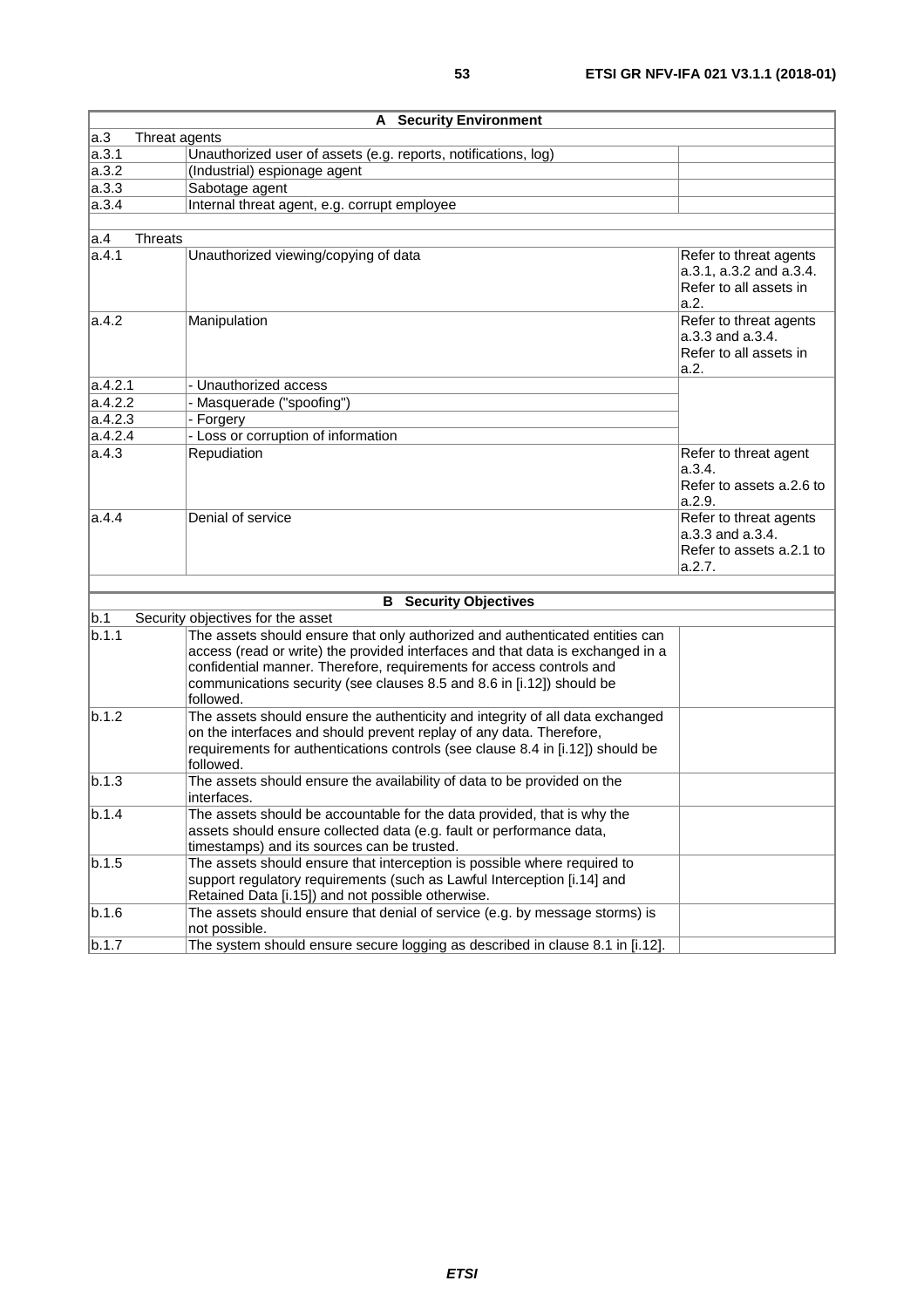| A Security Environment | | |
|---|---|---|
| a.3 Threat agents | | |
| a.3.1 | Unauthorized user of assets (e.g. reports, notifications, log) | |
| a.3.2 | (Industrial) espionage agent | |
| a.3.3 | Sabotage agent | |
| a.3.4 | Internal threat agent, e.g. corrupt employee | |
| | | |
| a.4 Threats | | |
| a.4.1 | Unauthorized viewing/copying of data | Refer to threat agents a.3.1, a.3.2 and a.3.4. Refer to all assets in a.2. |
| a.4.2 | Manipulation | Refer to threat agents a.3.3 and a.3.4. Refer to all assets in a.2. |
| a.4.2.1 | - Unauthorized access | |
| a.4.2.2 | - Masquerade ("spoofing") | |
| a.4.2.3 | - Forgery | |
| a.4.2.4 | - Loss or corruption of information | |
| a.4.3 | Repudiation | Refer to threat agent a.3.4. Refer to assets a.2.6 to a.2.9. |
| a.4.4 | Denial of service | Refer to threat agents a.3.3 and a.3.4. Refer to assets a.2.1 to a.2.7. |
| | | |
| **B Security Objectives** | | |
| b.1 Security objectives for the asset | | |
| b.1.1 | The assets should ensure that only authorized and authenticated entities can access (read or write) the provided interfaces and that data is exchanged in a confidential manner. Therefore, requirements for access controls and communications security (see clauses 8.5 and 8.6 in [i.12]) should be followed. | |
| b.1.2 | The assets should ensure the authenticity and integrity of all data exchanged on the interfaces and should prevent replay of any data. Therefore, requirements for authentications controls (see clause 8.4 in [i.12]) should be followed. | |
| b.1.3 | The assets should ensure the availability of data to be provided on the interfaces. | |
| b.1.4 | The assets should be accountable for the data provided, that is why the assets should ensure collected data (e.g. fault or performance data, timestamps) and its sources can be trusted. | |
| b.1.5 | The assets should ensure that interception is possible where required to support regulatory requirements (such as Lawful Interception [i.14] and Retained Data [i.15]) and not possible otherwise. | |
| b.1.6 | The assets should ensure that denial of service (e.g. by message storms) is not possible. | |
| b.1.7 | The system should ensure secure logging as described in clause 8.1 in [i.12]. | |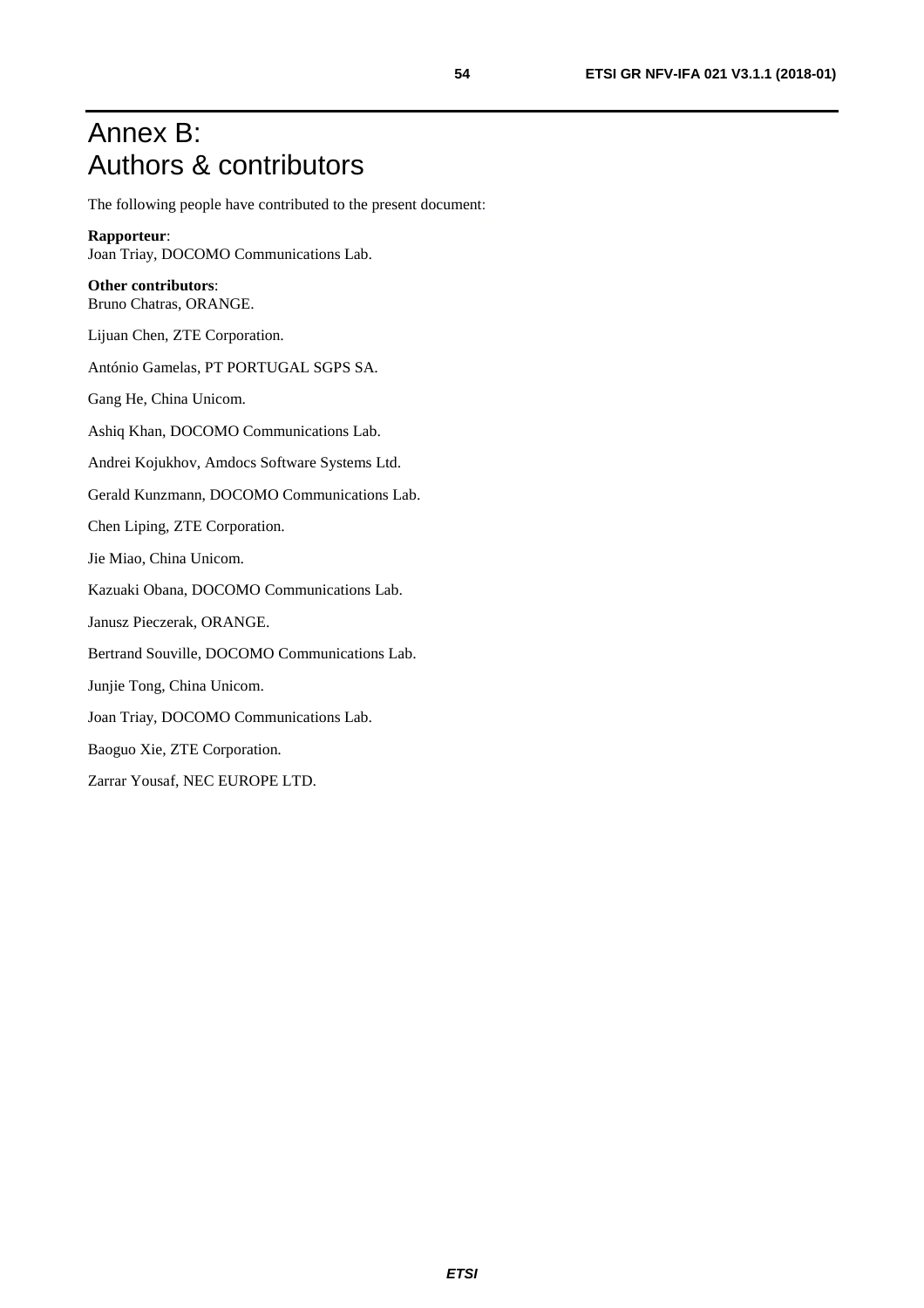# Annex B: Authors & contributors

The following people have contributed to the present document:

**Rapporteur**:
Joan Triay, DOCOMO Communications Lab.

**Other contributors**:
Bruno Chatras, ORANGE.

Lijuan Chen, ZTE Corporation.

António Gamelas, PT PORTUGAL SGPS SA.

Gang He, China Unicom.

Ashiq Khan, DOCOMO Communications Lab.

Andrei Kojukhov, Amdocs Software Systems Ltd.

Gerald Kunzmann, DOCOMO Communications Lab.

Chen Liping, ZTE Corporation.

Jie Miao, China Unicom.

Kazuaki Obana, DOCOMO Communications Lab.

Janusz Pieczerak, ORANGE.

Bertrand Souville, DOCOMO Communications Lab.

Junjie Tong, China Unicom.

Joan Triay, DOCOMO Communications Lab.

Baoguo Xie, ZTE Corporation.

Zarrar Yousaf, NEC EUROPE LTD.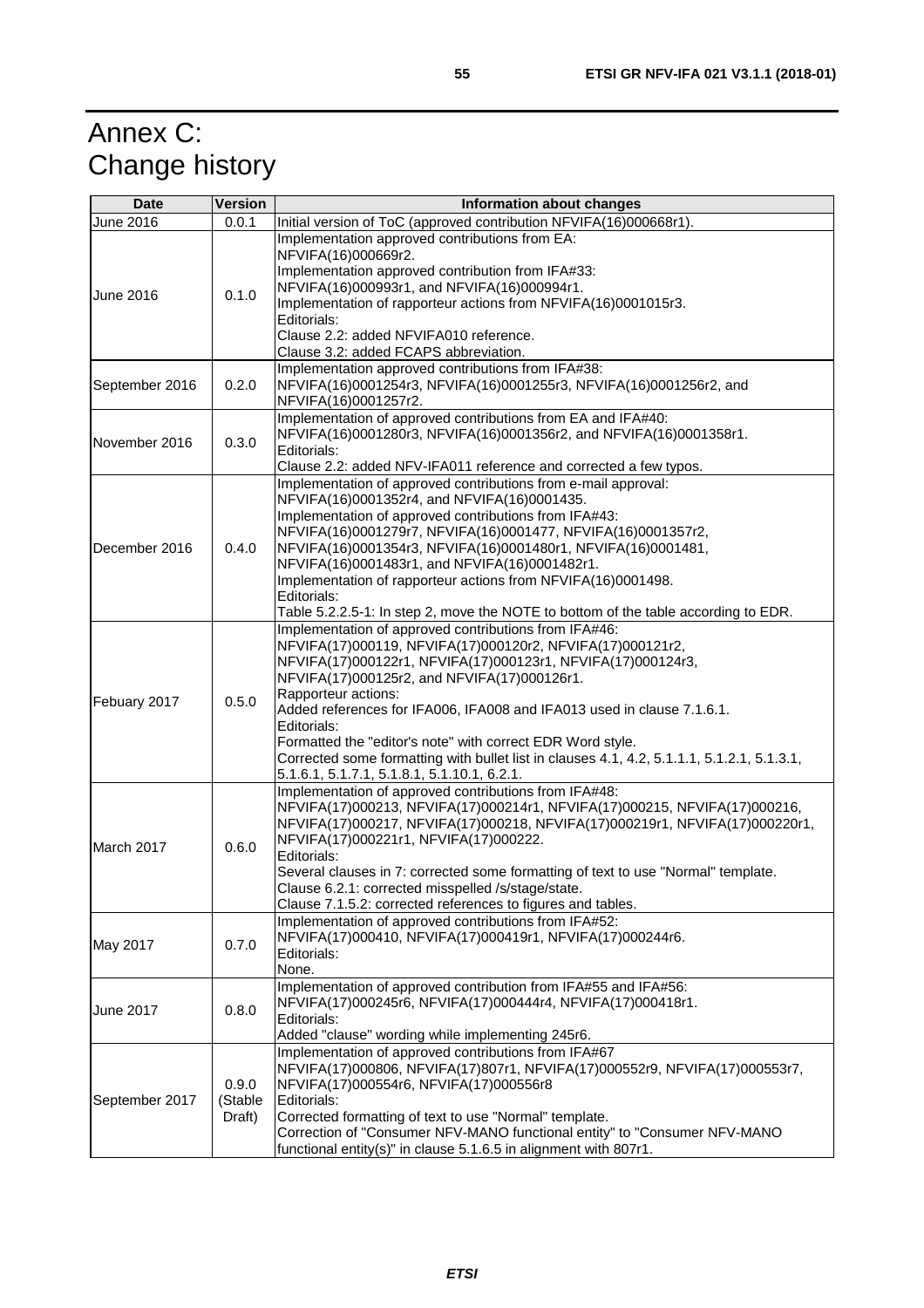# Annex C: Change history

| Date | Version | Information about changes |
|---|---|---|
| June 2016 | 0.0.1 | Initial version of ToC (approved contribution NFVIFA(16)000668r1). |
| June 2016 | 0.1.0 | Implementation approved contributions from EA:<br>NFVIFA(16)000669r2.<br>Implementation approved contribution from IFA#33:<br>NFVIFA(16)000993r1, and NFVIFA(16)000994r1.<br>Implementation of rapporteur actions from NFVIFA(16)0001015r3.<br>Editorials:<br>Clause 2.2: added NFVIFA010 reference.<br>Clause 3.2: added FCAPS abbreviation. |
| September 2016 | 0.2.0 | Implementation approved contributions from IFA#38:<br>NFVIFA(16)0001254r3, NFVIFA(16)0001255r3, NFVIFA(16)0001256r2, and NFVIFA(16)0001257r2. |
| November 2016 | 0.3.0 | Implementation of approved contributions from EA and IFA#40:<br>NFVIFA(16)0001280r3, NFVIFA(16)0001356r2, and NFVIFA(16)0001358r1.<br>Editorials:<br>Clause 2.2: added NFV-IFA011 reference and corrected a few typos. |
| December 2016 | 0.4.0 | Implementation of approved contributions from e-mail approval:<br>NFVIFA(16)0001352r4, and NFVIFA(16)0001435.<br>Implementation of approved contributions from IFA#43:<br>NFVIFA(16)0001279r7, NFVIFA(16)0001477, NFVIFA(16)0001357r2, NFVIFA(16)0001354r3, NFVIFA(16)0001480r1, NFVIFA(16)0001481, NFVIFA(16)0001483r1, and NFVIFA(16)0001482r1.<br>Implementation of rapporteur actions from NFVIFA(16)0001498.<br>Editorials:<br>Table 5.2.2.5-1: In step 2, move the NOTE to bottom of the table according to EDR. |
| Febuary 2017 | 0.5.0 | Implementation of approved contributions from IFA#46:<br>NFVIFA(17)000119, NFVIFA(17)000120r2, NFVIFA(17)000121r2, NFVIFA(17)000122r1, NFVIFA(17)000123r1, NFVIFA(17)000124r3, NFVIFA(17)000125r2, and NFVIFA(17)000126r1.<br>Rapporteur actions:<br>Added references for IFA006, IFA008 and IFA013 used in clause 7.1.6.1.<br>Editorials:<br>Formatted the "editor's note" with correct EDR Word style.<br>Corrected some formatting with bullet list in clauses 4.1, 4.2, 5.1.1.1, 5.1.2.1, 5.1.3.1, 5.1.6.1, 5.1.7.1, 5.1.8.1, 5.1.10.1, 6.2.1. |
| March 2017 | 0.6.0 | Implementation of approved contributions from IFA#48:<br>NFVIFA(17)000213, NFVIFA(17)000214r1, NFVIFA(17)000215, NFVIFA(17)000216, NFVIFA(17)000217, NFVIFA(17)000218, NFVIFA(17)000219r1, NFVIFA(17)000220r1, NFVIFA(17)000221r1, NFVIFA(17)000222.<br>Editorials:<br>Several clauses in 7: corrected some formatting of text to use "Normal" template.<br>Clause 6.2.1: corrected misspelled /s/stage/state.<br>Clause 7.1.5.2: corrected references to figures and tables. |
| May 2017 | 0.7.0 | Implementation of approved contributions from IFA#52:<br>NFVIFA(17)000410, NFVIFA(17)000419r1, NFVIFA(17)000244r6.<br>Editorials:<br>None. |
| June 2017 | 0.8.0 | Implementation of approved contribution from IFA#55 and IFA#56:<br>NFVIFA(17)000245r6, NFVIFA(17)000444r4, NFVIFA(17)000418r1.<br>Editorials:<br>Added "clause" wording while implementing 245r6. |
| September 2017 | 0.9.0 (Stable Draft) | Implementation of approved contributions from IFA#67<br>NFVIFA(17)000806, NFVIFA(17)807r1, NFVIFA(17)000552r9, NFVIFA(17)000553r7, NFVIFA(17)000554r6, NFVIFA(17)000556r8<br>Editorials:<br>Corrected formatting of text to use "Normal" template.<br>Correction of "Consumer NFV-MANO functional entity" to "Consumer NFV-MANO functional entity(s)" in clause 5.1.6.5 in alignment with 807r1. |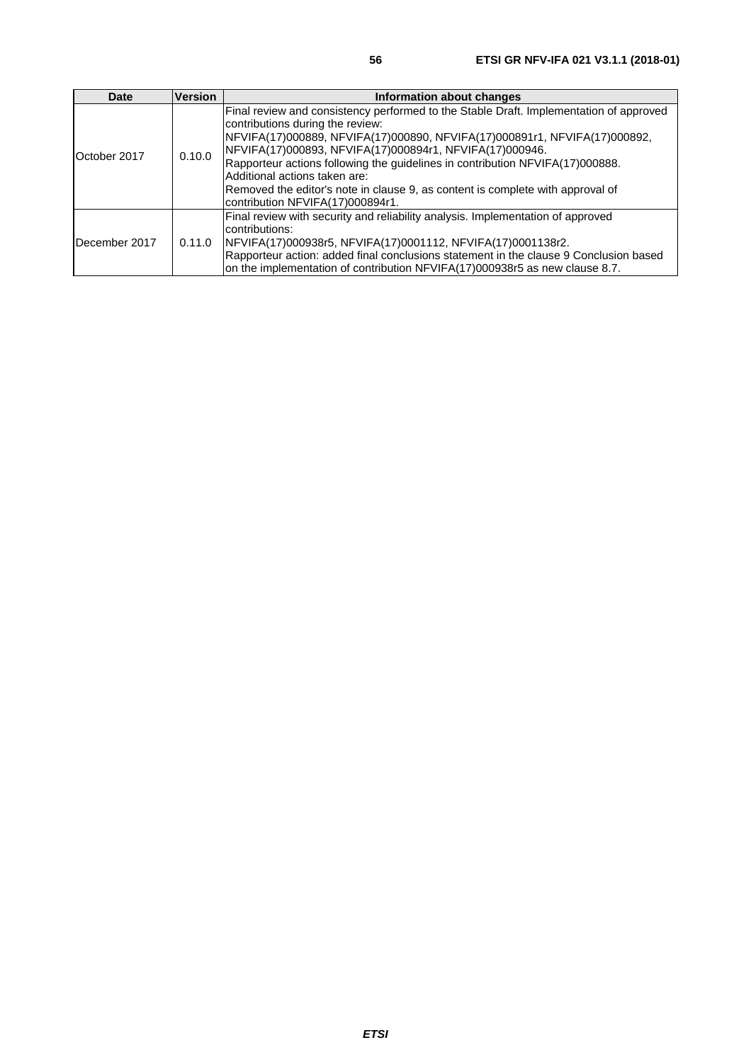| Date | Version | Information about changes |
| --- | --- | --- |
| October 2017 | 0.10.0 | Final review and consistency performed to the Stable Draft. Implementation of approved contributions during the review:<br>NFVIFA(17)000889, NFVIFA(17)000890, NFVIFA(17)000891r1, NFVIFA(17)000892, NFVIFA(17)000893, NFVIFA(17)000894r1, NFVIFA(17)000946.<br>Rapporteur actions following the guidelines in contribution NFVIFA(17)000888.<br>Additional actions taken are:<br>Removed the editor's note in clause 9, as content is complete with approval of contribution NFVIFA(17)000894r1. |
| December 2017 | 0.11.0 | Final review with security and reliability analysis. Implementation of approved contributions:<br>NFVIFA(17)000938r5, NFVIFA(17)0001112, NFVIFA(17)0001138r2.<br>Rapporteur action: added final conclusions statement in the clause 9 Conclusion based on the implementation of contribution NFVIFA(17)000938r5 as new clause 8.7. |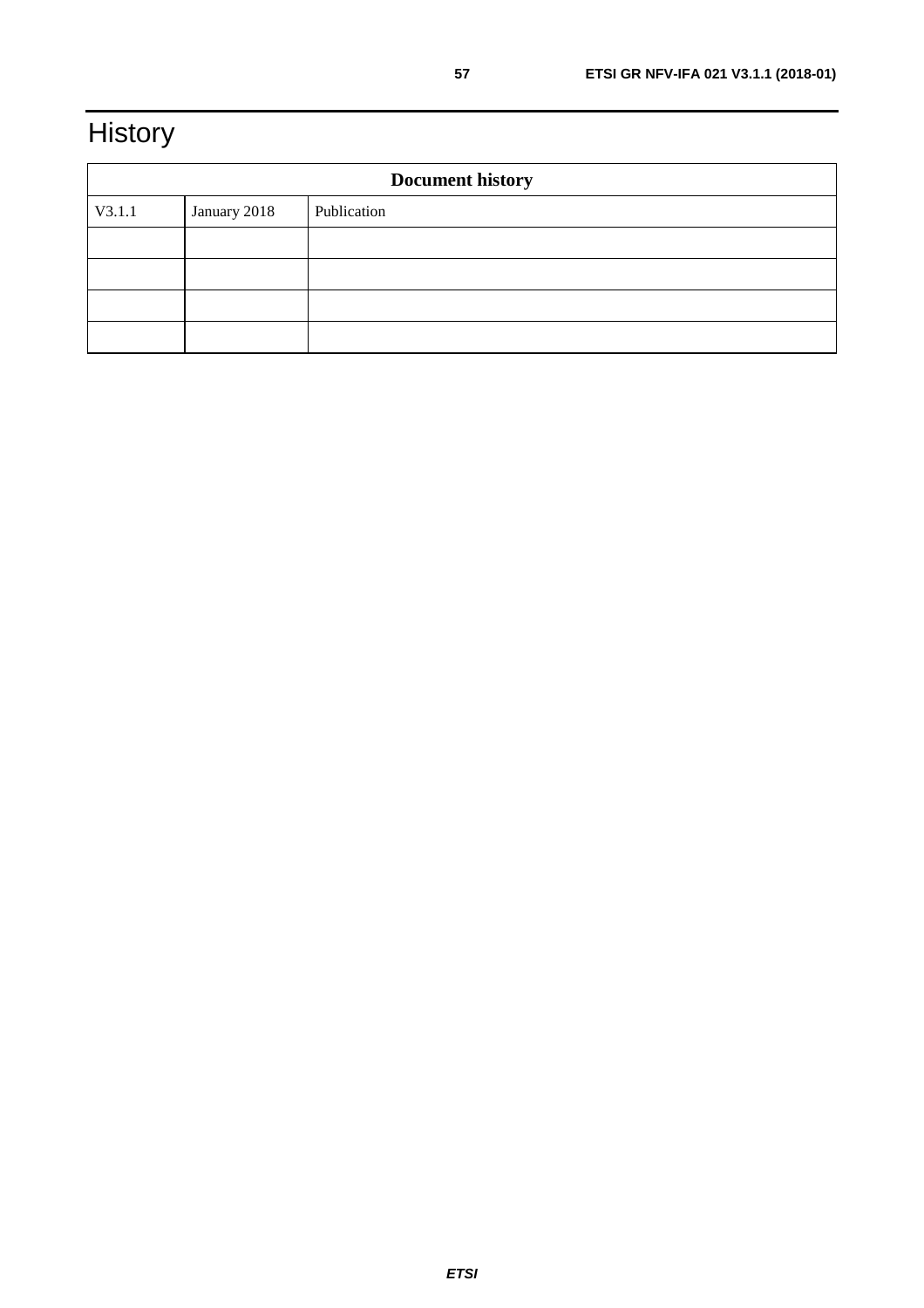# History

| Document history | | |
| --- | --- | --- |
| V3.1.1 | January 2018 | Publication |
| | | |
| | | |
| | | |
| | | |